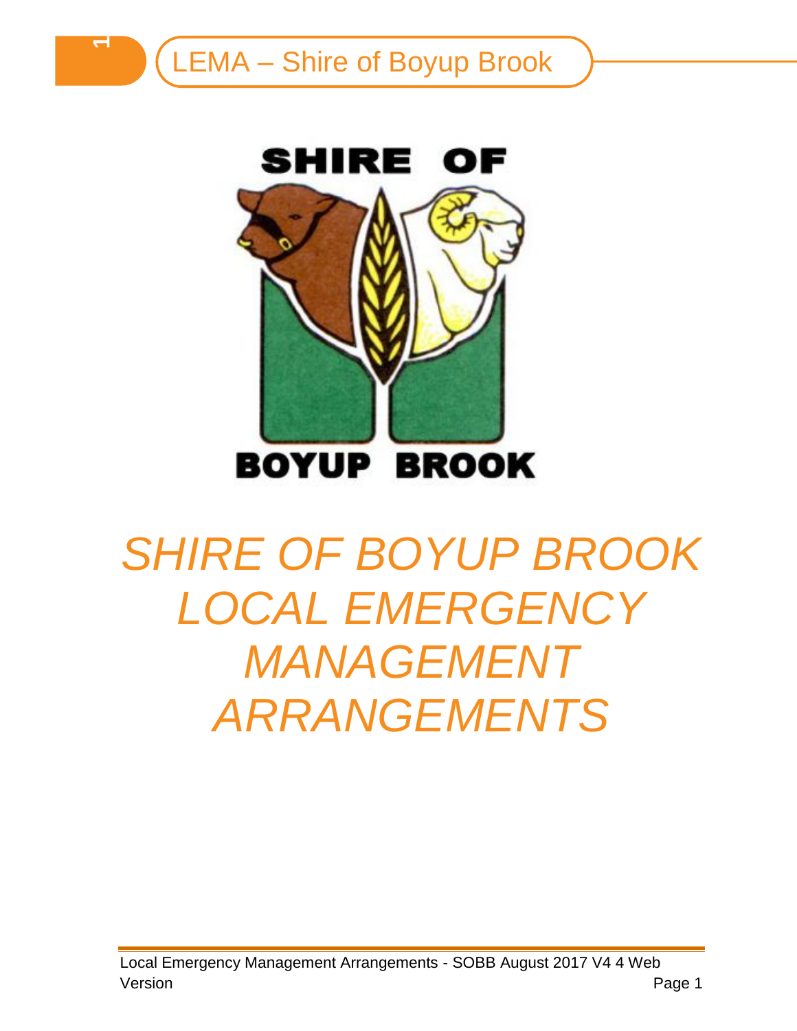# SHIRE OF BOYUP BROOK LOCAL EMERGENCY MANAGEMENT ARRANGEMENTS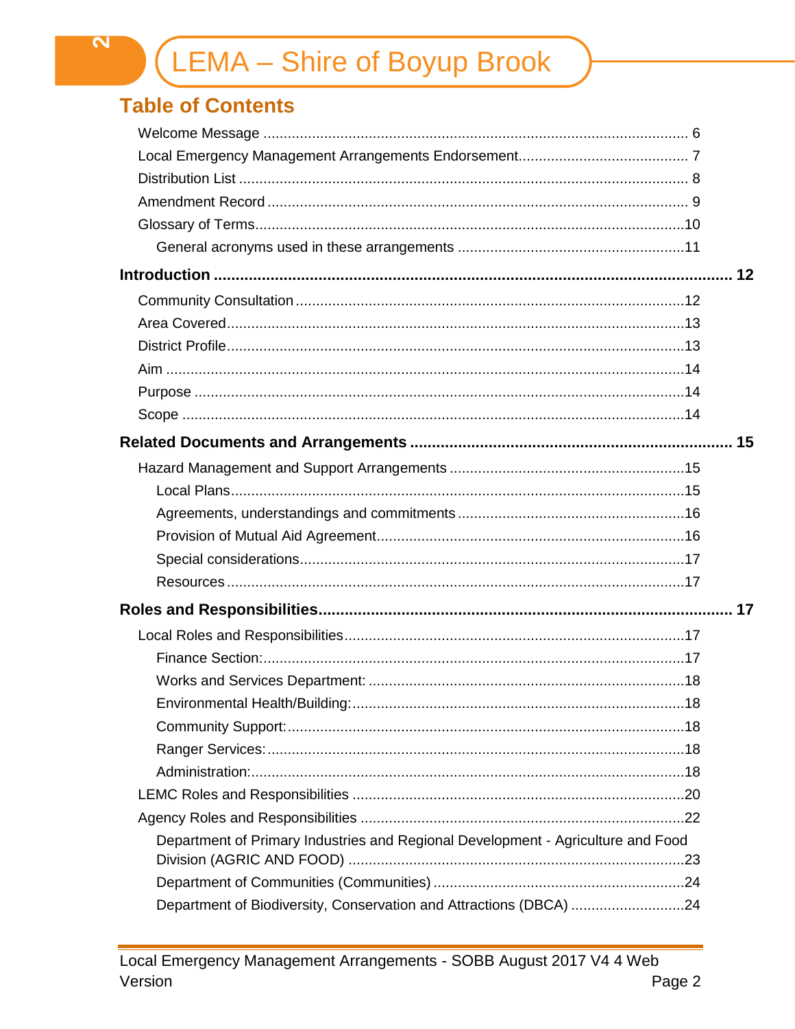## Table of Contents

Welcome Message ........................................................................................................ 6
Local Emergency Management Arrangements Endorsement.......................................... 7
Distribution List .............................................................................................................. 8
Amendment Record ....................................................................................................... 9
Glossary of Terms.........................................................................................................10
General acronyms used in these arrangements .......................................................11

**Introduction ...................................................................................................................... 12**

Community Consultation ...............................................................................................12
Area Covered................................................................................................................13
District Profile................................................................................................................13
Aim ...............................................................................................................................14
Purpose ........................................................................................................................14
Scope ...........................................................................................................................14

**Related Documents and Arrangements ......................................................................... 15**

Hazard Management and Support Arrangements ..........................................................15
Local Plans..............................................................................................................15
Agreements, understandings and commitments ........................................................16
Provision of Mutual Aid Agreement............................................................................16
Special considerations...............................................................................................17
Resources ................................................................................................................17

**Roles and Responsibilities............................................................................................. 17**

Local Roles and Responsibilities...................................................................................17
Finance Section:........................................................................................................17
Works and Services Department: ..............................................................................18
Environmental Health/Building:..................................................................................18
Community Support:..................................................................................................18
Ranger Services:.......................................................................................................18
Administration:...........................................................................................................18
LEMC Roles and Responsibilities .................................................................................20
Agency Roles and Responsibilities ...............................................................................22
Department of Primary Industries and Regional Development - Agriculture and Food Division (AGRIC AND FOOD) ..................................................................................23
Department of Communities (Communities) .............................................................24
Department of Biodiversity, Conservation and Attractions (DBCA) ............................24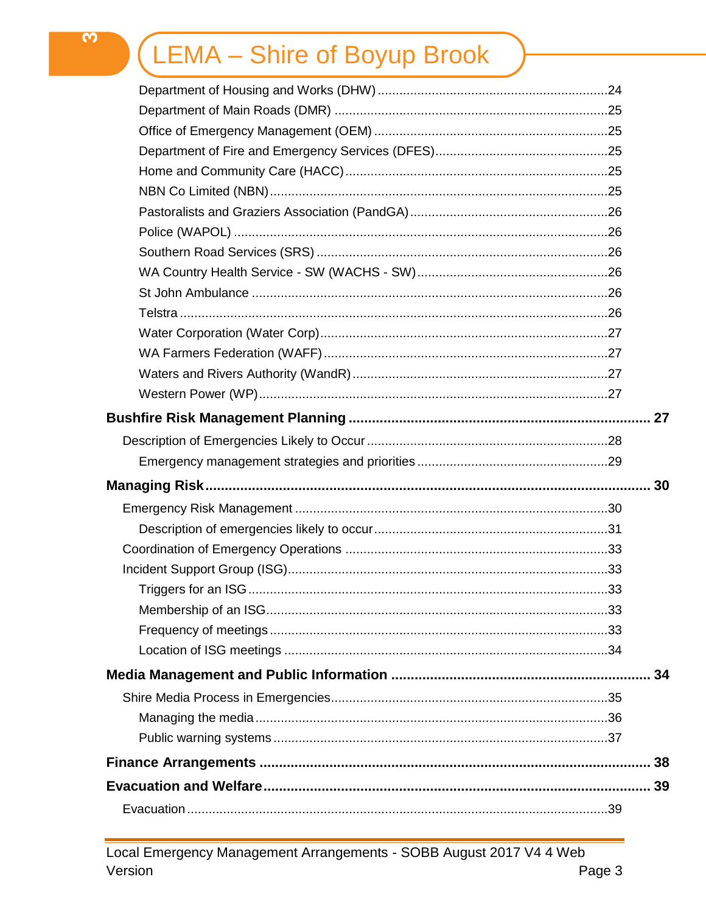Department of Housing and Works (DHW) ................................................................24
Department of Main Roads (DMR) ...........................................................................25
Office of Emergency Management (OEM) .................................................................25
Department of Fire and Emergency Services (DFES).................................................25
Home and Community Care (HACC).........................................................................25
NBN Co Limited (NBN).............................................................................................25
Pastoralists and Graziers Association (PandGA).......................................................26
Police (WAPOL) .......................................................................................................26
Southern Road Services (SRS) .................................................................................26
WA Country Health Service - SW (WACHS - SW).....................................................26
St John Ambulance ..................................................................................................26
Telstra ......................................................................................................................26
Water Corporation (Water Corp)...............................................................................27
WA Farmers Federation (WAFF)...............................................................................27
Waters and Rivers Authority (WandR)......................................................................27
Western Power (WP)................................................................................................27

**Bushfire Risk Management Planning ............................................................. 27**

Description of Emergencies Likely to Occur ..................................................................28
Emergency management strategies and priorities ....................................................29

**Managing Risk ................................................................................................. 30**

Emergency Risk Management ......................................................................................30
Description of emergencies likely to occur ................................................................31
Coordination of Emergency Operations ........................................................................33
Incident Support Group (ISG)........................................................................................33
Triggers for an ISG ...................................................................................................33
Membership of an ISG..............................................................................................33
Frequency of meetings .............................................................................................33
Location of ISG meetings .........................................................................................34

**Media Management and Public Information .................................................. 34**

Shire Media Process in Emergencies............................................................................35
Managing the media .................................................................................................36
Public warning systems ............................................................................................37

**Finance Arrangements .................................................................................... 38**

**Evacuation and Welfare .................................................................................. 39**

Evacuation ...................................................................................................................39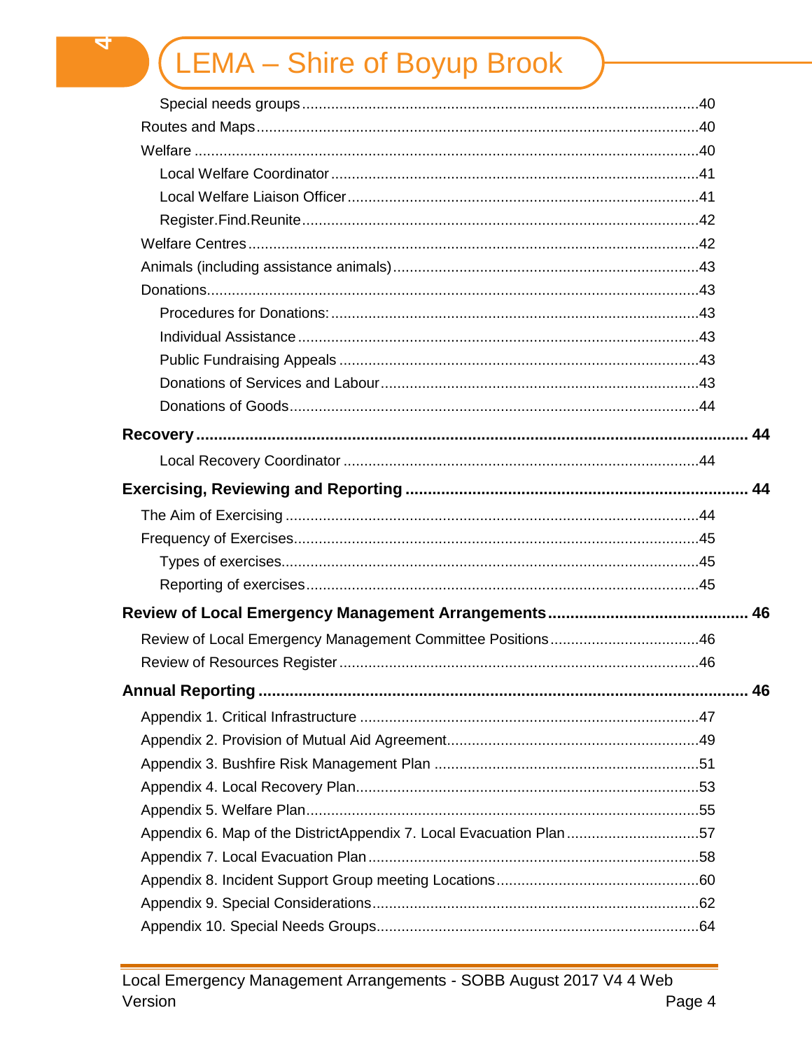Special needs groups .......................................................................................40

Routes and Maps ...............................................................................................40

Welfare ...............................................................................................................40

Local Welfare Coordinator ..............................................................................41

Local Welfare Liaison Officer .........................................................................41

Register.Find.Reunite .....................................................................................42

Welfare Centres .................................................................................................42

Animals (including assistance animals) ...........................................................43

Donations ...........................................................................................................43

Procedures for Donations: ..............................................................................43

Individual Assistance ......................................................................................43

Public Fundraising Appeals ............................................................................43

Donations of Services and Labour .................................................................43

Donations of Goods ........................................................................................44

**Recovery .......................................................................................................... 44**

Local Recovery Coordinator ..........................................................................44

**Exercising, Reviewing and Reporting ............................................................ 44**

The Aim of Exercising .......................................................................................44

Frequency of Exercises .....................................................................................45

Types of exercises ..........................................................................................45

Reporting of exercises ....................................................................................45

**Review of Local Emergency Management Arrangements ............................. 46**

Review of Local Emergency Management Committee Positions .......................46

Review of Resources Register ...........................................................................46

**Annual Reporting ............................................................................................. 46**

Appendix 1. Critical Infrastructure .....................................................................47

Appendix 2. Provision of Mutual Aid Agreement ...............................................49

Appendix 3. Bushfire Risk Management Plan ....................................................51

Appendix 4. Local Recovery Plan .......................................................................53

Appendix 5. Welfare Plan ...................................................................................55

Appendix 6. Map of the DistrictAppendix 7. Local Evacuation Plan ..................57

Appendix 7. Local Evacuation Plan ....................................................................58

Appendix 8. Incident Support Group meeting Locations ....................................60

Appendix 9. Special Considerations ...................................................................62

Appendix 10. Special Needs Groups ..................................................................64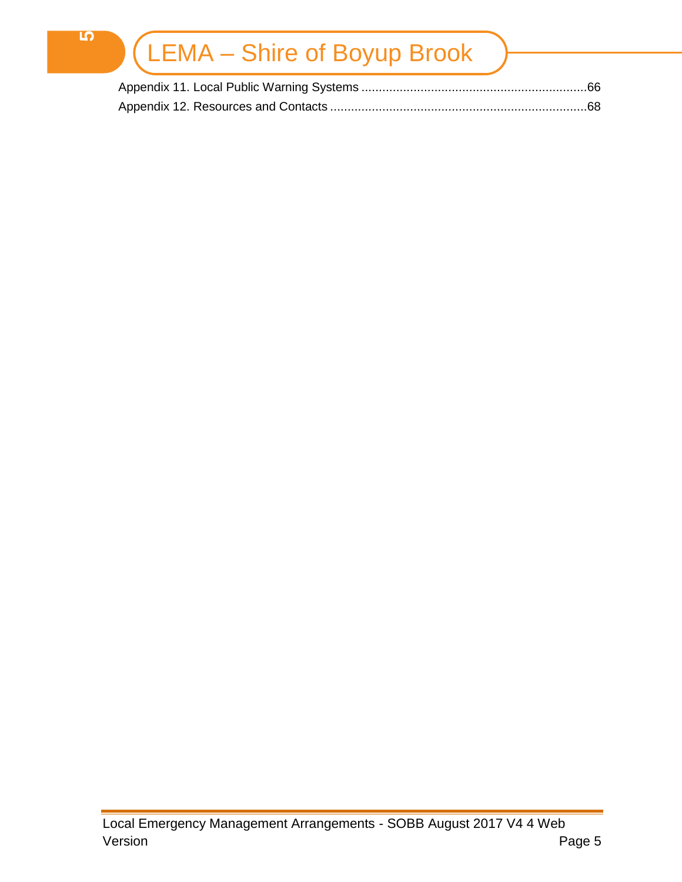Appendix 11. Local Public Warning Systems ....................................................................66
Appendix 12. Resources and Contacts ..........................................................................68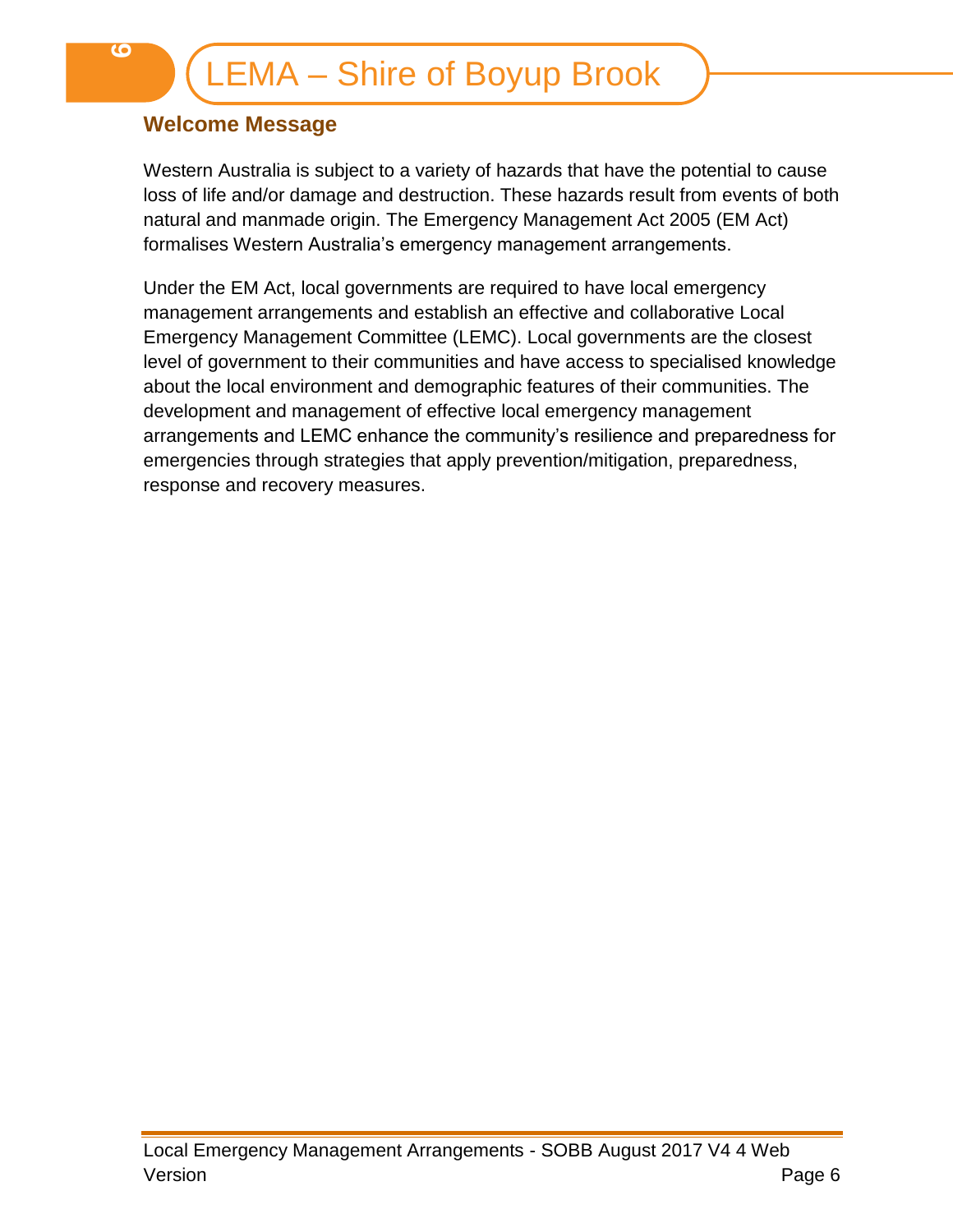## Welcome Message

Western Australia is subject to a variety of hazards that have the potential to cause loss of life and/or damage and destruction. These hazards result from events of both natural and manmade origin. The Emergency Management Act 2005 (EM Act) formalises Western Australia's emergency management arrangements.

Under the EM Act, local governments are required to have local emergency management arrangements and establish an effective and collaborative Local Emergency Management Committee (LEMC). Local governments are the closest level of government to their communities and have access to specialised knowledge about the local environment and demographic features of their communities. The development and management of effective local emergency management arrangements and LEMC enhance the community's resilience and preparedness for emergencies through strategies that apply prevention/mitigation, preparedness, response and recovery measures.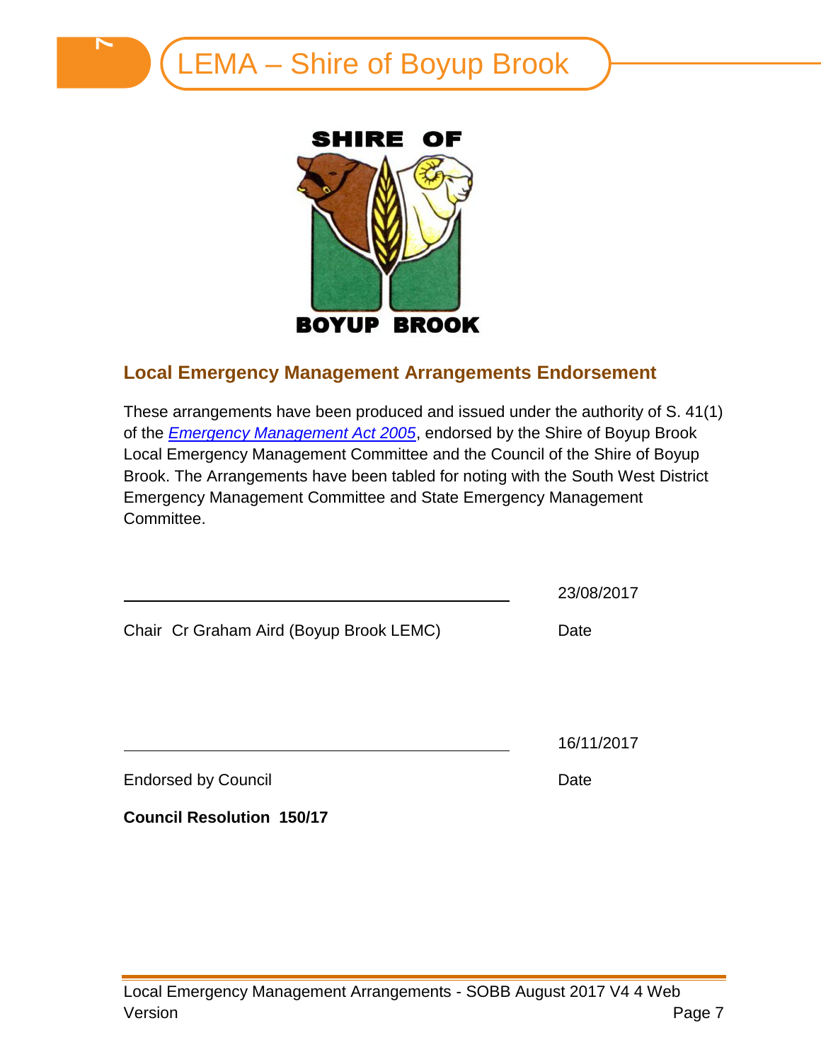SHIRE OF

BOYUP BROOK

## Local Emergency Management Arrangements Endorsement

These arrangements have been produced and issued under the authority of S. 41(1) of the *Emergency Management Act 2005*, endorsed by the Shire of Boyup Brook Local Emergency Management Committee and the Council of the Shire of Boyup Brook. The Arrangements have been tabled for noting with the South West District Emergency Management Committee and State Emergency Management Committee.

| | |
|---|---|
| ______________________________ | 23/08/2017 |
| Chair Cr Graham Aird (Boyup Brook LEMC) | Date |

| | |
|---|---|
| ______________________________ | 16/11/2017 |
| Endorsed by Council | Date |

**Council Resolution 150/17**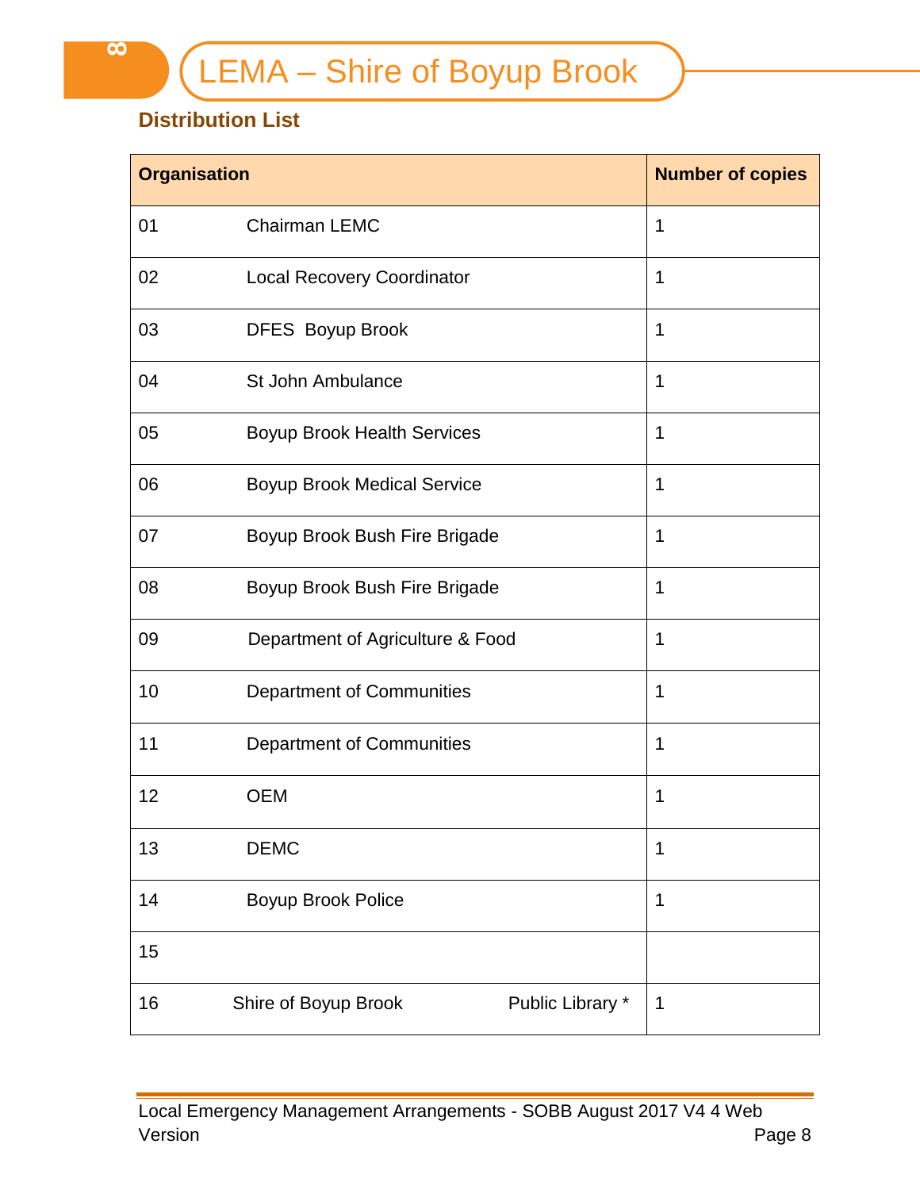## Distribution List

| Organisation | | Number of copies |
|---|---|---|
| 01 | Chairman LEMC | 1 |
| 02 | Local Recovery Coordinator | 1 |
| 03 | DFES Boyup Brook | 1 |
| 04 | St John Ambulance | 1 |
| 05 | Boyup Brook Health Services | 1 |
| 06 | Boyup Brook Medical Service | 1 |
| 07 | Boyup Brook Bush Fire Brigade | 1 |
| 08 | Boyup Brook Bush Fire Brigade | 1 |
| 09 | Department of Agriculture & Food | 1 |
| 10 | Department of Communities | 1 |
| 11 | Department of Communities | 1 |
| 12 | OEM | 1 |
| 13 | DEMC | 1 |
| 14 | Boyup Brook Police | 1 |
| 15 | | |
| 16 | Shire of Boyup Brook Public Library * | 1 |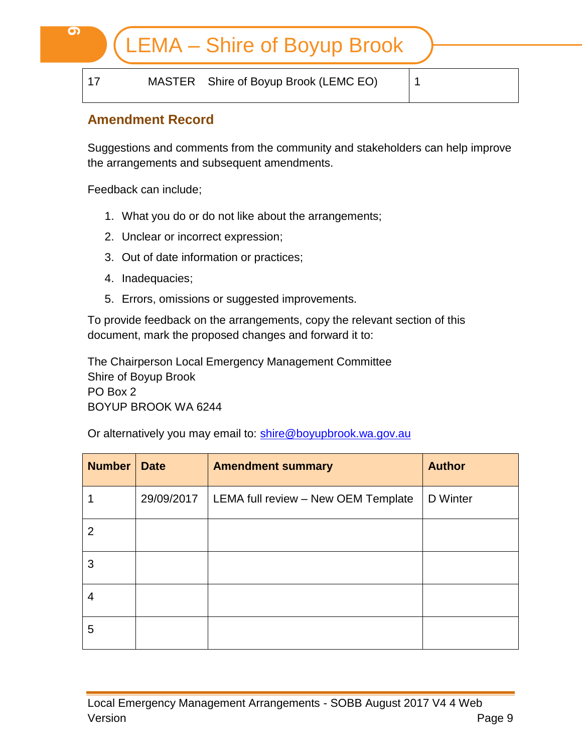| 17 | MASTER | Shire of Boyup Brook (LEMC EO) | 1 |
|---|---|---|---|

## Amendment Record

Suggestions and comments from the community and stakeholders can help improve the arrangements and subsequent amendments.

Feedback can include;

1. What you do or do not like about the arrangements;
2. Unclear or incorrect expression;
3. Out of date information or practices;
4. Inadequacies;
5. Errors, omissions or suggested improvements.

To provide feedback on the arrangements, copy the relevant section of this document, mark the proposed changes and forward it to:

The Chairperson Local Emergency Management Committee
Shire of Boyup Brook
PO Box 2
BOYUP BROOK WA 6244

Or alternatively you may email to: shire@boyupbrook.wa.gov.au

| Number | Date | Amendment summary | Author |
|---|---|---|---|
| 1 | 29/09/2017 | LEMA full review – New OEM Template | D Winter |
| 2 | | | |
| 3 | | | |
| 4 | | | |
| 5 | | | |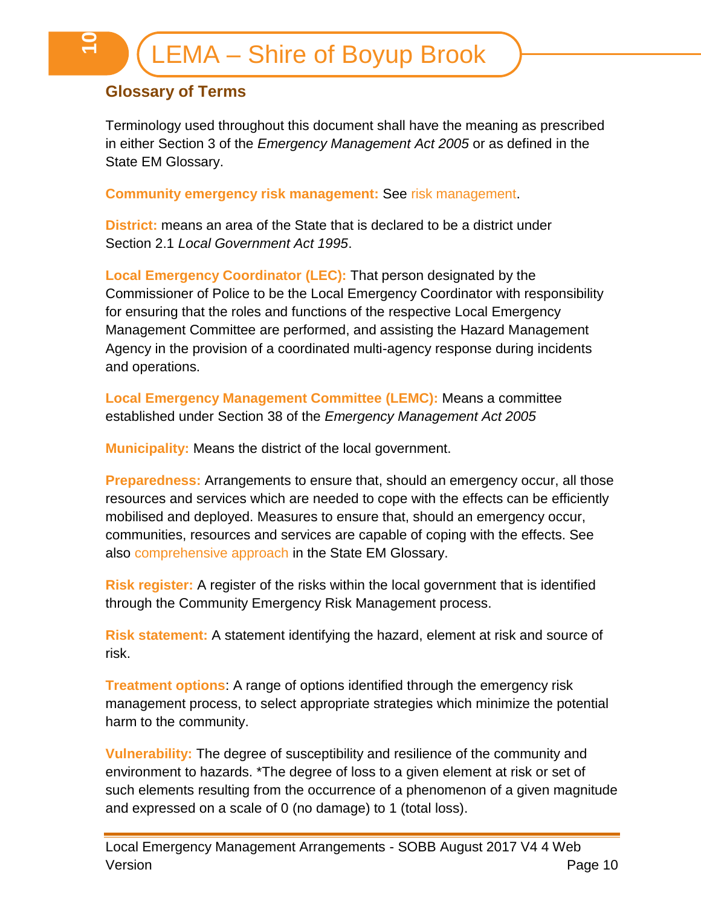## Glossary of Terms

Terminology used throughout this document shall have the meaning as prescribed in either Section 3 of the *Emergency Management Act 2005* or as defined in the State EM Glossary.

**Community emergency risk management:** See risk management.

**District:** means an area of the State that is declared to be a district under Section 2.1 *Local Government Act 1995*.

**Local Emergency Coordinator (LEC):** That person designated by the Commissioner of Police to be the Local Emergency Coordinator with responsibility for ensuring that the roles and functions of the respective Local Emergency Management Committee are performed, and assisting the Hazard Management Agency in the provision of a coordinated multi-agency response during incidents and operations.

**Local Emergency Management Committee (LEMC):** Means a committee established under Section 38 of the *Emergency Management Act 2005*

**Municipality:** Means the district of the local government.

**Preparedness:** Arrangements to ensure that, should an emergency occur, all those resources and services which are needed to cope with the effects can be efficiently mobilised and deployed. Measures to ensure that, should an emergency occur, communities, resources and services are capable of coping with the effects. See also comprehensive approach in the State EM Glossary.

**Risk register:** A register of the risks within the local government that is identified through the Community Emergency Risk Management process.

**Risk statement:** A statement identifying the hazard, element at risk and source of risk.

**Treatment options**: A range of options identified through the emergency risk management process, to select appropriate strategies which minimize the potential harm to the community.

**Vulnerability:** The degree of susceptibility and resilience of the community and environment to hazards. *The degree of loss to a given element at risk or set of such elements resulting from the occurrence of a phenomenon of a given magnitude and expressed on a scale of 0 (no damage) to 1 (total loss).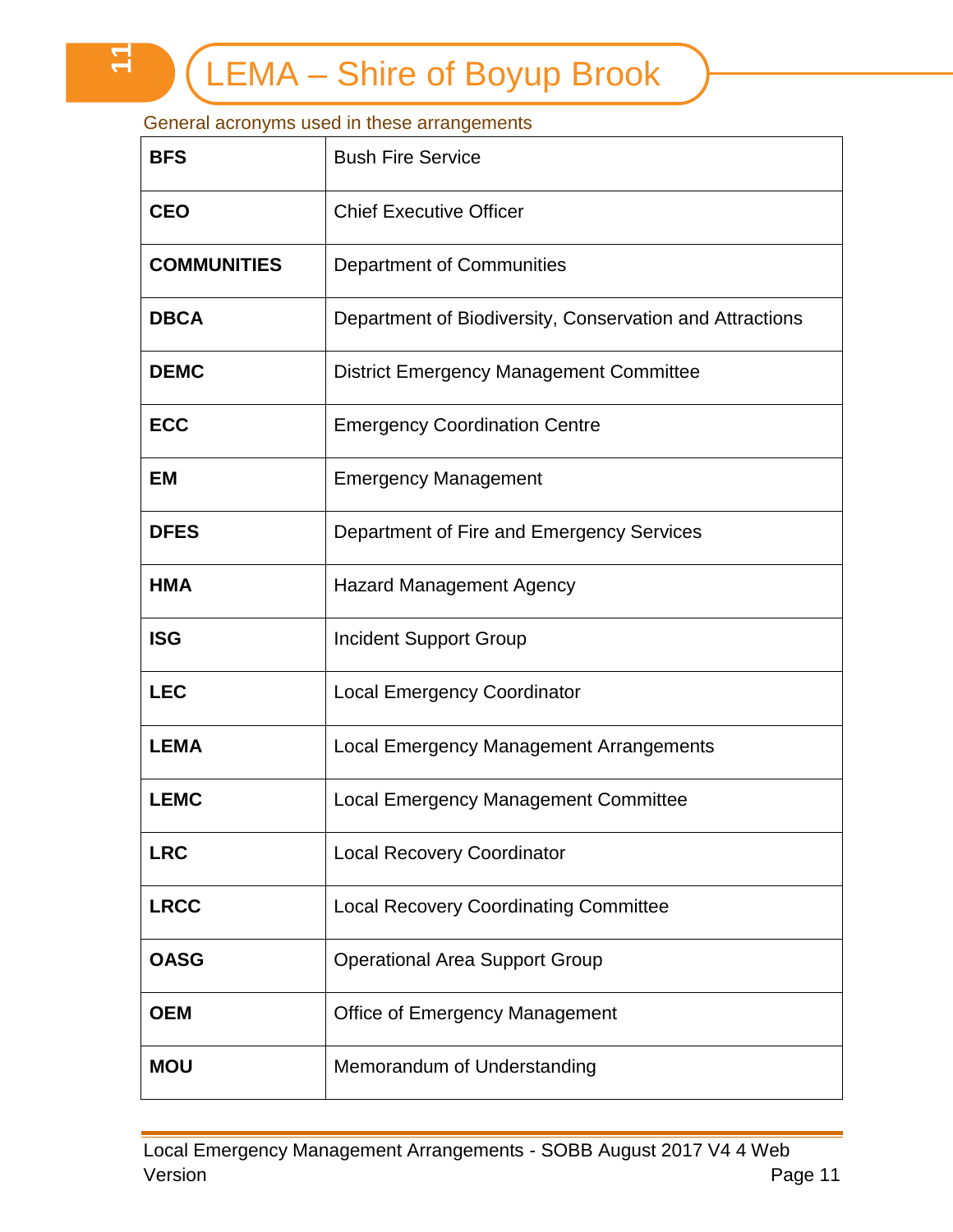General acronyms used in these arrangements

| | |
|---|---|
| **BFS** | Bush Fire Service |
| **CEO** | Chief Executive Officer |
| **COMMUNITIES** | Department of Communities |
| **DBCA** | Department of Biodiversity, Conservation and Attractions |
| **DEMC** | District Emergency Management Committee |
| **ECC** | Emergency Coordination Centre |
| **EM** | Emergency Management |
| **DFES** | Department of Fire and Emergency Services |
| **HMA** | Hazard Management Agency |
| **ISG** | Incident Support Group |
| **LEC** | Local Emergency Coordinator |
| **LEMA** | Local Emergency Management Arrangements |
| **LEMC** | Local Emergency Management Committee |
| **LRC** | Local Recovery Coordinator |
| **LRCC** | Local Recovery Coordinating Committee |
| **OASG** | Operational Area Support Group |
| **OEM** | Office of Emergency Management |
| **MOU** | Memorandum of Understanding |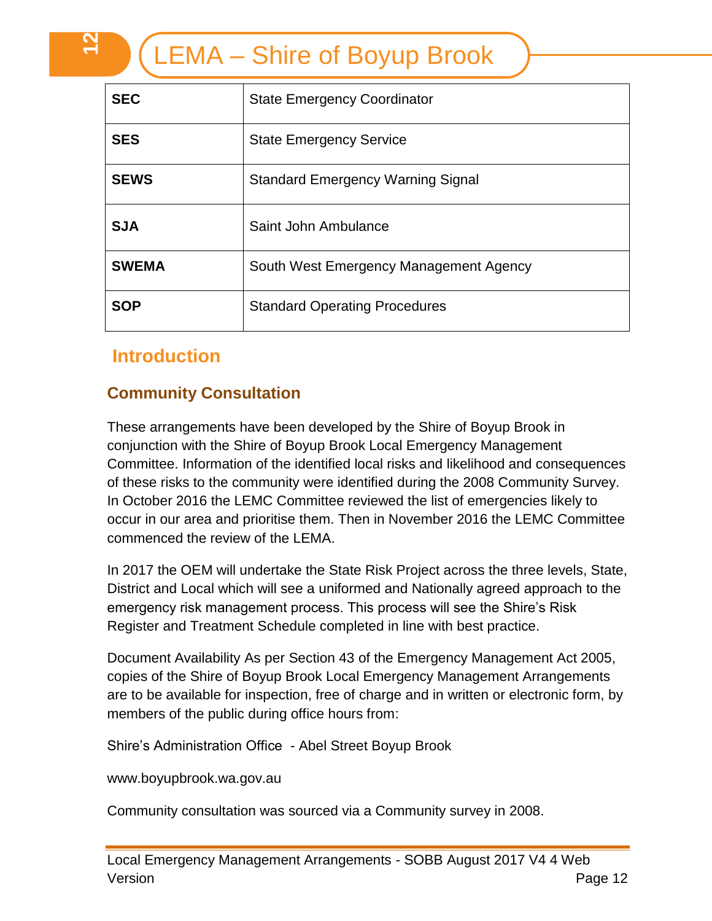| SEC | State Emergency Coordinator |
|---|---|
| **SES** | State Emergency Service |
| **SEWS** | Standard Emergency Warning Signal |
| **SJA** | Saint John Ambulance |
| **SWEMA** | South West Emergency Management Agency |
| **SOP** | Standard Operating Procedures |

# Introduction

## Community Consultation

These arrangements have been developed by the Shire of Boyup Brook in conjunction with the Shire of Boyup Brook Local Emergency Management Committee. Information of the identified local risks and likelihood and consequences of these risks to the community were identified during the 2008 Community Survey. In October 2016 the LEMC Committee reviewed the list of emergencies likely to occur in our area and prioritise them. Then in November 2016 the LEMC Committee commenced the review of the LEMA.

In 2017 the OEM will undertake the State Risk Project across the three levels, State, District and Local which will see a uniformed and Nationally agreed approach to the emergency risk management process. This process will see the Shire's Risk Register and Treatment Schedule completed in line with best practice.

Document Availability As per Section 43 of the Emergency Management Act 2005, copies of the Shire of Boyup Brook Local Emergency Management Arrangements are to be available for inspection, free of charge and in written or electronic form, by members of the public during office hours from:

Shire's Administration Office - Abel Street Boyup Brook

www.boyupbrook.wa.gov.au

Community consultation was sourced via a Community survey in 2008.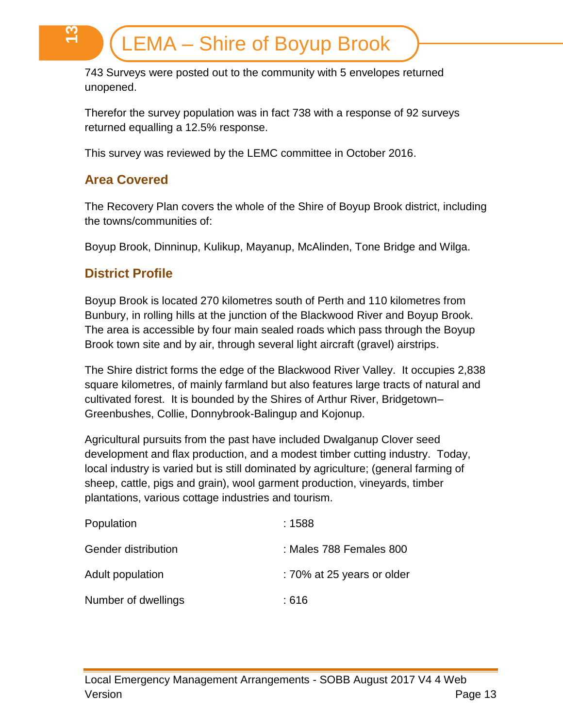743 Surveys were posted out to the community with 5 envelopes returned unopened.

Therefor the survey population was in fact 738 with a response of 92 surveys returned equalling a 12.5% response.

This survey was reviewed by the LEMC committee in October 2016.

## Area Covered

The Recovery Plan covers the whole of the Shire of Boyup Brook district, including the towns/communities of:

Boyup Brook, Dinninup, Kulikup, Mayanup, McAlinden, Tone Bridge and Wilga.

## District Profile

Boyup Brook is located 270 kilometres south of Perth and 110 kilometres from Bunbury, in rolling hills at the junction of the Blackwood River and Boyup Brook. The area is accessible by four main sealed roads which pass through the Boyup Brook town site and by air, through several light aircraft (gravel) airstrips.

The Shire district forms the edge of the Blackwood River Valley. It occupies 2,838 square kilometres, of mainly farmland but also features large tracts of natural and cultivated forest. It is bounded by the Shires of Arthur River, Bridgetown–Greenbushes, Collie, Donnybrook-Balingup and Kojonup.

Agricultural pursuits from the past have included Dwalganup Clover seed development and flax production, and a modest timber cutting industry. Today, local industry is varied but is still dominated by agriculture; (general farming of sheep, cattle, pigs and grain), wool garment production, vineyards, timber plantations, various cottage industries and tourism.

| | |
|---|---|
| Population | : 1588 |
| Gender distribution | : Males 788 Females 800 |
| Adult population | : 70% at 25 years or older |
| Number of dwellings | : 616 |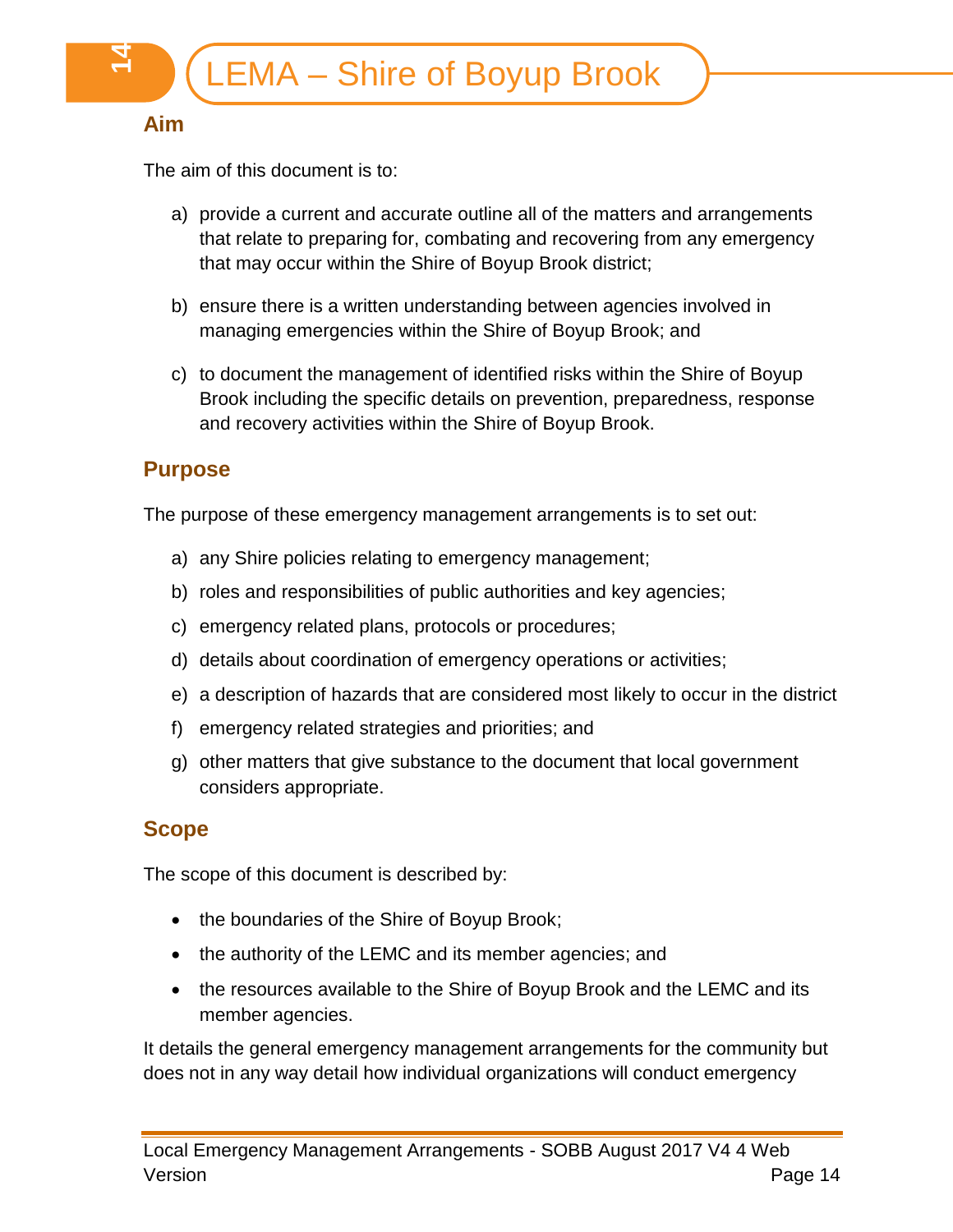## Aim

The aim of this document is to:

a) provide a current and accurate outline all of the matters and arrangements that relate to preparing for, combating and recovering from any emergency that may occur within the Shire of Boyup Brook district;

b) ensure there is a written understanding between agencies involved in managing emergencies within the Shire of Boyup Brook; and

c) to document the management of identified risks within the Shire of Boyup Brook including the specific details on prevention, preparedness, response and recovery activities within the Shire of Boyup Brook.

## Purpose

The purpose of these emergency management arrangements is to set out:

a) any Shire policies relating to emergency management;

b) roles and responsibilities of public authorities and key agencies;

c) emergency related plans, protocols or procedures;

d) details about coordination of emergency operations or activities;

e) a description of hazards that are considered most likely to occur in the district

f) emergency related strategies and priorities; and

g) other matters that give substance to the document that local government considers appropriate.

## Scope

The scope of this document is described by:

- the boundaries of the Shire of Boyup Brook;
- the authority of the LEMC and its member agencies; and
- the resources available to the Shire of Boyup Brook and the LEMC and its member agencies.

It details the general emergency management arrangements for the community but does not in any way detail how individual organizations will conduct emergency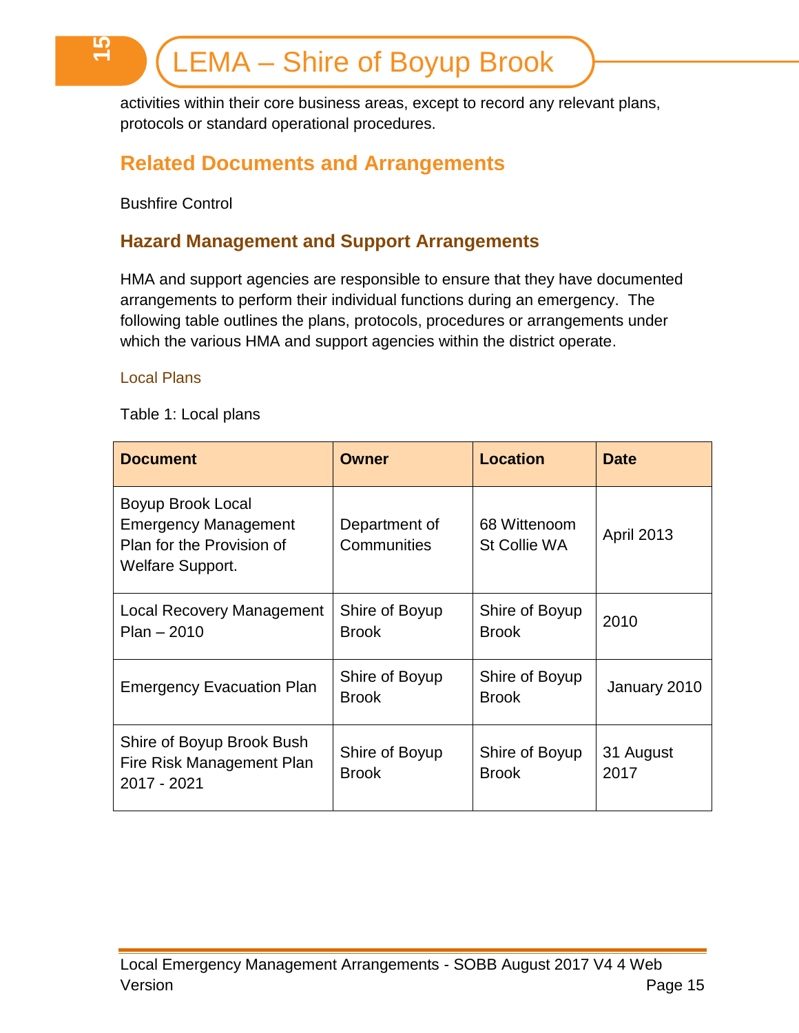activities within their core business areas, except to record any relevant plans, protocols or standard operational procedures.

## Related Documents and Arrangements

Bushfire Control

### Hazard Management and Support Arrangements

HMA and support agencies are responsible to ensure that they have documented arrangements to perform their individual functions during an emergency. The following table outlines the plans, protocols, procedures or arrangements under which the various HMA and support agencies within the district operate.

#### Local Plans

Table 1: Local plans

| Document | Owner | Location | Date |
|---|---|---|---|
| Boyup Brook Local Emergency Management Plan for the Provision of Welfare Support. | Department of Communities | 68 Wittenoom St Collie WA | April 2013 |
| Local Recovery Management Plan – 2010 | Shire of Boyup Brook | Shire of Boyup Brook | 2010 |
| Emergency Evacuation Plan | Shire of Boyup Brook | Shire of Boyup Brook | January 2010 |
| Shire of Boyup Brook Bush Fire Risk Management Plan 2017 - 2021 | Shire of Boyup Brook | Shire of Boyup Brook | 31 August 2017 |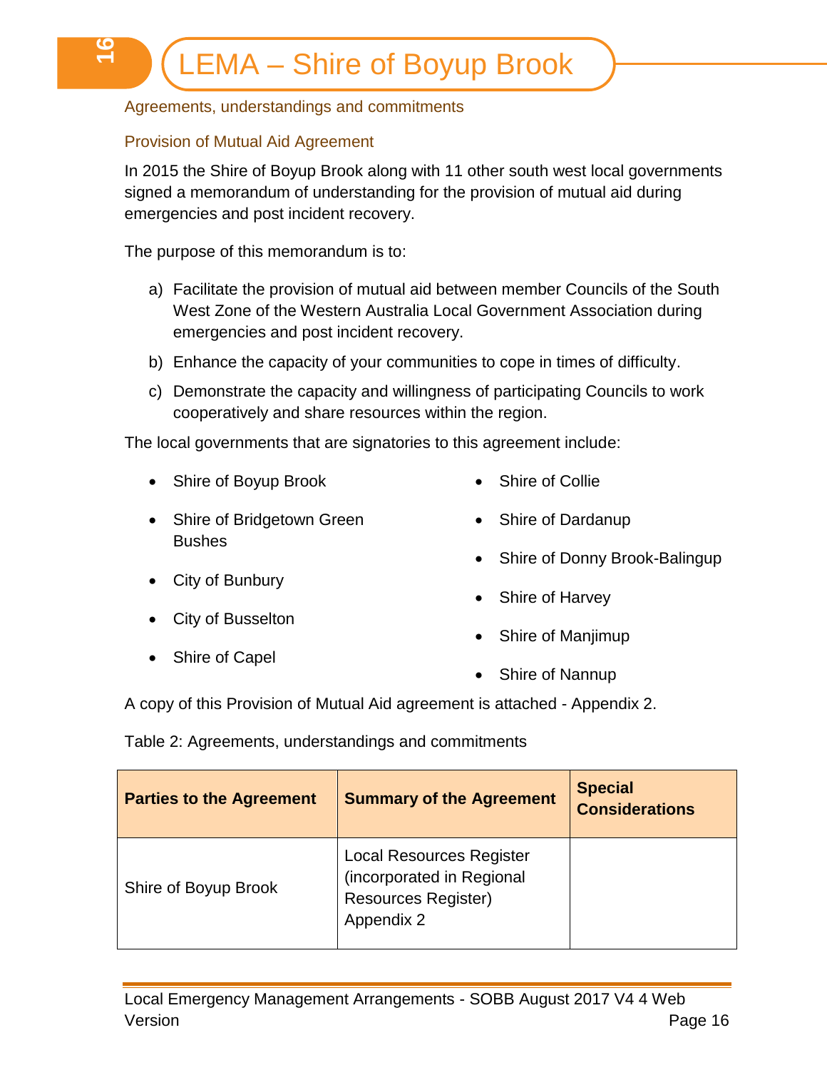## Agreements, understandings and commitments

### Provision of Mutual Aid Agreement

In 2015 the Shire of Boyup Brook along with 11 other south west local governments signed a memorandum of understanding for the provision of mutual aid during emergencies and post incident recovery.

The purpose of this memorandum is to:

a) Facilitate the provision of mutual aid between member Councils of the South West Zone of the Western Australia Local Government Association during emergencies and post incident recovery.

b) Enhance the capacity of your communities to cope in times of difficulty.

c) Demonstrate the capacity and willingness of participating Councils to work cooperatively and share resources within the region.

The local governments that are signatories to this agreement include:

- Shire of Boyup Brook
- Shire of Bridgetown Green Bushes
- City of Bunbury
- City of Busselton
- Shire of Capel
- Shire of Collie
- Shire of Dardanup
- Shire of Donny Brook-Balingup
- Shire of Harvey
- Shire of Manjimup
- Shire of Nannup

A copy of this Provision of Mutual Aid agreement is attached - Appendix 2.

Table 2: Agreements, understandings and commitments

| Parties to the Agreement | Summary of the Agreement | Special Considerations |
|---|---|---|
| Shire of Boyup Brook | Local Resources Register (incorporated in Regional Resources Register) Appendix 2 | |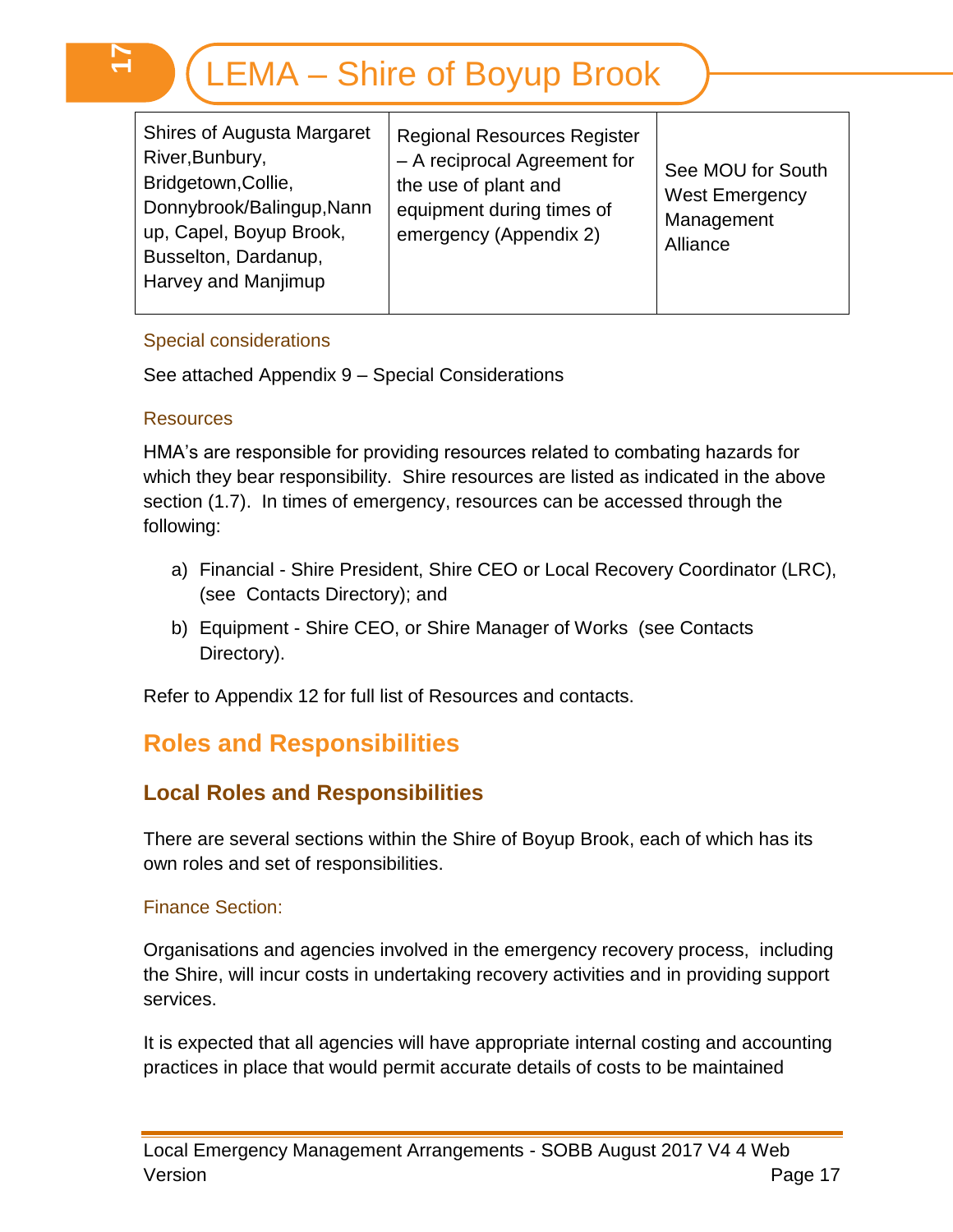| Shires of Augusta Margaret River,Bunbury, Bridgetown,Collie, Donnybrook/Balingup,Nannup, Capel, Boyup Brook, Busselton, Dardanup, Harvey and Manjimup | Regional Resources Register – A reciprocal Agreement for the use of plant and equipment during times of emergency (Appendix 2) | See MOU for South West Emergency Management Alliance |
|---|---|---|

### Special considerations

See attached Appendix 9 – Special Considerations

### Resources

HMA's are responsible for providing resources related to combating hazards for which they bear responsibility. Shire resources are listed as indicated in the above section (1.7). In times of emergency, resources can be accessed through the following:

a) Financial - Shire President, Shire CEO or Local Recovery Coordinator (LRC), (see Contacts Directory); and

b) Equipment - Shire CEO, or Shire Manager of Works (see Contacts Directory).

Refer to Appendix 12 for full list of Resources and contacts.

# Roles and Responsibilities

## Local Roles and Responsibilities

There are several sections within the Shire of Boyup Brook, each of which has its own roles and set of responsibilities.

### Finance Section:

Organisations and agencies involved in the emergency recovery process, including the Shire, will incur costs in undertaking recovery activities and in providing support services.

It is expected that all agencies will have appropriate internal costing and accounting practices in place that would permit accurate details of costs to be maintained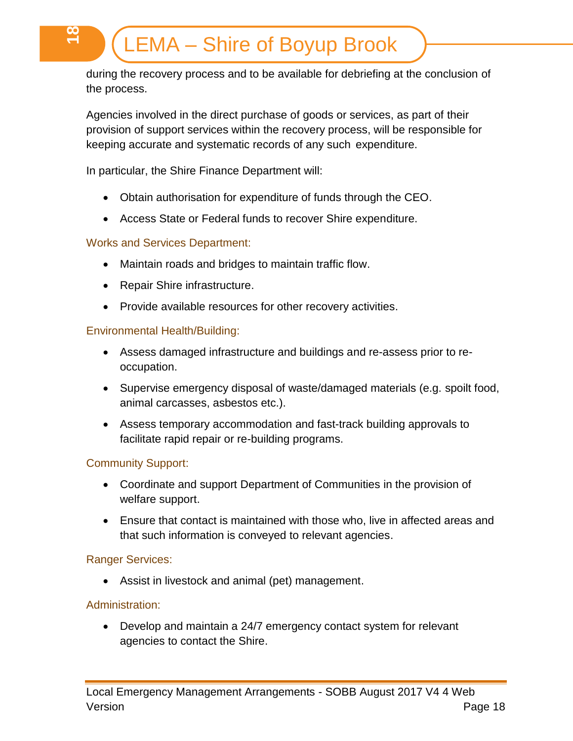during the recovery process and to be available for debriefing at the conclusion of the process.

Agencies involved in the direct purchase of goods or services, as part of their provision of support services within the recovery process, will be responsible for keeping accurate and systematic records of any such expenditure.

In particular, the Shire Finance Department will:

- Obtain authorisation for expenditure of funds through the CEO.
- Access State or Federal funds to recover Shire expenditure.

### Works and Services Department:

- Maintain roads and bridges to maintain traffic flow.
- Repair Shire infrastructure.
- Provide available resources for other recovery activities.

### Environmental Health/Building:

- Assess damaged infrastructure and buildings and re-assess prior to re-occupation.
- Supervise emergency disposal of waste/damaged materials (e.g. spoilt food, animal carcasses, asbestos etc.).
- Assess temporary accommodation and fast-track building approvals to facilitate rapid repair or re-building programs.

### Community Support:

- Coordinate and support Department of Communities in the provision of welfare support.
- Ensure that contact is maintained with those who, live in affected areas and that such information is conveyed to relevant agencies.

### Ranger Services:

- Assist in livestock and animal (pet) management.

### Administration:

- Develop and maintain a 24/7 emergency contact system for relevant agencies to contact the Shire.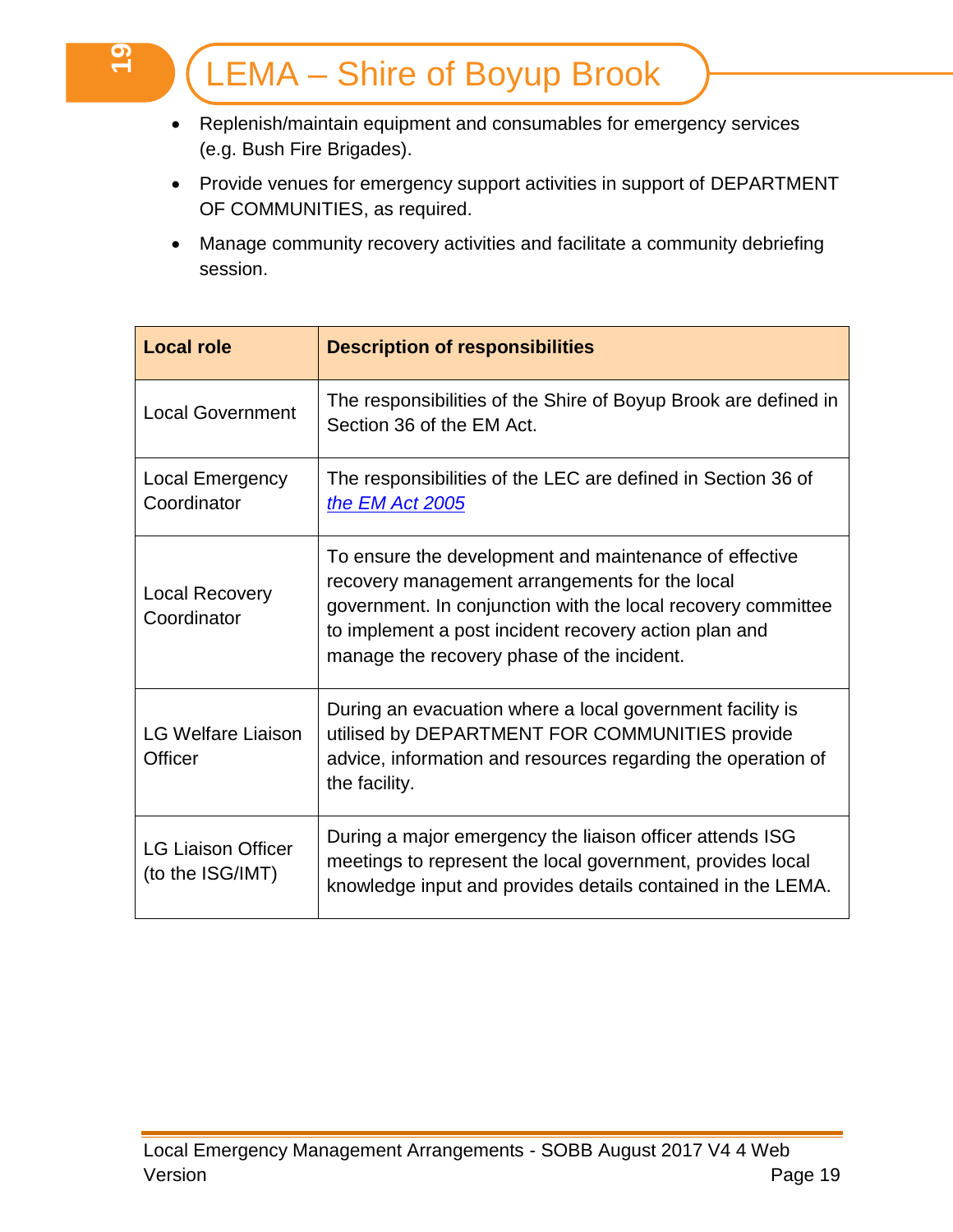- Replenish/maintain equipment and consumables for emergency services (e.g. Bush Fire Brigades).
- Provide venues for emergency support activities in support of DEPARTMENT OF COMMUNITIES, as required.
- Manage community recovery activities and facilitate a community debriefing session.

| Local role | Description of responsibilities |
|---|---|
| Local Government | The responsibilities of the Shire of Boyup Brook are defined in Section 36 of the EM Act. |
| Local Emergency Coordinator | The responsibilities of the LEC are defined in Section 36 of *the EM Act 2005* |
| Local Recovery Coordinator | To ensure the development and maintenance of effective recovery management arrangements for the local government. In conjunction with the local recovery committee to implement a post incident recovery action plan and manage the recovery phase of the incident. |
| LG Welfare Liaison Officer | During an evacuation where a local government facility is utilised by DEPARTMENT FOR COMMUNITIES provide advice, information and resources regarding the operation of the facility. |
| LG Liaison Officer (to the ISG/IMT) | During a major emergency the liaison officer attends ISG meetings to represent the local government, provides local knowledge input and provides details contained in the LEMA. |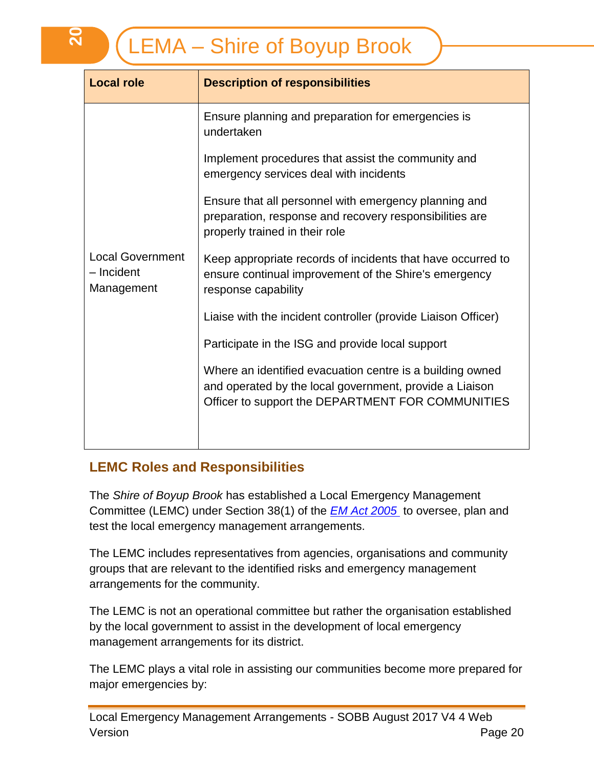| Local role | Description of responsibilities |
| --- | --- |
| Local Government – Incident Management | Ensure planning and preparation for emergencies is undertaken<br><br>Implement procedures that assist the community and emergency services deal with incidents<br><br>Ensure that all personnel with emergency planning and preparation, response and recovery responsibilities are properly trained in their role<br><br>Keep appropriate records of incidents that have occurred to ensure continual improvement of the Shire's emergency response capability<br><br>Liaise with the incident controller (provide Liaison Officer)<br><br>Participate in the ISG and provide local support<br><br>Where an identified evacuation centre is a building owned and operated by the local government, provide a Liaison Officer to support the DEPARTMENT FOR COMMUNITIES |

## LEMC Roles and Responsibilities

The *Shire of Boyup Brook* has established a Local Emergency Management Committee (LEMC) under Section 38(1) of the *EM Act 2005* to oversee, plan and test the local emergency management arrangements.

The LEMC includes representatives from agencies, organisations and community groups that are relevant to the identified risks and emergency management arrangements for the community.

The LEMC is not an operational committee but rather the organisation established by the local government to assist in the development of local emergency management arrangements for its district.

The LEMC plays a vital role in assisting our communities become more prepared for major emergencies by: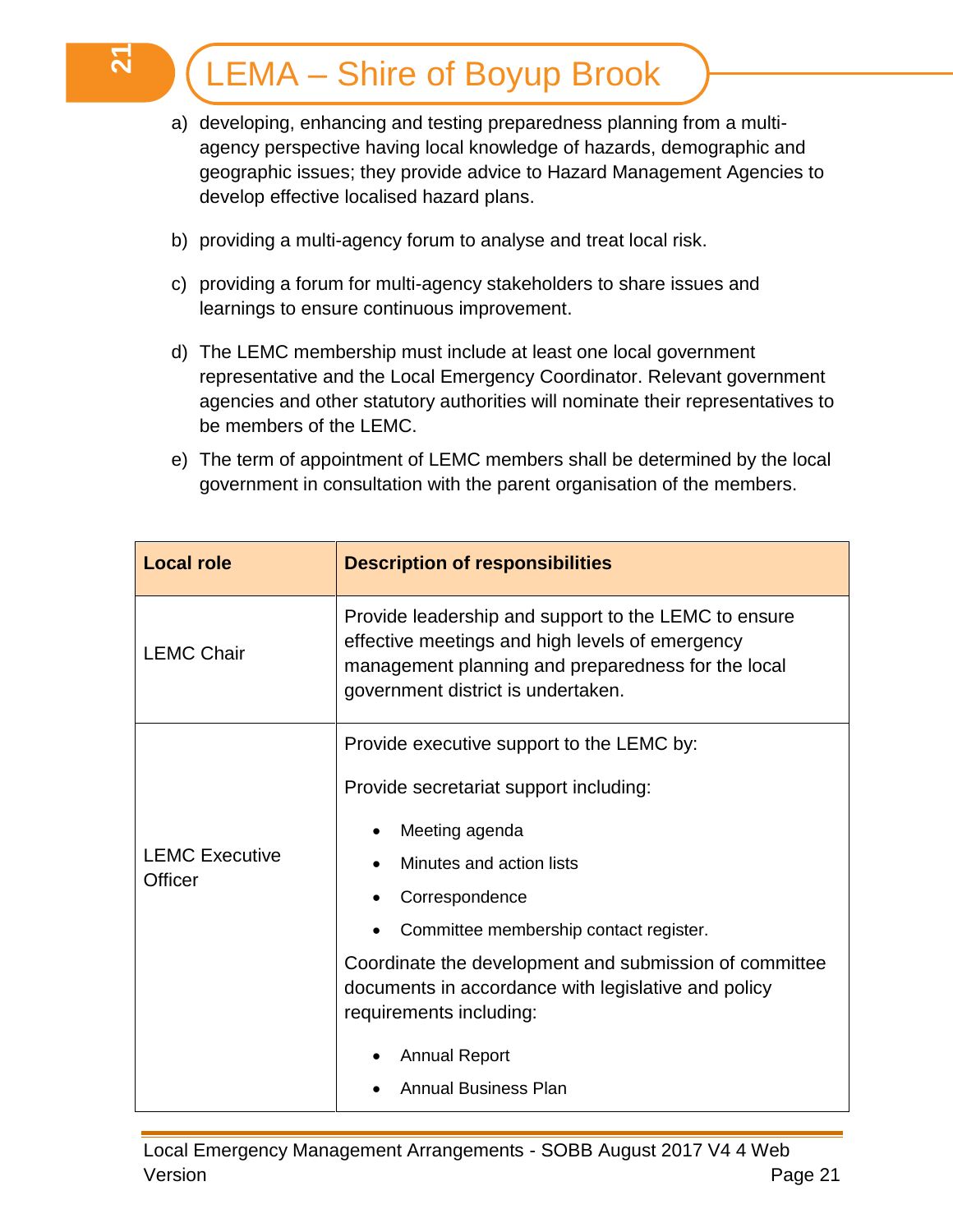a) developing, enhancing and testing preparedness planning from a multi-agency perspective having local knowledge of hazards, demographic and geographic issues; they provide advice to Hazard Management Agencies to develop effective localised hazard plans.

b) providing a multi-agency forum to analyse and treat local risk.

c) providing a forum for multi-agency stakeholders to share issues and learnings to ensure continuous improvement.

d) The LEMC membership must include at least one local government representative and the Local Emergency Coordinator. Relevant government agencies and other statutory authorities will nominate their representatives to be members of the LEMC.

e) The term of appointment of LEMC members shall be determined by the local government in consultation with the parent organisation of the members.

| Local role | Description of responsibilities |
|---|---|
| LEMC Chair | Provide leadership and support to the LEMC to ensure effective meetings and high levels of emergency management planning and preparedness for the local government district is undertaken. |
| LEMC Executive Officer | Provide executive support to the LEMC by:<br><br>Provide secretariat support including:<br>• Meeting agenda<br>• Minutes and action lists<br>• Correspondence<br>• Committee membership contact register.<br><br>Coordinate the development and submission of committee documents in accordance with legislative and policy requirements including:<br>• Annual Report<br>• Annual Business Plan |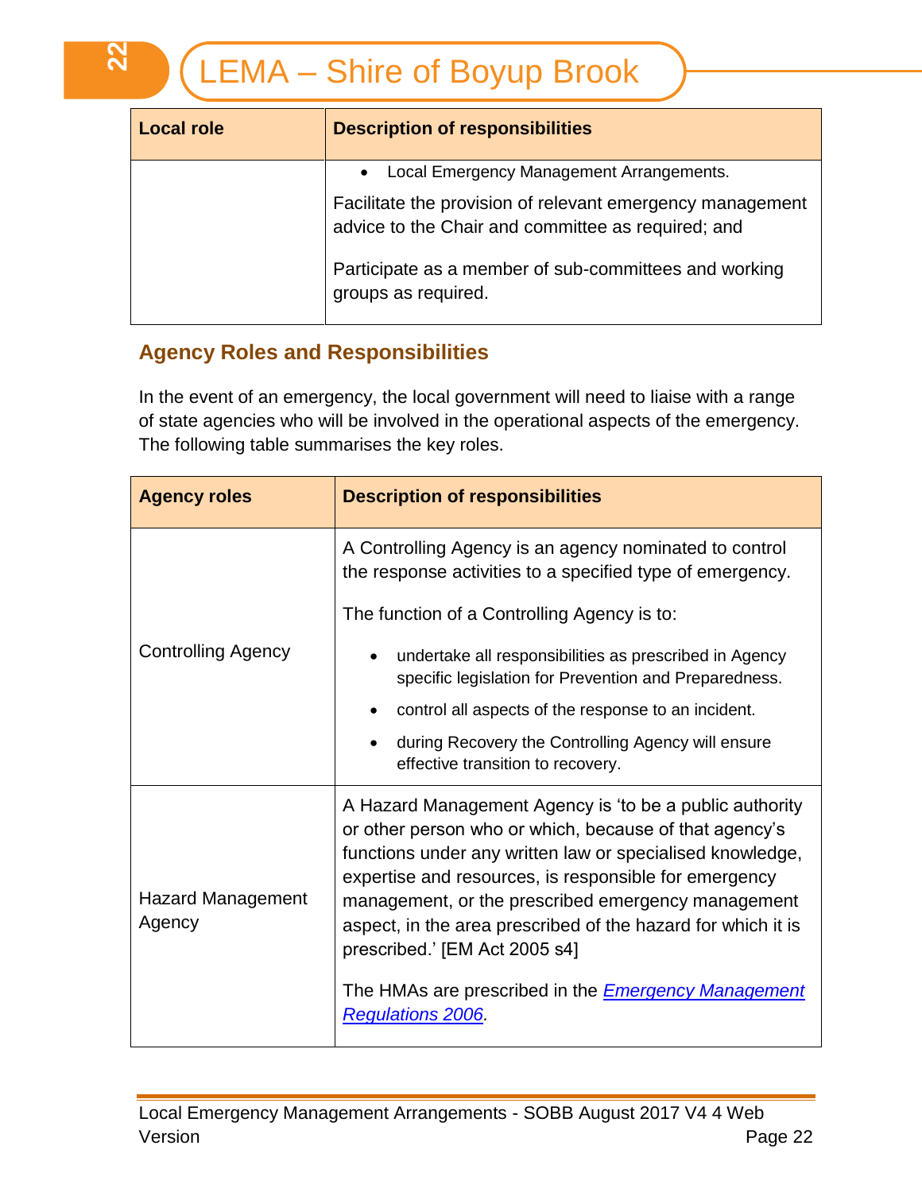| Local role | Description of responsibilities |
|---|---|
| | • Local Emergency Management Arrangements.<br><br>Facilitate the provision of relevant emergency management advice to the Chair and committee as required; and<br><br>Participate as a member of sub-committees and working groups as required. |

## Agency Roles and Responsibilities

In the event of an emergency, the local government will need to liaise with a range of state agencies who will be involved in the operational aspects of the emergency. The following table summarises the key roles.

| Agency roles | Description of responsibilities |
|---|---|
| Controlling Agency | A Controlling Agency is an agency nominated to control the response activities to a specified type of emergency.<br><br>The function of a Controlling Agency is to:<br><br>• undertake all responsibilities as prescribed in Agency specific legislation for Prevention and Preparedness.<br>• control all aspects of the response to an incident.<br>• during Recovery the Controlling Agency will ensure effective transition to recovery. |
| Hazard Management Agency | A Hazard Management Agency is 'to be a public authority or other person who or which, because of that agency's functions under any written law or specialised knowledge, expertise and resources, is responsible for emergency management, or the prescribed emergency management aspect, in the area prescribed of the hazard for which it is prescribed.' [EM Act 2005 s4]<br><br>The HMAs are prescribed in the *Emergency Management Regulations 2006*. |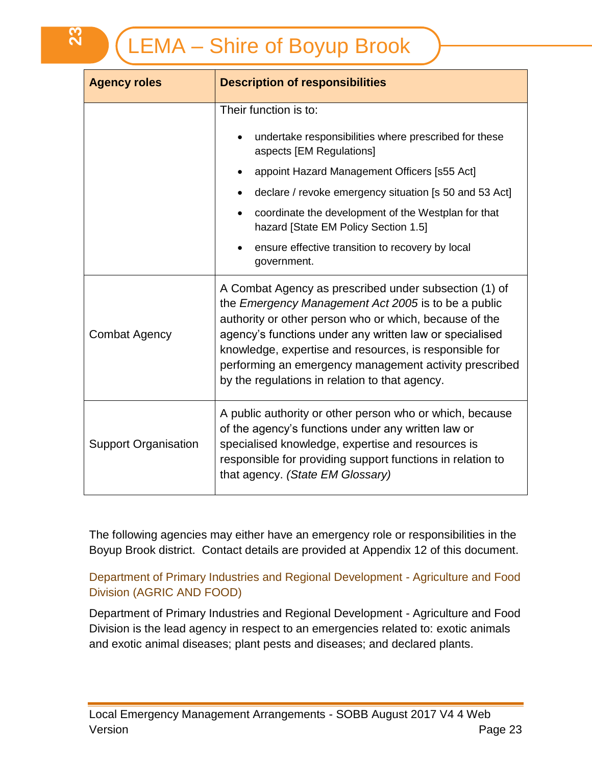| Agency roles | Description of responsibilities |
| --- | --- |
| | Their function is to:<br>• undertake responsibilities where prescribed for these aspects [EM Regulations]<br>• appoint Hazard Management Officers [s55 Act]<br>• declare / revoke emergency situation [s 50 and 53 Act]<br>• coordinate the development of the Westplan for that hazard [State EM Policy Section 1.5]<br>• ensure effective transition to recovery by local government. |
| Combat Agency | A Combat Agency as prescribed under subsection (1) of the *Emergency Management Act 2005* is to be a public authority or other person who or which, because of the agency's functions under any written law or specialised knowledge, expertise and resources, is responsible for performing an emergency management activity prescribed by the regulations in relation to that agency. |
| Support Organisation | A public authority or other person who or which, because of the agency's functions under any written law or specialised knowledge, expertise and resources is responsible for providing support functions in relation to that agency. *(State EM Glossary)* |

The following agencies may either have an emergency role or responsibilities in the Boyup Brook district. Contact details are provided at Appendix 12 of this document.

### Department of Primary Industries and Regional Development - Agriculture and Food Division (AGRIC AND FOOD)

Department of Primary Industries and Regional Development - Agriculture and Food Division is the lead agency in respect to an emergencies related to: exotic animals and exotic animal diseases; plant pests and diseases; and declared plants.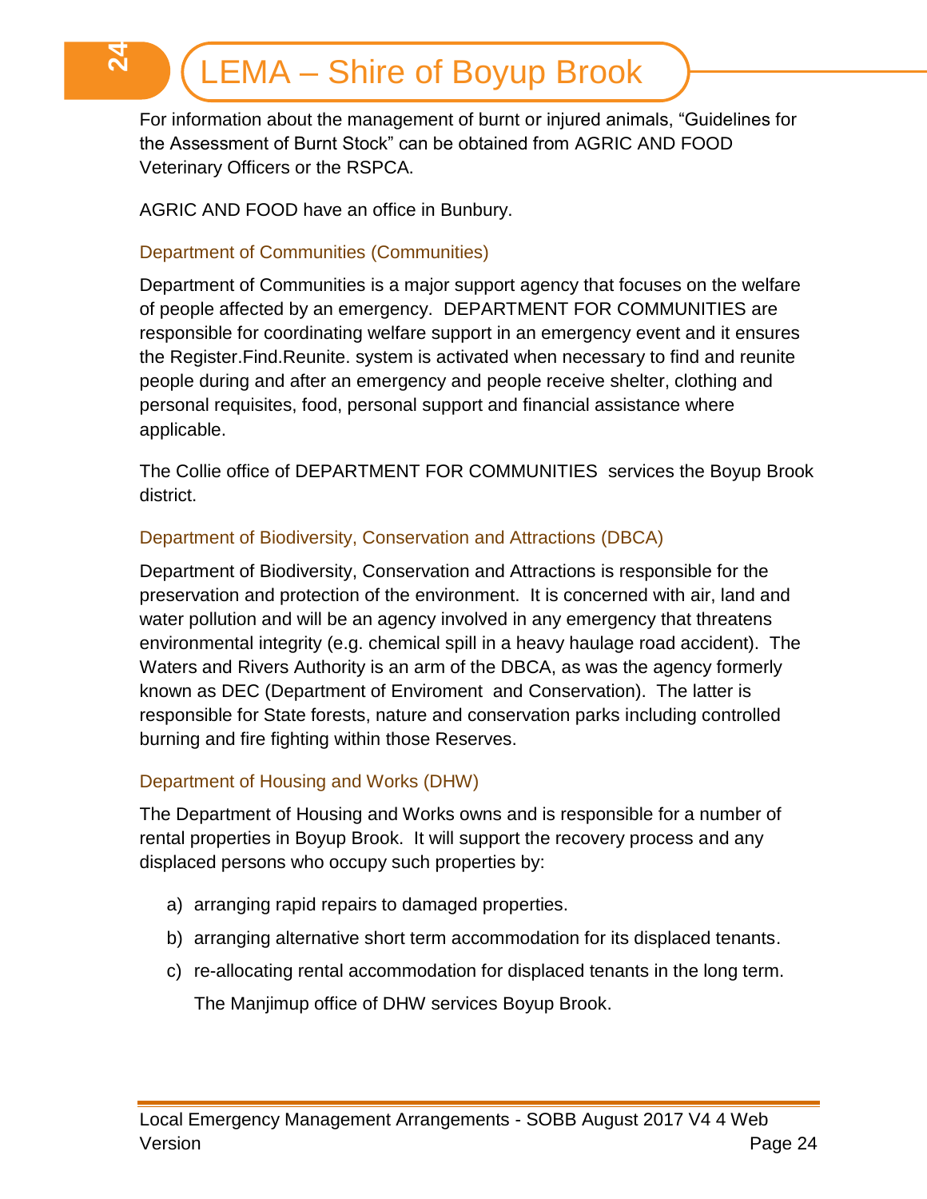For information about the management of burnt or injured animals, “Guidelines for the Assessment of Burnt Stock” can be obtained from AGRIC AND FOOD Veterinary Officers or the RSPCA.

AGRIC AND FOOD have an office in Bunbury.

### Department of Communities (Communities)

Department of Communities is a major support agency that focuses on the welfare of people affected by an emergency. DEPARTMENT FOR COMMUNITIES are responsible for coordinating welfare support in an emergency event and it ensures the Register.Find.Reunite. system is activated when necessary to find and reunite people during and after an emergency and people receive shelter, clothing and personal requisites, food, personal support and financial assistance where applicable.

The Collie office of DEPARTMENT FOR COMMUNITIES services the Boyup Brook district.

### Department of Biodiversity, Conservation and Attractions (DBCA)

Department of Biodiversity, Conservation and Attractions is responsible for the preservation and protection of the environment. It is concerned with air, land and water pollution and will be an agency involved in any emergency that threatens environmental integrity (e.g. chemical spill in a heavy haulage road accident). The Waters and Rivers Authority is an arm of the DBCA, as was the agency formerly known as DEC (Department of Enviroment and Conservation). The latter is responsible for State forests, nature and conservation parks including controlled burning and fire fighting within those Reserves.

### Department of Housing and Works (DHW)

The Department of Housing and Works owns and is responsible for a number of rental properties in Boyup Brook. It will support the recovery process and any displaced persons who occupy such properties by:

a) arranging rapid repairs to damaged properties.

b) arranging alternative short term accommodation for its displaced tenants.

c) re-allocating rental accommodation for displaced tenants in the long term.
   The Manjimup office of DHW services Boyup Brook.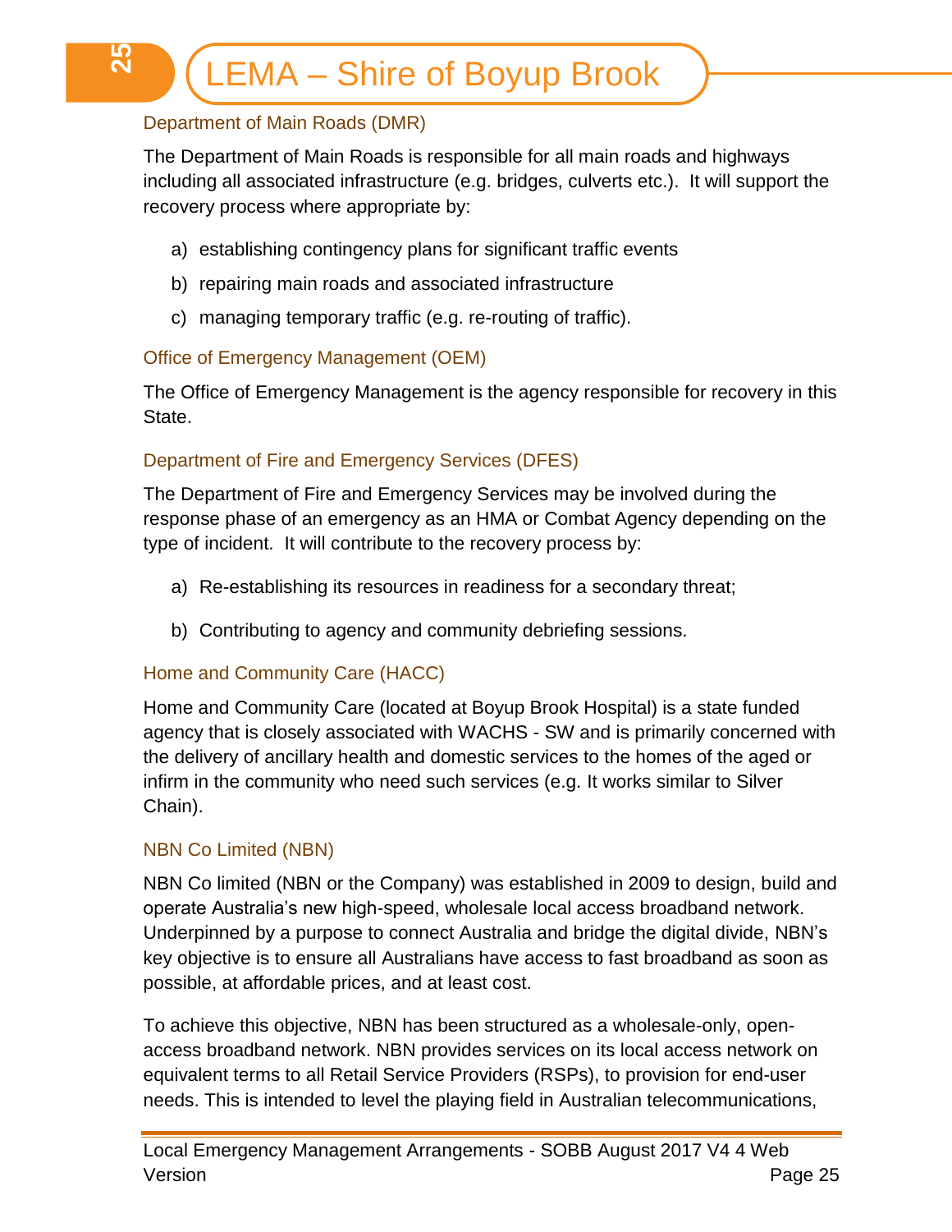### Department of Main Roads (DMR)

The Department of Main Roads is responsible for all main roads and highways including all associated infrastructure (e.g. bridges, culverts etc.). It will support the recovery process where appropriate by:

a) establishing contingency plans for significant traffic events

b) repairing main roads and associated infrastructure

c) managing temporary traffic (e.g. re-routing of traffic).

### Office of Emergency Management (OEM)

The Office of Emergency Management is the agency responsible for recovery in this State.

### Department of Fire and Emergency Services (DFES)

The Department of Fire and Emergency Services may be involved during the response phase of an emergency as an HMA or Combat Agency depending on the type of incident. It will contribute to the recovery process by:

a) Re-establishing its resources in readiness for a secondary threat;

b) Contributing to agency and community debriefing sessions.

### Home and Community Care (HACC)

Home and Community Care (located at Boyup Brook Hospital) is a state funded agency that is closely associated with WACHS - SW and is primarily concerned with the delivery of ancillary health and domestic services to the homes of the aged or infirm in the community who need such services (e.g. It works similar to Silver Chain).

### NBN Co Limited (NBN)

NBN Co limited (NBN or the Company) was established in 2009 to design, build and operate Australia's new high-speed, wholesale local access broadband network. Underpinned by a purpose to connect Australia and bridge the digital divide, NBN's key objective is to ensure all Australians have access to fast broadband as soon as possible, at affordable prices, and at least cost.

To achieve this objective, NBN has been structured as a wholesale-only, open-access broadband network. NBN provides services on its local access network on equivalent terms to all Retail Service Providers (RSPs), to provision for end-user needs. This is intended to level the playing field in Australian telecommunications,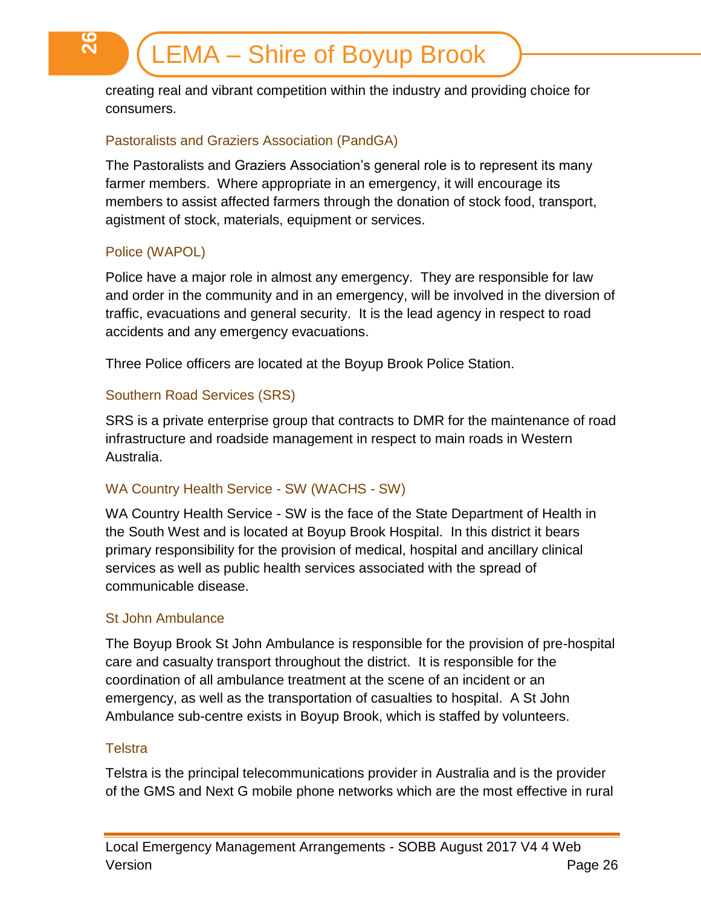creating real and vibrant competition within the industry and providing choice for consumers.

### Pastoralists and Graziers Association (PandGA)

The Pastoralists and Graziers Association's general role is to represent its many farmer members. Where appropriate in an emergency, it will encourage its members to assist affected farmers through the donation of stock food, transport, agistment of stock, materials, equipment or services.

### Police (WAPOL)

Police have a major role in almost any emergency. They are responsible for law and order in the community and in an emergency, will be involved in the diversion of traffic, evacuations and general security. It is the lead agency in respect to road accidents and any emergency evacuations.

Three Police officers are located at the Boyup Brook Police Station.

### Southern Road Services (SRS)

SRS is a private enterprise group that contracts to DMR for the maintenance of road infrastructure and roadside management in respect to main roads in Western Australia.

### WA Country Health Service - SW (WACHS - SW)

WA Country Health Service - SW is the face of the State Department of Health in the South West and is located at Boyup Brook Hospital. In this district it bears primary responsibility for the provision of medical, hospital and ancillary clinical services as well as public health services associated with the spread of communicable disease.

### St John Ambulance

The Boyup Brook St John Ambulance is responsible for the provision of pre-hospital care and casualty transport throughout the district. It is responsible for the coordination of all ambulance treatment at the scene of an incident or an emergency, as well as the transportation of casualties to hospital. A St John Ambulance sub-centre exists in Boyup Brook, which is staffed by volunteers.

### Telstra

Telstra is the principal telecommunications provider in Australia and is the provider of the GMS and Next G mobile phone networks which are the most effective in rural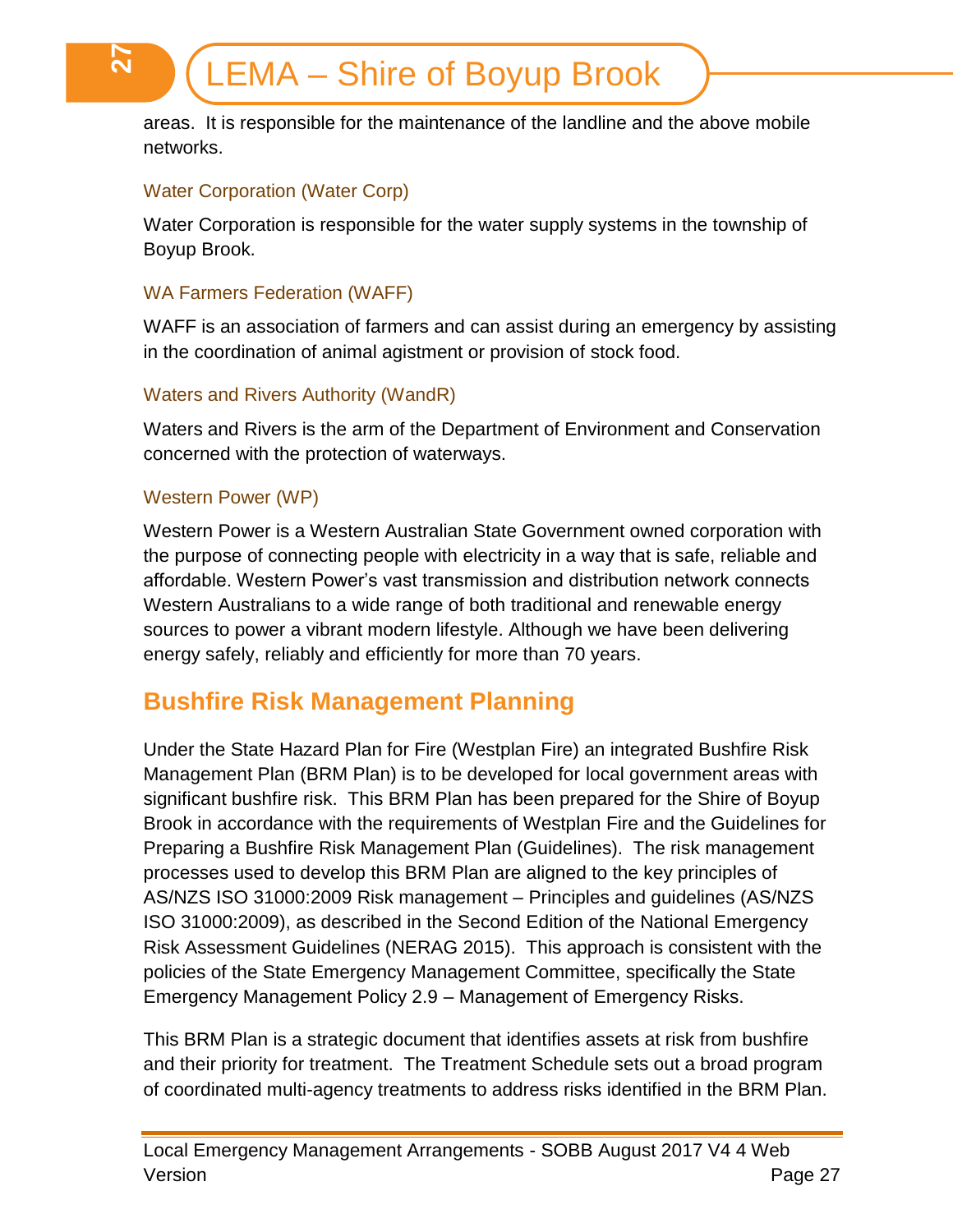areas. It is responsible for the maintenance of the landline and the above mobile networks.

### Water Corporation (Water Corp)

Water Corporation is responsible for the water supply systems in the township of Boyup Brook.

### WA Farmers Federation (WAFF)

WAFF is an association of farmers and can assist during an emergency by assisting in the coordination of animal agistment or provision of stock food.

### Waters and Rivers Authority (WandR)

Waters and Rivers is the arm of the Department of Environment and Conservation concerned with the protection of waterways.

### Western Power (WP)

Western Power is a Western Australian State Government owned corporation with the purpose of connecting people with electricity in a way that is safe, reliable and affordable. Western Power's vast transmission and distribution network connects Western Australians to a wide range of both traditional and renewable energy sources to power a vibrant modern lifestyle. Although we have been delivering energy safely, reliably and efficiently for more than 70 years.

## Bushfire Risk Management Planning

Under the State Hazard Plan for Fire (Westplan Fire) an integrated Bushfire Risk Management Plan (BRM Plan) is to be developed for local government areas with significant bushfire risk. This BRM Plan has been prepared for the Shire of Boyup Brook in accordance with the requirements of Westplan Fire and the Guidelines for Preparing a Bushfire Risk Management Plan (Guidelines). The risk management processes used to develop this BRM Plan are aligned to the key principles of AS/NZS ISO 31000:2009 Risk management – Principles and guidelines (AS/NZS ISO 31000:2009), as described in the Second Edition of the National Emergency Risk Assessment Guidelines (NERAG 2015). This approach is consistent with the policies of the State Emergency Management Committee, specifically the State Emergency Management Policy 2.9 – Management of Emergency Risks.

This BRM Plan is a strategic document that identifies assets at risk from bushfire and their priority for treatment. The Treatment Schedule sets out a broad program of coordinated multi-agency treatments to address risks identified in the BRM Plan.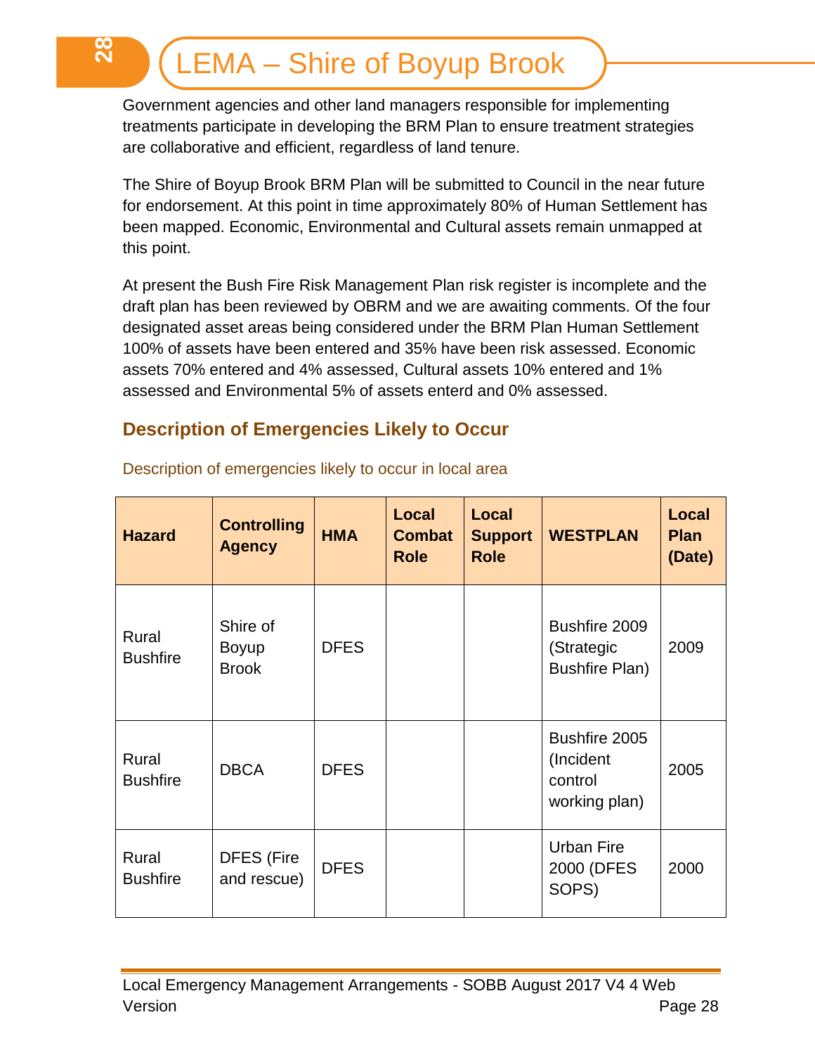Government agencies and other land managers responsible for implementing treatments participate in developing the BRM Plan to ensure treatment strategies are collaborative and efficient, regardless of land tenure.

The Shire of Boyup Brook BRM Plan will be submitted to Council in the near future for endorsement. At this point in time approximately 80% of Human Settlement has been mapped. Economic, Environmental and Cultural assets remain unmapped at this point.

At present the Bush Fire Risk Management Plan risk register is incomplete and the draft plan has been reviewed by OBRM and we are awaiting comments. Of the four designated asset areas being considered under the BRM Plan Human Settlement 100% of assets have been entered and 35% have been risk assessed. Economic assets 70% entered and 4% assessed, Cultural assets 10% entered and 1% assessed and Environmental 5% of assets enterd and 0% assessed.

## Description of Emergencies Likely to Occur

Description of emergencies likely to occur in local area

| Hazard | Controlling Agency | HMA | Local Combat Role | Local Support Role | WESTPLAN | Local Plan (Date) |
|---|---|---|---|---|---|---|
| Rural Bushfire | Shire of Boyup Brook | DFES | | | Bushfire 2009 (Strategic Bushfire Plan) | 2009 |
| Rural Bushfire | DBCA | DFES | | | Bushfire 2005 (Incident control working plan) | 2005 |
| Rural Bushfire | DFES (Fire and rescue) | DFES | | | Urban Fire 2000 (DFES SOPS) | 2000 |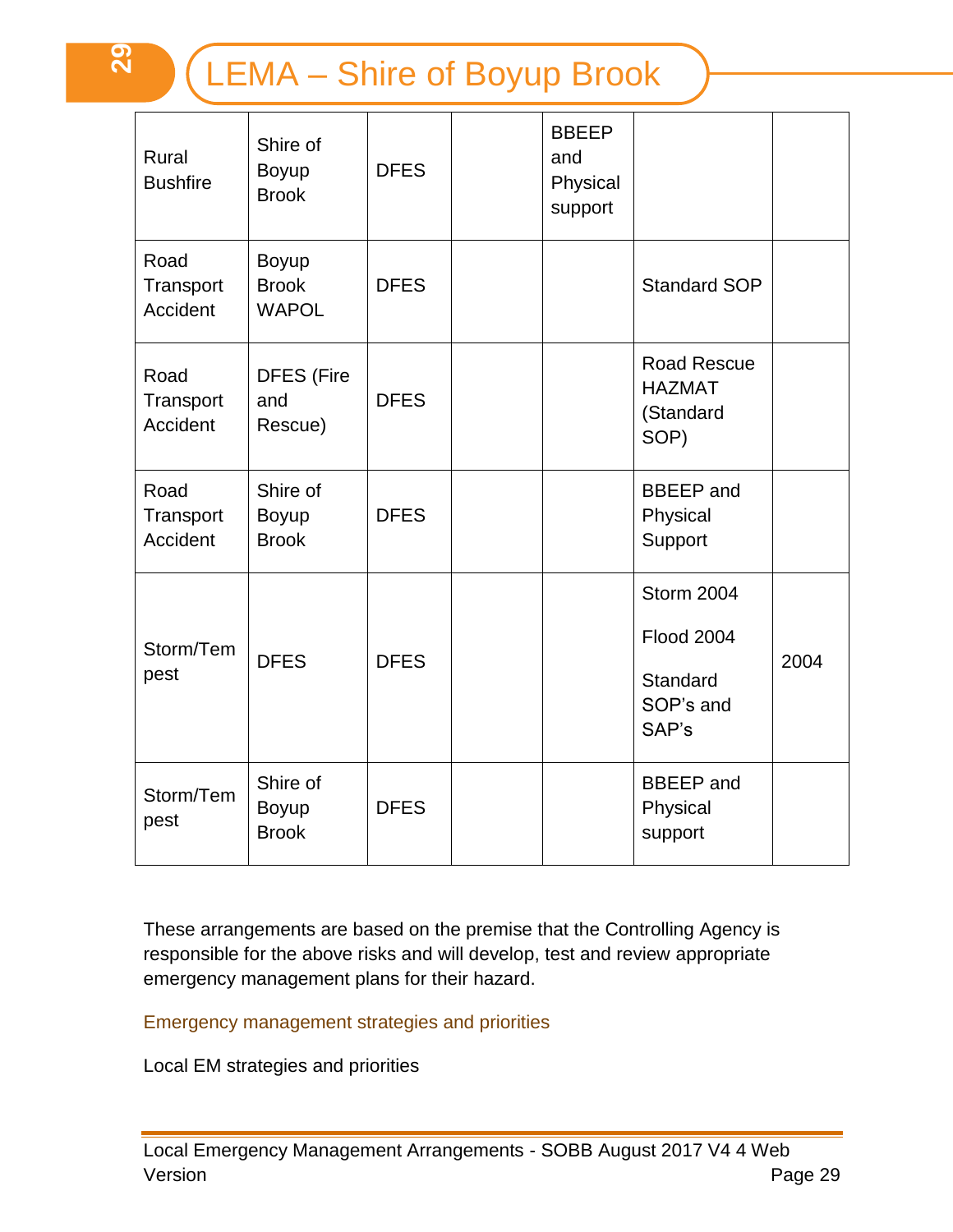| | | | | | | |
|---|---|---|---|---|---|---|
| Rural Bushfire | Shire of Boyup Brook | DFES | | BBEEP and Physical support | | |
| Road Transport Accident | Boyup Brook WAPOL | DFES | | | Standard SOP | |
| Road Transport Accident | DFES (Fire and Rescue) | DFES | | | Road Rescue HAZMAT (Standard SOP) | |
| Road Transport Accident | Shire of Boyup Brook | DFES | | | BBEEP and Physical Support | |
| Storm/Tempest | DFES | DFES | | | Storm 2004<br>Flood 2004<br>Standard SOP's and SAP's | 2004 |
| Storm/Tempest | Shire of Boyup Brook | DFES | | | BBEEP and Physical support | |

These arrangements are based on the premise that the Controlling Agency is responsible for the above risks and will develop, test and review appropriate emergency management plans for their hazard.

## Emergency management strategies and priorities

Local EM strategies and priorities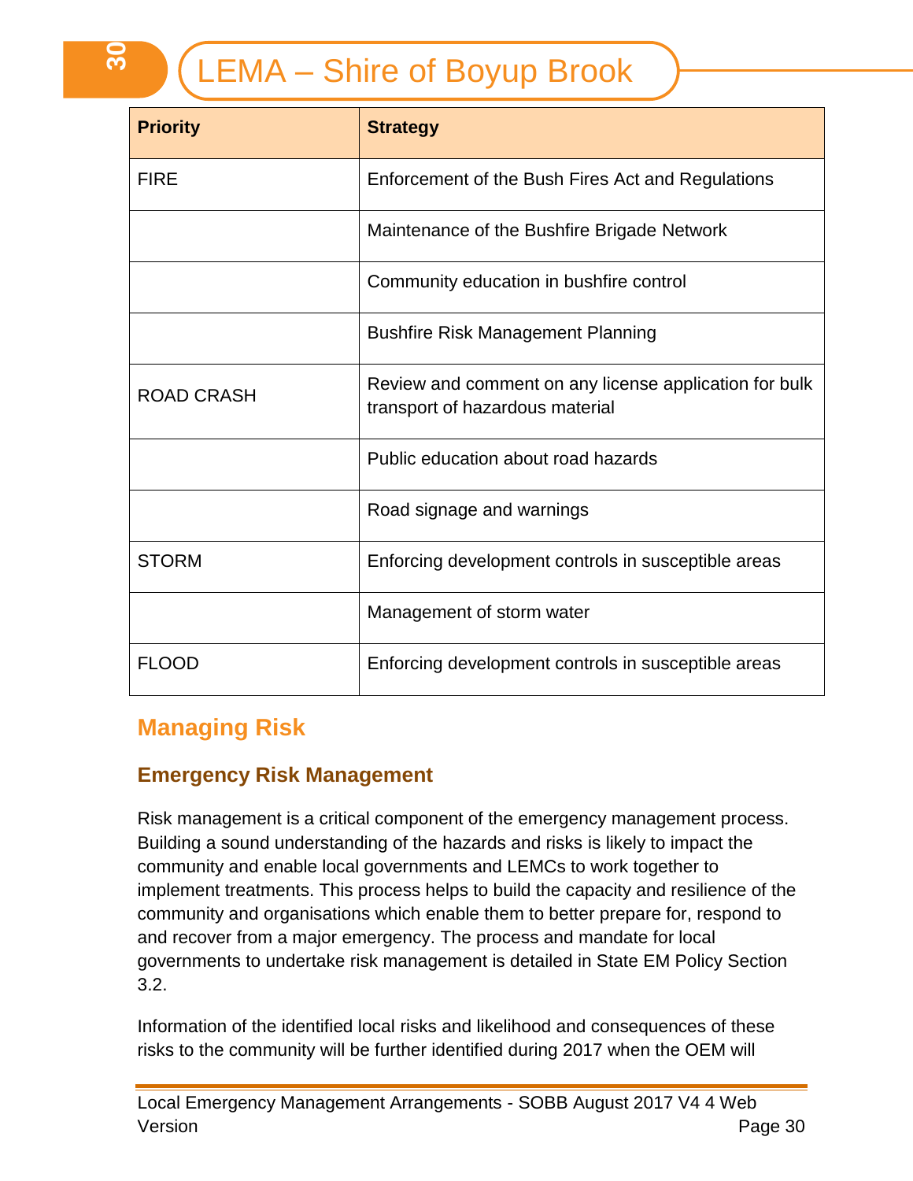| Priority | Strategy |
|---|---|
| FIRE | Enforcement of the Bush Fires Act and Regulations |
| | Maintenance of the Bushfire Brigade Network |
| | Community education in bushfire control |
| | Bushfire Risk Management Planning |
| ROAD CRASH | Review and comment on any license application for bulk transport of hazardous material |
| | Public education about road hazards |
| | Road signage and warnings |
| STORM | Enforcing development controls in susceptible areas |
| | Management of storm water |
| FLOOD | Enforcing development controls in susceptible areas |

## Managing Risk

### Emergency Risk Management

Risk management is a critical component of the emergency management process. Building a sound understanding of the hazards and risks is likely to impact the community and enable local governments and LEMCs to work together to implement treatments. This process helps to build the capacity and resilience of the community and organisations which enable them to better prepare for, respond to and recover from a major emergency. The process and mandate for local governments to undertake risk management is detailed in State EM Policy Section 3.2.

Information of the identified local risks and likelihood and consequences of these risks to the community will be further identified during 2017 when the OEM will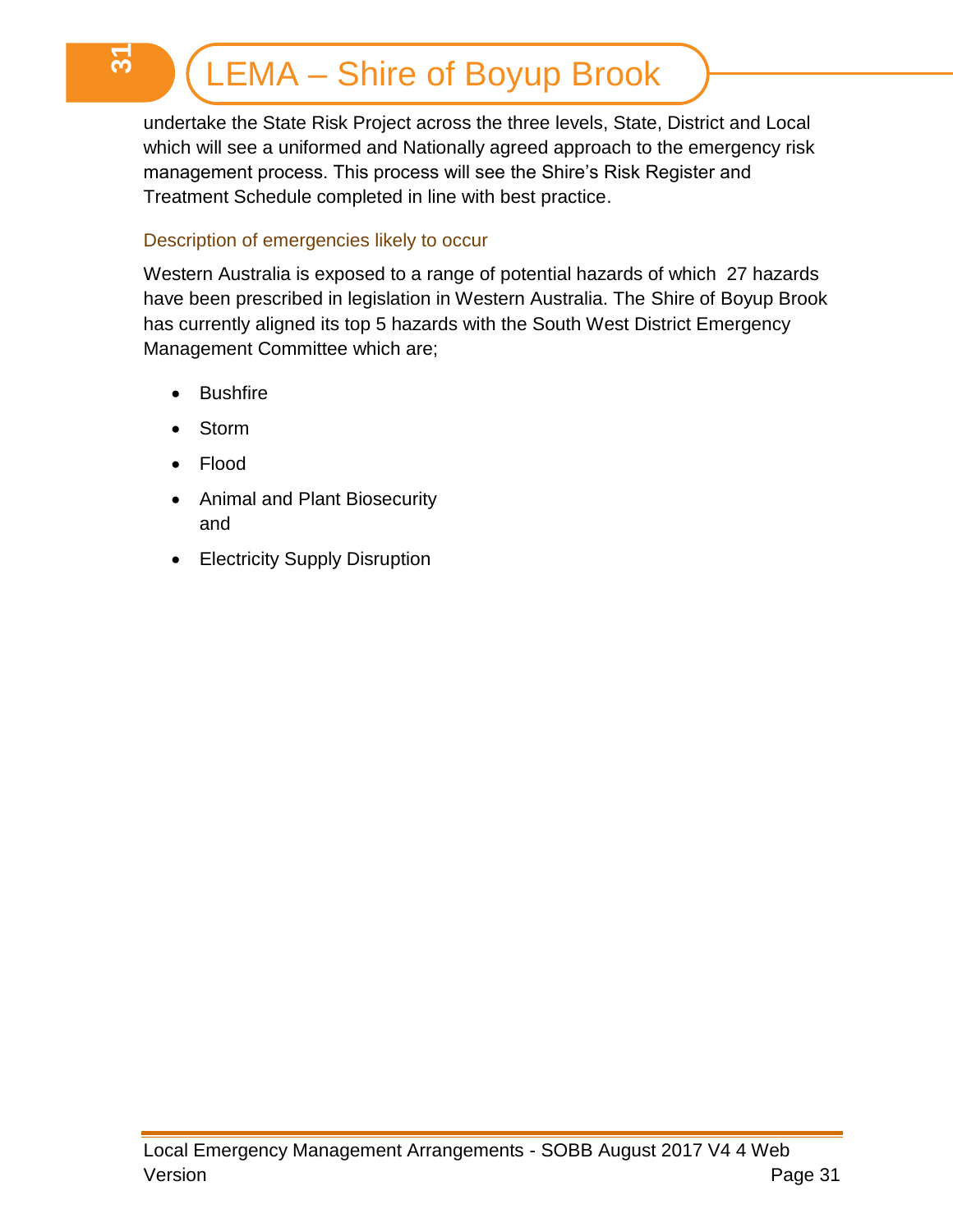undertake the State Risk Project across the three levels, State, District and Local which will see a uniformed and Nationally agreed approach to the emergency risk management process. This process will see the Shire's Risk Register and Treatment Schedule completed in line with best practice.

### Description of emergencies likely to occur

Western Australia is exposed to a range of potential hazards of which 27 hazards have been prescribed in legislation in Western Australia. The Shire of Boyup Brook has currently aligned its top 5 hazards with the South West District Emergency Management Committee which are;

- Bushfire
- Storm
- Flood
- Animal and Plant Biosecurity and
- Electricity Supply Disruption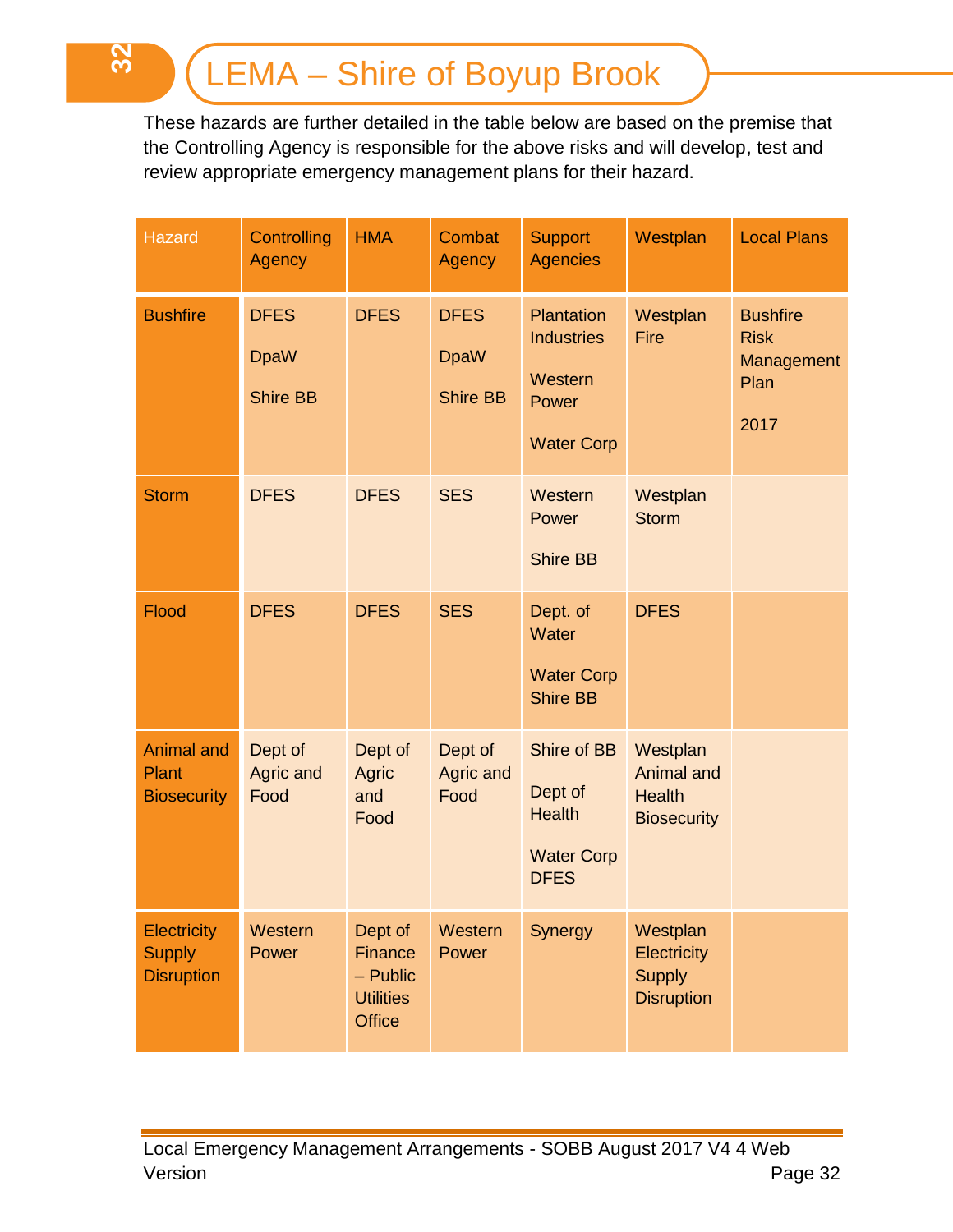These hazards are further detailed in the table below are based on the premise that the Controlling Agency is responsible for the above risks and will develop, test and review appropriate emergency management plans for their hazard.

| Hazard | Controlling Agency | HMA | Combat Agency | Support Agencies | Westplan | Local Plans |
|---|---|---|---|---|---|---|
| Bushfire | DFES<br>DpaW<br>Shire BB | DFES | DFES<br>DpaW<br>Shire BB | Plantation Industries<br>Western Power<br>Water Corp | Westplan Fire | Bushfire Risk Management Plan<br>2017 |
| Storm | DFES | DFES | SES | Western Power<br>Shire BB | Westplan Storm | |
| Flood | DFES | DFES | SES | Dept. of Water<br>Water Corp<br>Shire BB | DFES | |
| Animal and Plant Biosecurity | Dept of Agric and Food | Dept of Agric and Food | Dept of Agric and Food | Shire of BB<br>Dept of Health<br>Water Corp<br>DFES | Westplan Animal and Health Biosecurity | |
| Electricity Supply Disruption | Western Power | Dept of Finance – Public Utilities Office | Western Power | Synergy | Westplan Electricity Supply Disruption | |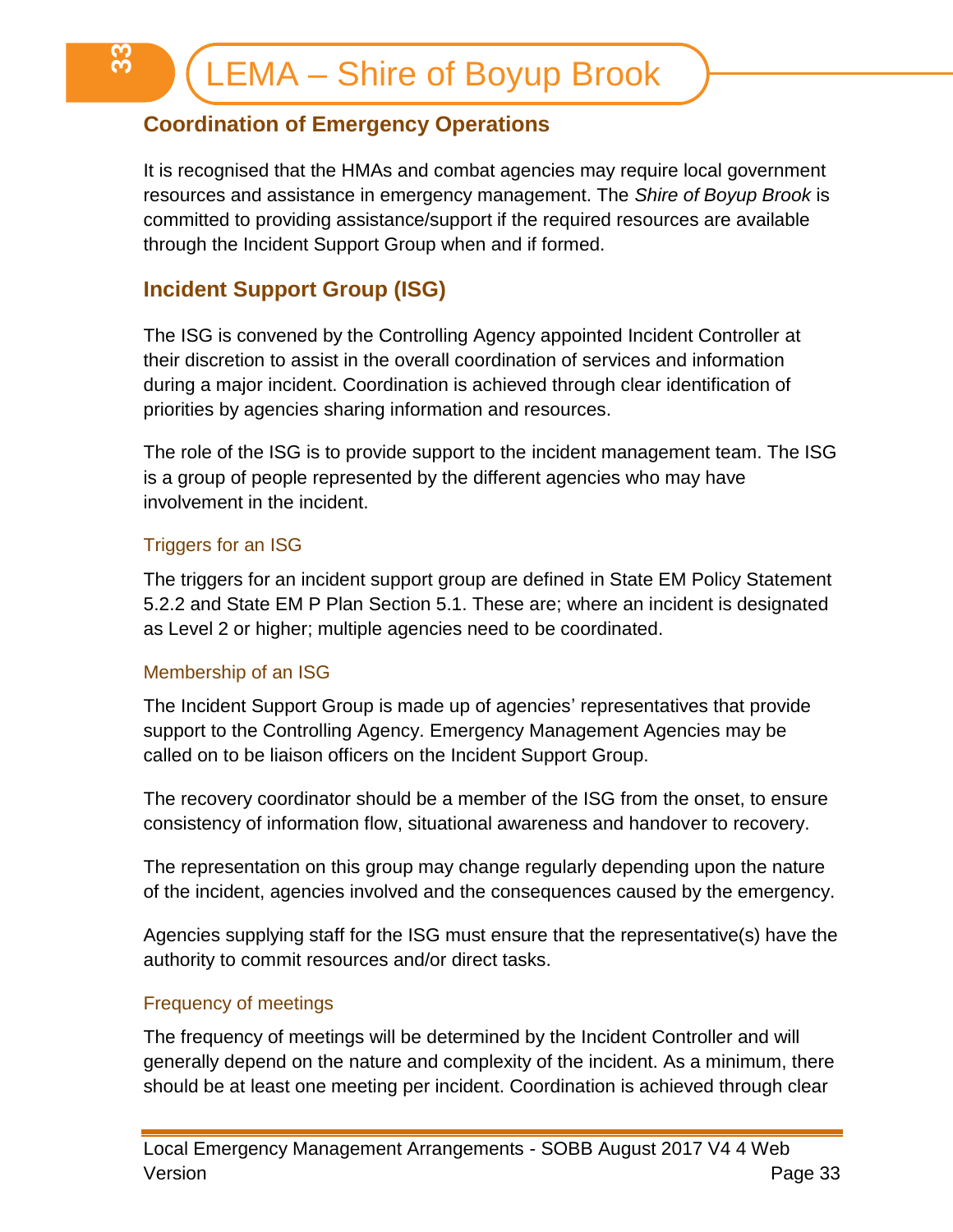## Coordination of Emergency Operations

It is recognised that the HMAs and combat agencies may require local government resources and assistance in emergency management. The *Shire of Boyup Brook* is committed to providing assistance/support if the required resources are available through the Incident Support Group when and if formed.

## Incident Support Group (ISG)

The ISG is convened by the Controlling Agency appointed Incident Controller at their discretion to assist in the overall coordination of services and information during a major incident. Coordination is achieved through clear identification of priorities by agencies sharing information and resources.

The role of the ISG is to provide support to the incident management team. The ISG is a group of people represented by the different agencies who may have involvement in the incident.

### Triggers for an ISG

The triggers for an incident support group are defined in State EM Policy Statement 5.2.2 and State EM P Plan Section 5.1. These are; where an incident is designated as Level 2 or higher; multiple agencies need to be coordinated.

### Membership of an ISG

The Incident Support Group is made up of agencies' representatives that provide support to the Controlling Agency. Emergency Management Agencies may be called on to be liaison officers on the Incident Support Group.

The recovery coordinator should be a member of the ISG from the onset, to ensure consistency of information flow, situational awareness and handover to recovery.

The representation on this group may change regularly depending upon the nature of the incident, agencies involved and the consequences caused by the emergency.

Agencies supplying staff for the ISG must ensure that the representative(s) have the authority to commit resources and/or direct tasks.

### Frequency of meetings

The frequency of meetings will be determined by the Incident Controller and will generally depend on the nature and complexity of the incident. As a minimum, there should be at least one meeting per incident. Coordination is achieved through clear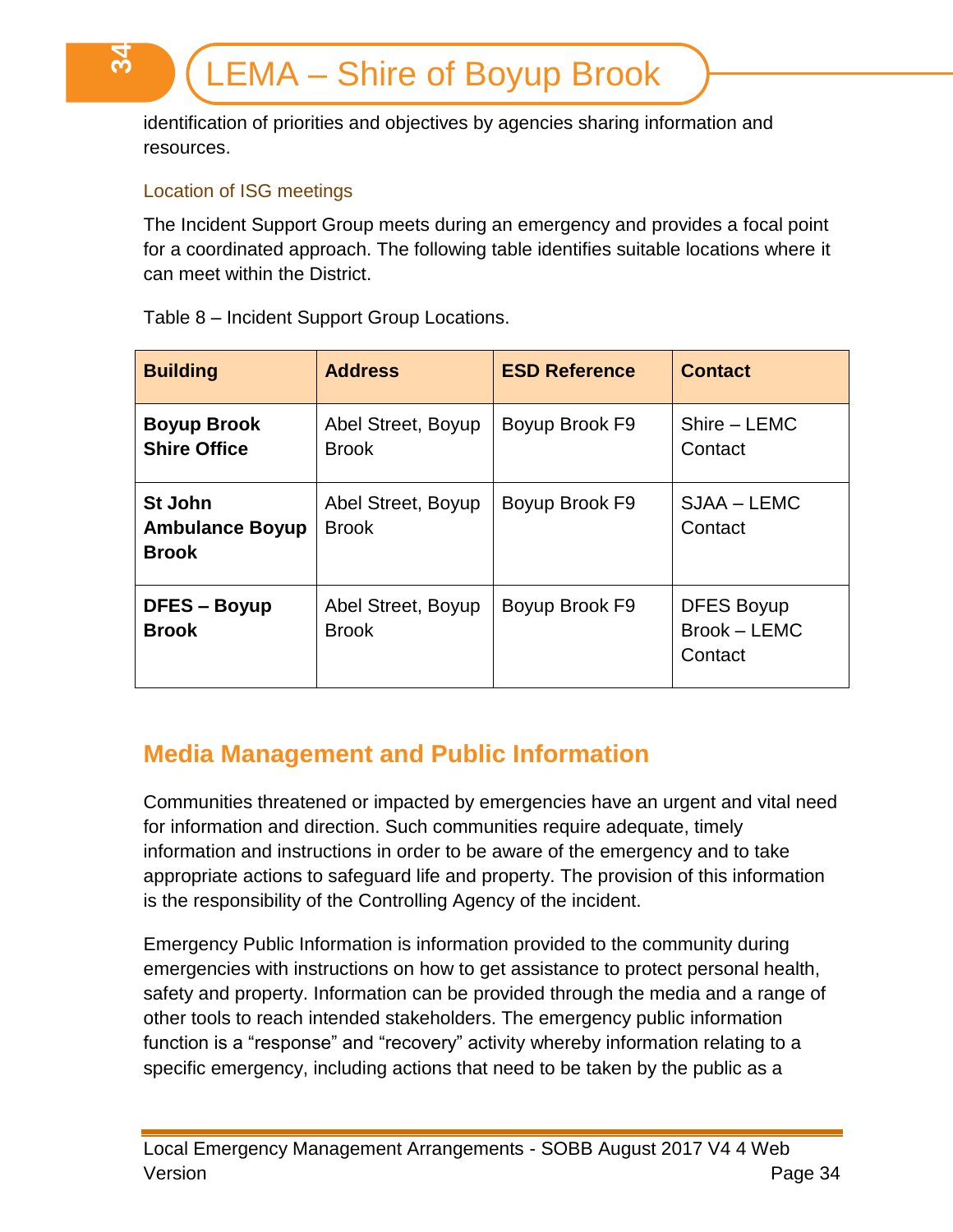identification of priorities and objectives by agencies sharing information and resources.

### Location of ISG meetings

The Incident Support Group meets during an emergency and provides a focal point for a coordinated approach. The following table identifies suitable locations where it can meet within the District.

Table 8 – Incident Support Group Locations.

| Building | Address | ESD Reference | Contact |
|---|---|---|---|
| **Boyup Brook Shire Office** | Abel Street, Boyup Brook | Boyup Brook F9 | Shire – LEMC Contact |
| **St John Ambulance Boyup Brook** | Abel Street, Boyup Brook | Boyup Brook F9 | SJAA – LEMC Contact |
| **DFES – Boyup Brook** | Abel Street, Boyup Brook | Boyup Brook F9 | DFES Boyup Brook – LEMC Contact |

## Media Management and Public Information

Communities threatened or impacted by emergencies have an urgent and vital need for information and direction. Such communities require adequate, timely information and instructions in order to be aware of the emergency and to take appropriate actions to safeguard life and property. The provision of this information is the responsibility of the Controlling Agency of the incident.

Emergency Public Information is information provided to the community during emergencies with instructions on how to get assistance to protect personal health, safety and property. Information can be provided through the media and a range of other tools to reach intended stakeholders. The emergency public information function is a "response" and "recovery" activity whereby information relating to a specific emergency, including actions that need to be taken by the public as a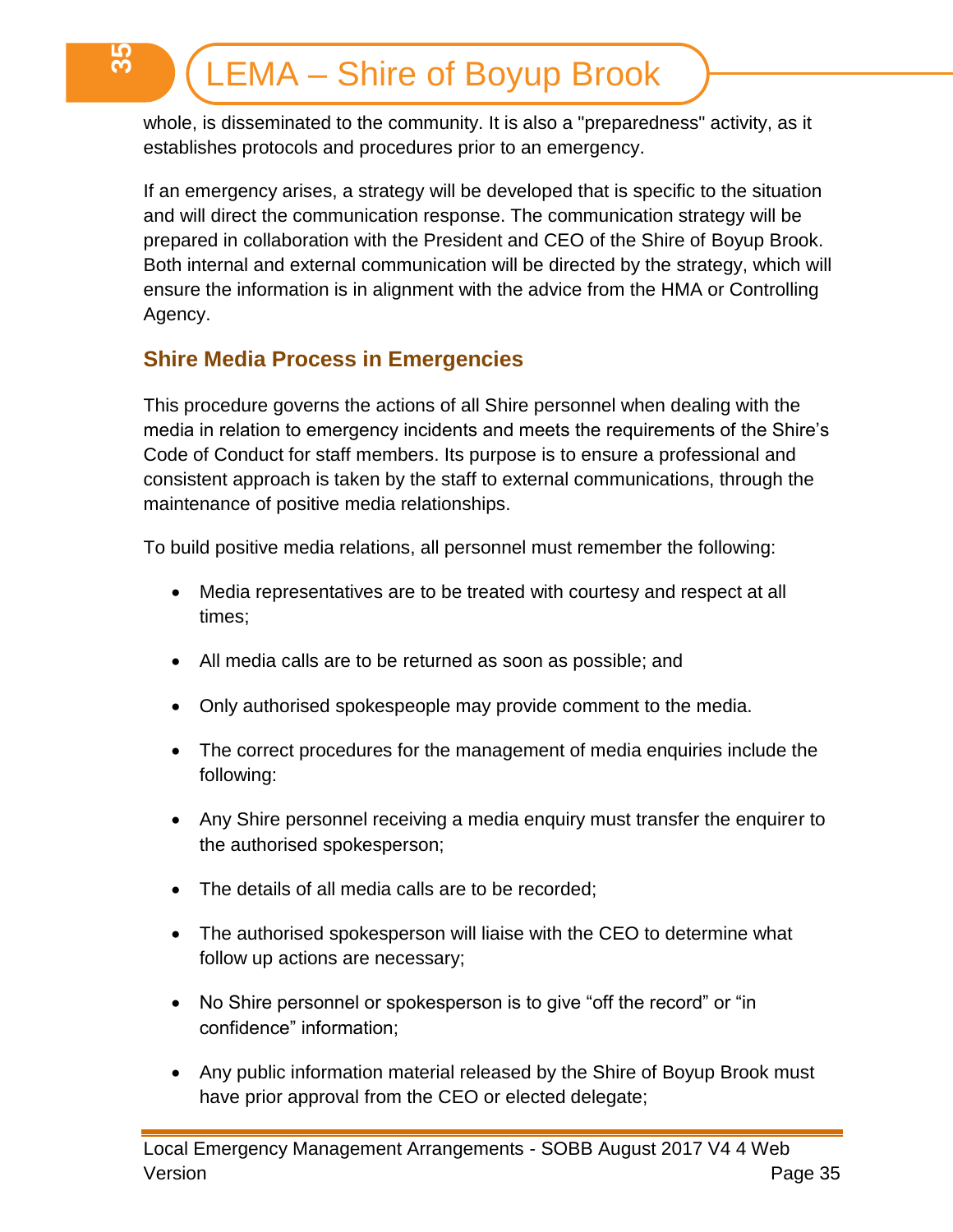whole, is disseminated to the community. It is also a "preparedness" activity, as it establishes protocols and procedures prior to an emergency.

If an emergency arises, a strategy will be developed that is specific to the situation and will direct the communication response. The communication strategy will be prepared in collaboration with the President and CEO of the Shire of Boyup Brook. Both internal and external communication will be directed by the strategy, which will ensure the information is in alignment with the advice from the HMA or Controlling Agency.

## Shire Media Process in Emergencies

This procedure governs the actions of all Shire personnel when dealing with the media in relation to emergency incidents and meets the requirements of the Shire's Code of Conduct for staff members. Its purpose is to ensure a professional and consistent approach is taken by the staff to external communications, through the maintenance of positive media relationships.

To build positive media relations, all personnel must remember the following:

- Media representatives are to be treated with courtesy and respect at all times;
- All media calls are to be returned as soon as possible; and
- Only authorised spokespeople may provide comment to the media.
- The correct procedures for the management of media enquiries include the following:
- Any Shire personnel receiving a media enquiry must transfer the enquirer to the authorised spokesperson;
- The details of all media calls are to be recorded;
- The authorised spokesperson will liaise with the CEO to determine what follow up actions are necessary;
- No Shire personnel or spokesperson is to give "off the record" or "in confidence" information;
- Any public information material released by the Shire of Boyup Brook must have prior approval from the CEO or elected delegate;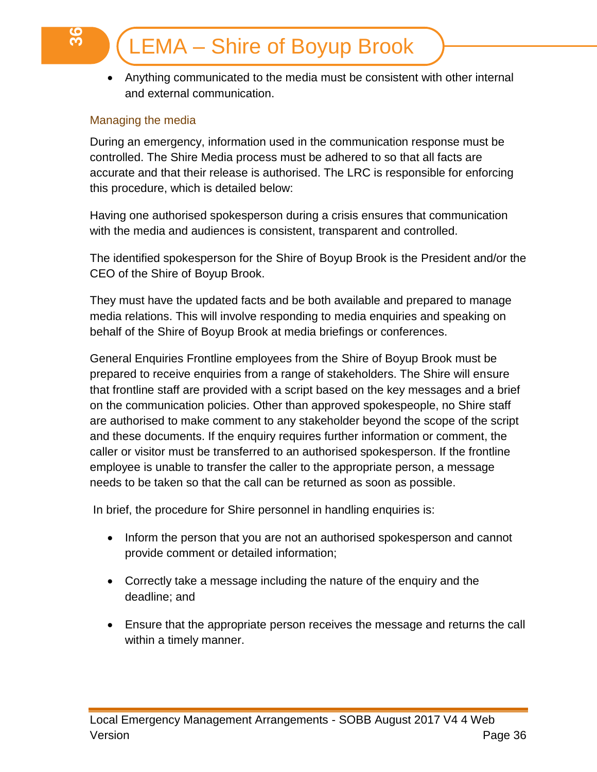- Anything communicated to the media must be consistent with other internal and external communication.

### Managing the media

During an emergency, information used in the communication response must be controlled. The Shire Media process must be adhered to so that all facts are accurate and that their release is authorised. The LRC is responsible for enforcing this procedure, which is detailed below:

Having one authorised spokesperson during a crisis ensures that communication with the media and audiences is consistent, transparent and controlled.

The identified spokesperson for the Shire of Boyup Brook is the President and/or the CEO of the Shire of Boyup Brook.

They must have the updated facts and be both available and prepared to manage media relations. This will involve responding to media enquiries and speaking on behalf of the Shire of Boyup Brook at media briefings or conferences.

General Enquiries Frontline employees from the Shire of Boyup Brook must be prepared to receive enquiries from a range of stakeholders. The Shire will ensure that frontline staff are provided with a script based on the key messages and a brief on the communication policies. Other than approved spokespeople, no Shire staff are authorised to make comment to any stakeholder beyond the scope of the script and these documents. If the enquiry requires further information or comment, the caller or visitor must be transferred to an authorised spokesperson. If the frontline employee is unable to transfer the caller to the appropriate person, a message needs to be taken so that the call can be returned as soon as possible.

In brief, the procedure for Shire personnel in handling enquiries is:

- Inform the person that you are not an authorised spokesperson and cannot provide comment or detailed information;
- Correctly take a message including the nature of the enquiry and the deadline; and
- Ensure that the appropriate person receives the message and returns the call within a timely manner.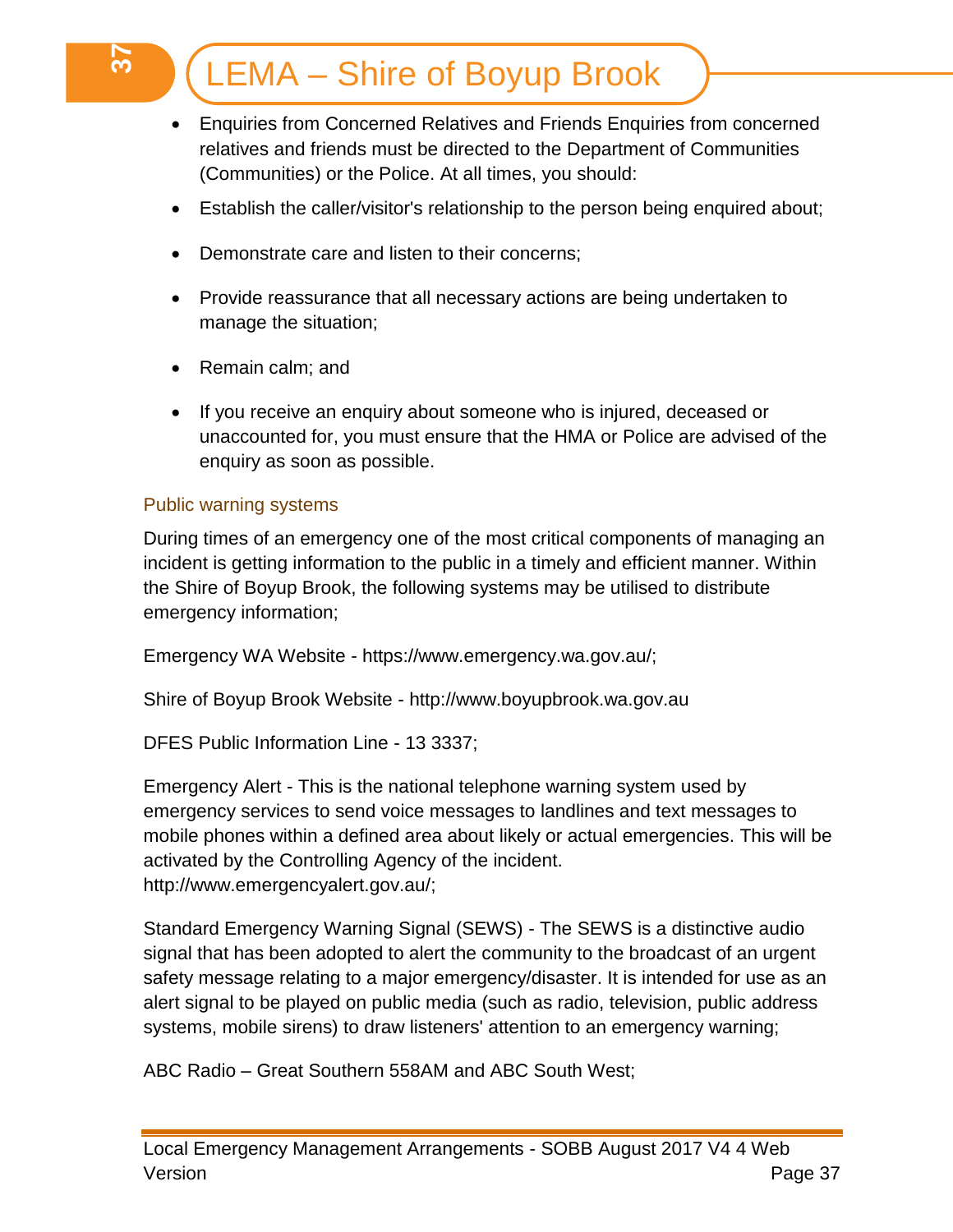- Enquiries from Concerned Relatives and Friends Enquiries from concerned relatives and friends must be directed to the Department of Communities (Communities) or the Police. At all times, you should:
- Establish the caller/visitor's relationship to the person being enquired about;
- Demonstrate care and listen to their concerns;
- Provide reassurance that all necessary actions are being undertaken to manage the situation;
- Remain calm; and
- If you receive an enquiry about someone who is injured, deceased or unaccounted for, you must ensure that the HMA or Police are advised of the enquiry as soon as possible.

### Public warning systems

During times of an emergency one of the most critical components of managing an incident is getting information to the public in a timely and efficient manner. Within the Shire of Boyup Brook, the following systems may be utilised to distribute emergency information;

Emergency WA Website - https://www.emergency.wa.gov.au/;

Shire of Boyup Brook Website - http://www.boyupbrook.wa.gov.au

DFES Public Information Line - 13 3337;

Emergency Alert - This is the national telephone warning system used by emergency services to send voice messages to landlines and text messages to mobile phones within a defined area about likely or actual emergencies. This will be activated by the Controlling Agency of the incident. http://www.emergencyalert.gov.au/;

Standard Emergency Warning Signal (SEWS) - The SEWS is a distinctive audio signal that has been adopted to alert the community to the broadcast of an urgent safety message relating to a major emergency/disaster. It is intended for use as an alert signal to be played on public media (such as radio, television, public address systems, mobile sirens) to draw listeners' attention to an emergency warning;

ABC Radio – Great Southern 558AM and ABC South West;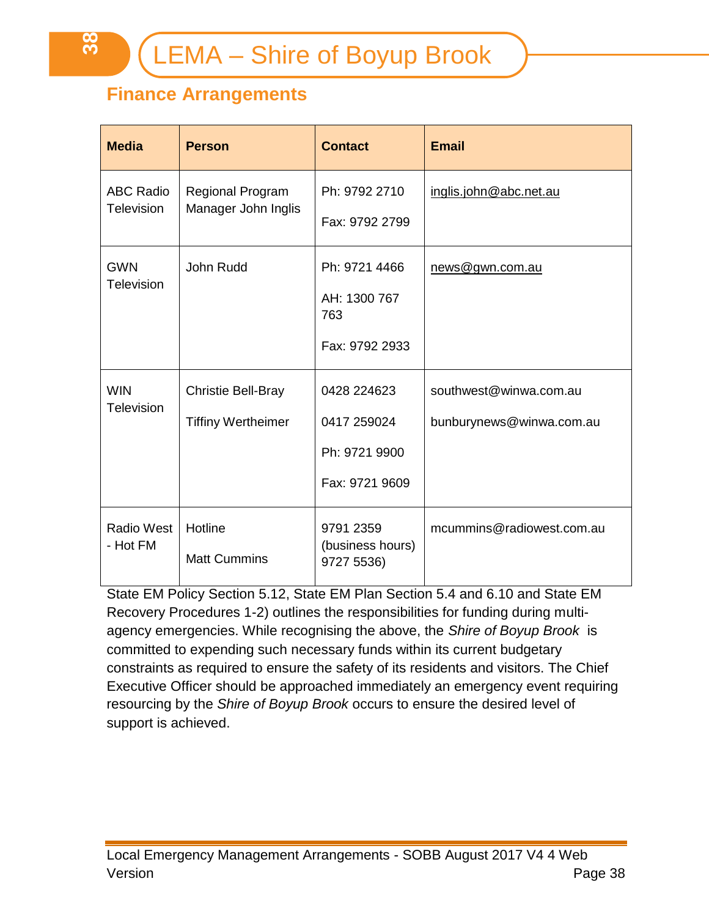## Finance Arrangements

| Media | Person | Contact | Email |
|---|---|---|---|
| ABC Radio Television | Regional Program Manager John Inglis | Ph: 9792 2710<br><br>Fax: 9792 2799 | inglis.john@abc.net.au |
| GWN Television | John Rudd | Ph: 9721 4466<br><br>AH: 1300 767 763<br><br>Fax: 9792 2933 | news@gwn.com.au |
| WIN Television | Christie Bell-Bray<br><br>Tiffiny Wertheimer | 0428 224623<br><br>0417 259024<br><br>Ph: 9721 9900<br><br>Fax: 9721 9609 | southwest@winwa.com.au<br><br>bunburynews@winwa.com.au |
| Radio West - Hot FM | Hotline<br><br>Matt Cummins | 9791 2359 (business hours) 9727 5536) | mcummins@radiowest.com.au |

State EM Policy Section 5.12, State EM Plan Section 5.4 and 6.10 and State EM Recovery Procedures 1-2) outlines the responsibilities for funding during multi-agency emergencies. While recognising the above, the *Shire of Boyup Brook* is committed to expending such necessary funds within its current budgetary constraints as required to ensure the safety of its residents and visitors. The Chief Executive Officer should be approached immediately an emergency event requiring resourcing by the *Shire of Boyup Brook* occurs to ensure the desired level of support is achieved.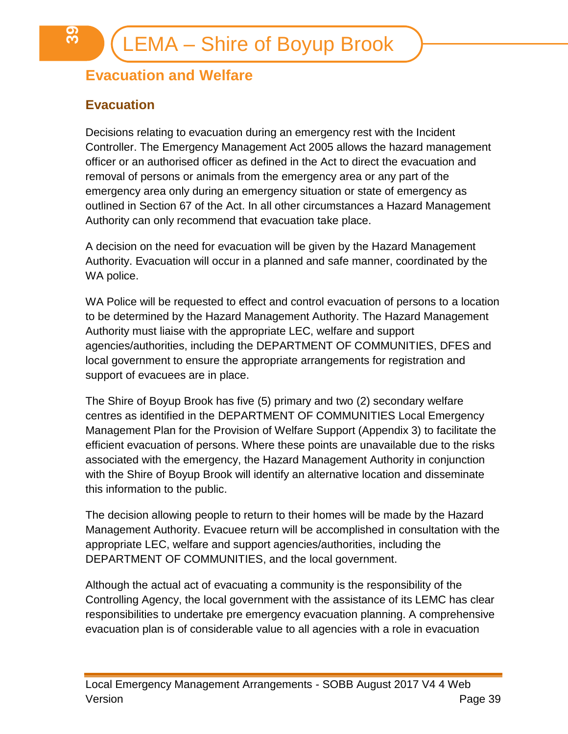## Evacuation and Welfare

### Evacuation

Decisions relating to evacuation during an emergency rest with the Incident Controller. The Emergency Management Act 2005 allows the hazard management officer or an authorised officer as defined in the Act to direct the evacuation and removal of persons or animals from the emergency area or any part of the emergency area only during an emergency situation or state of emergency as outlined in Section 67 of the Act. In all other circumstances a Hazard Management Authority can only recommend that evacuation take place.

A decision on the need for evacuation will be given by the Hazard Management Authority. Evacuation will occur in a planned and safe manner, coordinated by the WA police.

WA Police will be requested to effect and control evacuation of persons to a location to be determined by the Hazard Management Authority. The Hazard Management Authority must liaise with the appropriate LEC, welfare and support agencies/authorities, including the DEPARTMENT OF COMMUNITIES, DFES and local government to ensure the appropriate arrangements for registration and support of evacuees are in place.

The Shire of Boyup Brook has five (5) primary and two (2) secondary welfare centres as identified in the DEPARTMENT OF COMMUNITIES Local Emergency Management Plan for the Provision of Welfare Support (Appendix 3) to facilitate the efficient evacuation of persons. Where these points are unavailable due to the risks associated with the emergency, the Hazard Management Authority in conjunction with the Shire of Boyup Brook will identify an alternative location and disseminate this information to the public.

The decision allowing people to return to their homes will be made by the Hazard Management Authority. Evacuee return will be accomplished in consultation with the appropriate LEC, welfare and support agencies/authorities, including the DEPARTMENT OF COMMUNITIES, and the local government.

Although the actual act of evacuating a community is the responsibility of the Controlling Agency, the local government with the assistance of its LEMC has clear responsibilities to undertake pre emergency evacuation planning. A comprehensive evacuation plan is of considerable value to all agencies with a role in evacuation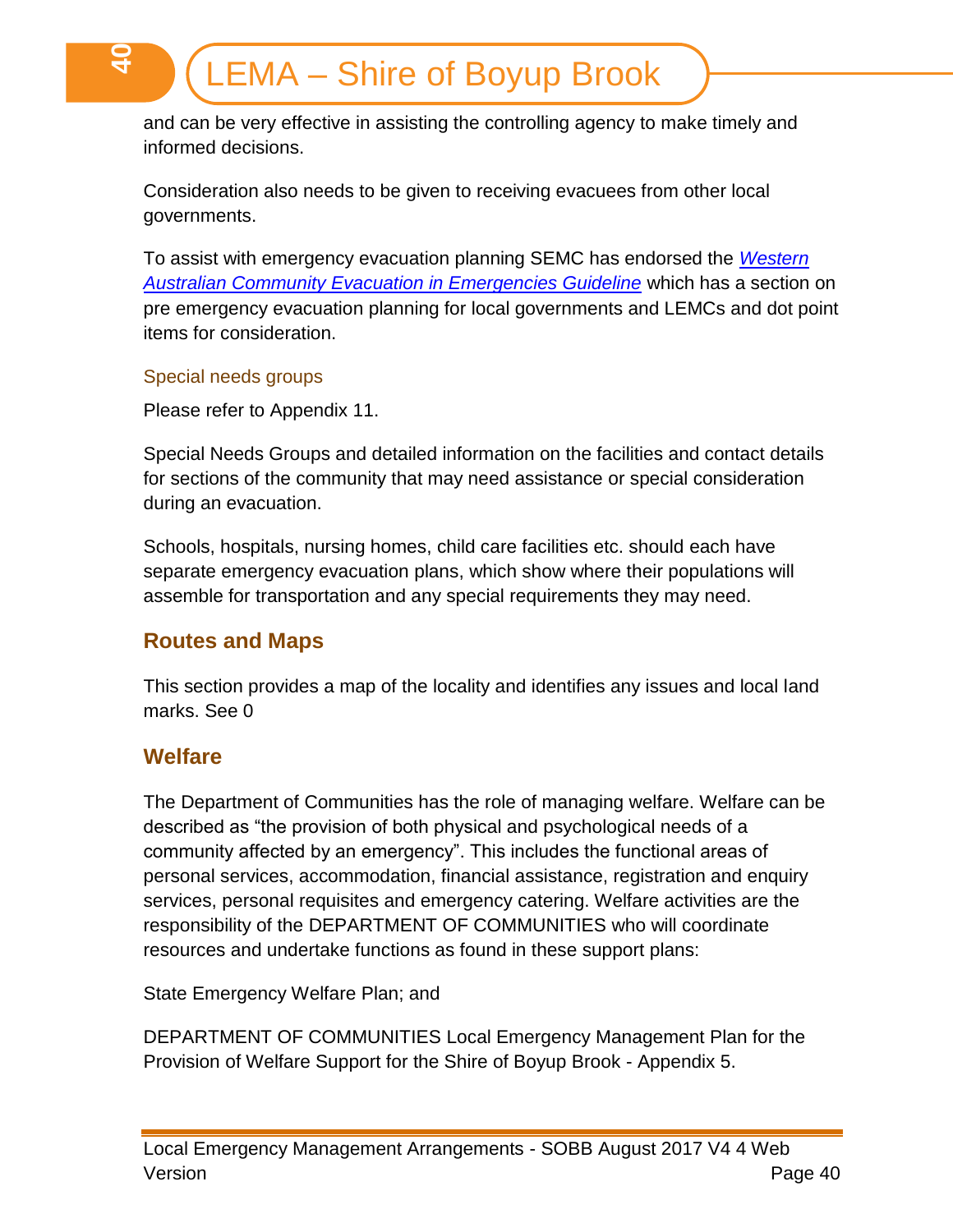and can be very effective in assisting the controlling agency to make timely and informed decisions.

Consideration also needs to be given to receiving evacuees from other local governments.

To assist with emergency evacuation planning SEMC has endorsed the *Western Australian Community Evacuation in Emergencies Guideline* which has a section on pre emergency evacuation planning for local governments and LEMCs and dot point items for consideration.

### Special needs groups

Please refer to Appendix 11.

Special Needs Groups and detailed information on the facilities and contact details for sections of the community that may need assistance or special consideration during an evacuation.

Schools, hospitals, nursing homes, child care facilities etc. should each have separate emergency evacuation plans, which show where their populations will assemble for transportation and any special requirements they may need.

## Routes and Maps

This section provides a map of the locality and identifies any issues and local land marks. See 0

## Welfare

The Department of Communities has the role of managing welfare. Welfare can be described as "the provision of both physical and psychological needs of a community affected by an emergency". This includes the functional areas of personal services, accommodation, financial assistance, registration and enquiry services, personal requisites and emergency catering. Welfare activities are the responsibility of the DEPARTMENT OF COMMUNITIES who will coordinate resources and undertake functions as found in these support plans:

State Emergency Welfare Plan; and

DEPARTMENT OF COMMUNITIES Local Emergency Management Plan for the Provision of Welfare Support for the Shire of Boyup Brook - Appendix 5.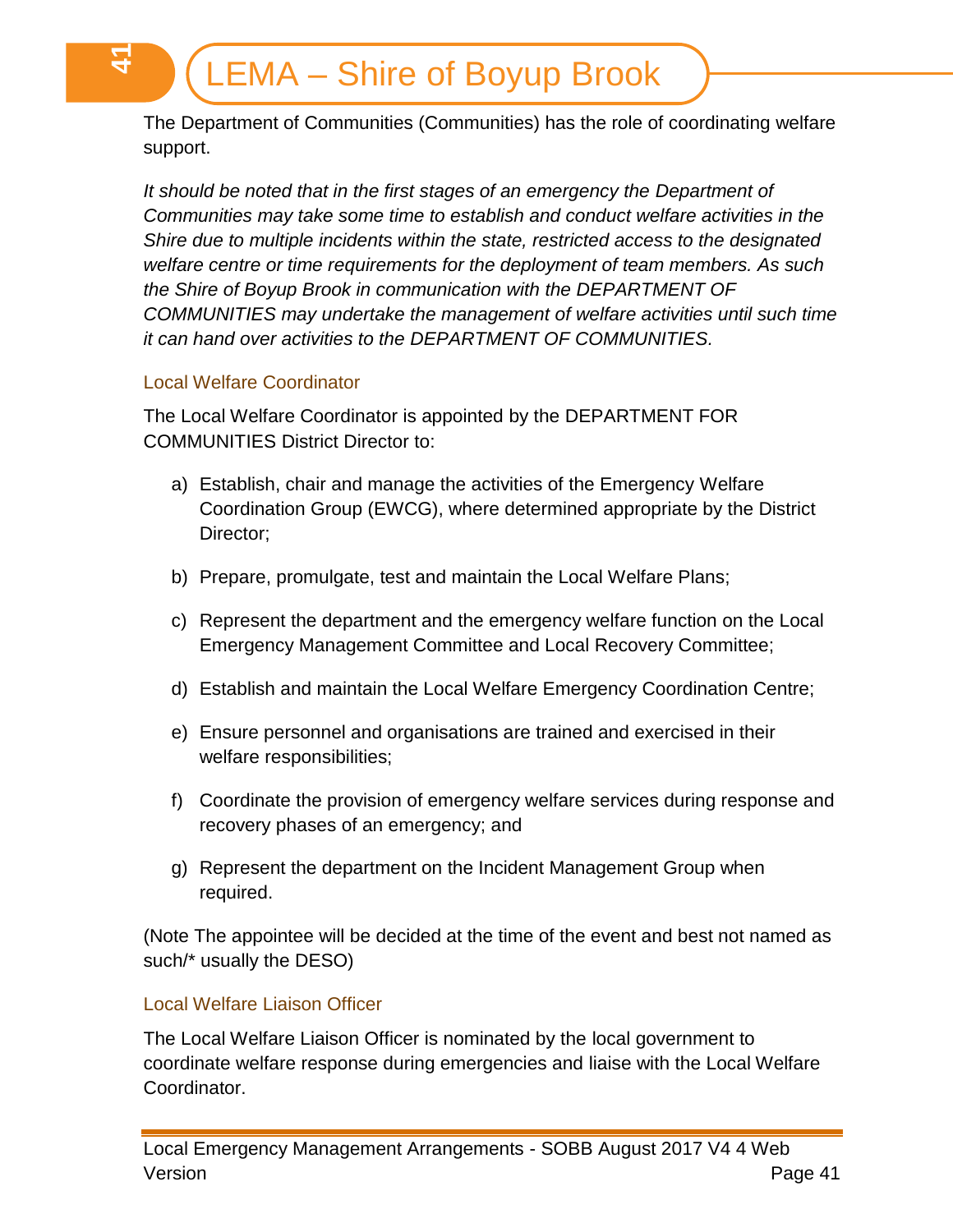The Department of Communities (Communities) has the role of coordinating welfare support.

*It should be noted that in the first stages of an emergency the Department of Communities may take some time to establish and conduct welfare activities in the Shire due to multiple incidents within the state, restricted access to the designated welfare centre or time requirements for the deployment of team members. As such the Shire of Boyup Brook in communication with the DEPARTMENT OF COMMUNITIES may undertake the management of welfare activities until such time it can hand over activities to the DEPARTMENT OF COMMUNITIES.*

### Local Welfare Coordinator

The Local Welfare Coordinator is appointed by the DEPARTMENT FOR COMMUNITIES District Director to:

a) Establish, chair and manage the activities of the Emergency Welfare Coordination Group (EWCG), where determined appropriate by the District Director;

b) Prepare, promulgate, test and maintain the Local Welfare Plans;

c) Represent the department and the emergency welfare function on the Local Emergency Management Committee and Local Recovery Committee;

d) Establish and maintain the Local Welfare Emergency Coordination Centre;

e) Ensure personnel and organisations are trained and exercised in their welfare responsibilities;

f) Coordinate the provision of emergency welfare services during response and recovery phases of an emergency; and

g) Represent the department on the Incident Management Group when required.

(Note The appointee will be decided at the time of the event and best not named as such/* usually the DESO)

### Local Welfare Liaison Officer

The Local Welfare Liaison Officer is nominated by the local government to coordinate welfare response during emergencies and liaise with the Local Welfare Coordinator.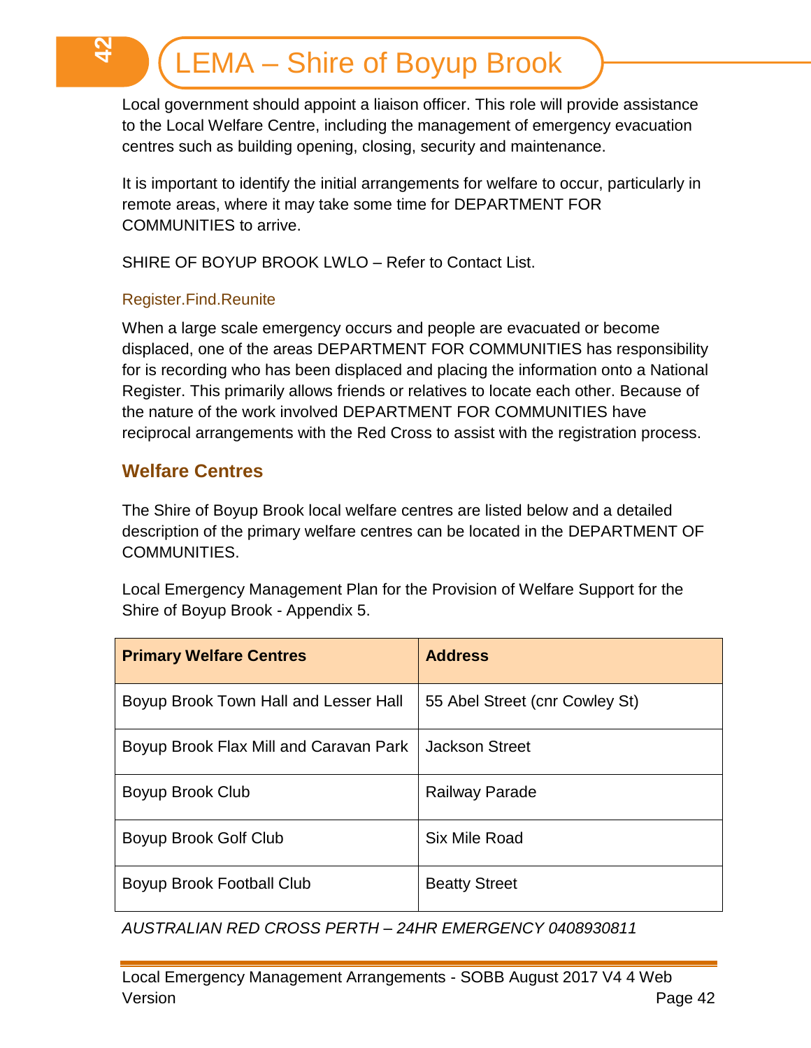Local government should appoint a liaison officer. This role will provide assistance to the Local Welfare Centre, including the management of emergency evacuation centres such as building opening, closing, security and maintenance.

It is important to identify the initial arrangements for welfare to occur, particularly in remote areas, where it may take some time for DEPARTMENT FOR COMMUNITIES to arrive.

SHIRE OF BOYUP BROOK LWLO – Refer to Contact List.

### Register.Find.Reunite

When a large scale emergency occurs and people are evacuated or become displaced, one of the areas DEPARTMENT FOR COMMUNITIES has responsibility for is recording who has been displaced and placing the information onto a National Register. This primarily allows friends or relatives to locate each other. Because of the nature of the work involved DEPARTMENT FOR COMMUNITIES have reciprocal arrangements with the Red Cross to assist with the registration process.

## Welfare Centres

The Shire of Boyup Brook local welfare centres are listed below and a detailed description of the primary welfare centres can be located in the DEPARTMENT OF COMMUNITIES.

Local Emergency Management Plan for the Provision of Welfare Support for the Shire of Boyup Brook - Appendix 5.

| Primary Welfare Centres | Address |
|---|---|
| Boyup Brook Town Hall and Lesser Hall | 55 Abel Street (cnr Cowley St) |
| Boyup Brook Flax Mill and Caravan Park | Jackson Street |
| Boyup Brook Club | Railway Parade |
| Boyup Brook Golf Club | Six Mile Road |
| Boyup Brook Football Club | Beatty Street |

*AUSTRALIAN RED CROSS PERTH – 24HR EMERGENCY 0408930811*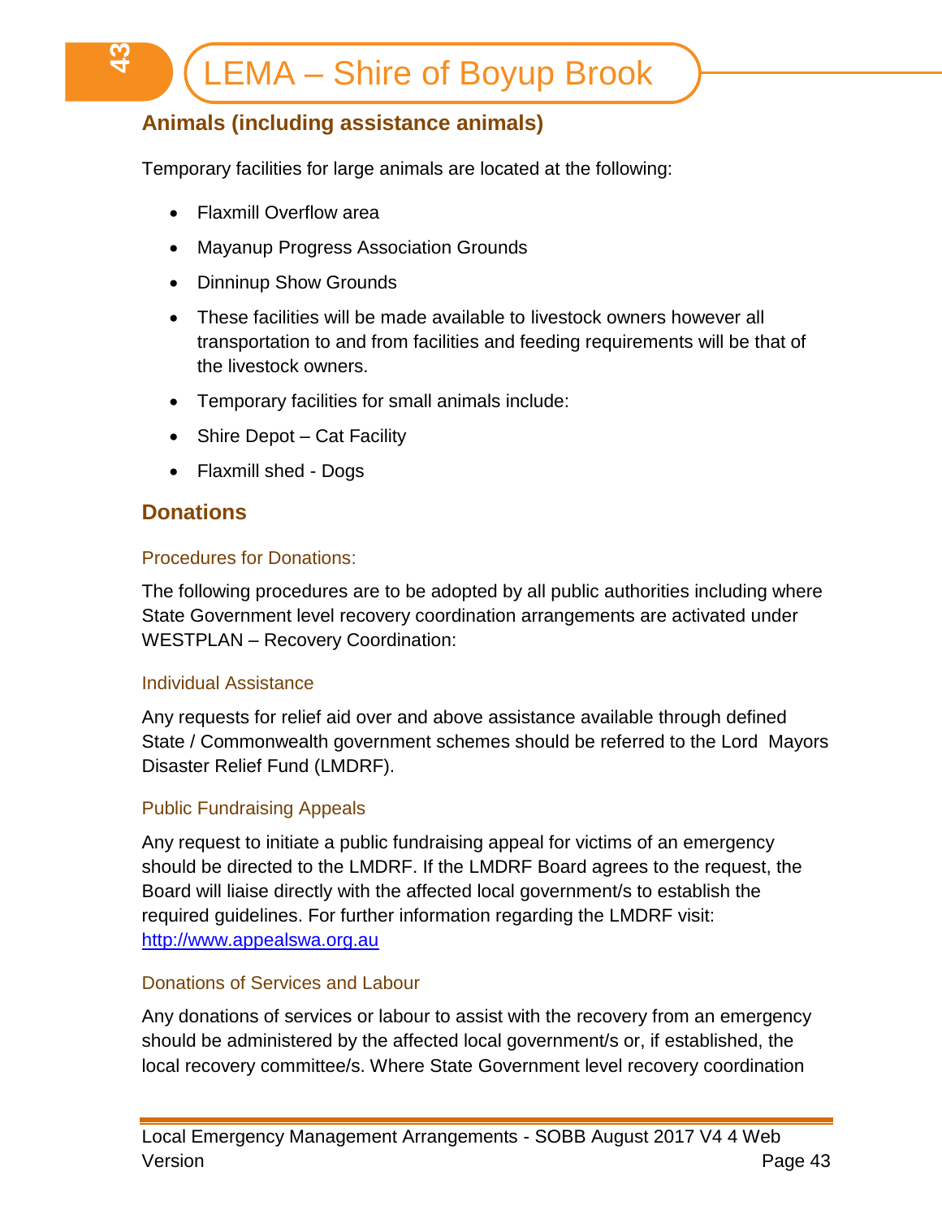## Animals (including assistance animals)

Temporary facilities for large animals are located at the following:

- Flaxmill Overflow area
- Mayanup Progress Association Grounds
- Dinninup Show Grounds
- These facilities will be made available to livestock owners however all transportation to and from facilities and feeding requirements will be that of the livestock owners.
- Temporary facilities for small animals include:
- Shire Depot – Cat Facility
- Flaxmill shed - Dogs

## Donations

### Procedures for Donations:

The following procedures are to be adopted by all public authorities including where State Government level recovery coordination arrangements are activated under WESTPLAN – Recovery Coordination:

### Individual Assistance

Any requests for relief aid over and above assistance available through defined State / Commonwealth government schemes should be referred to the Lord Mayors Disaster Relief Fund (LMDRF).

### Public Fundraising Appeals

Any request to initiate a public fundraising appeal for victims of an emergency should be directed to the LMDRF. If the LMDRF Board agrees to the request, the Board will liaise directly with the affected local government/s to establish the required guidelines. For further information regarding the LMDRF visit: [http://www.appealswa.org.au](http://www.appealswa.org.au)

### Donations of Services and Labour

Any donations of services or labour to assist with the recovery from an emergency should be administered by the affected local government/s or, if established, the local recovery committee/s. Where State Government level recovery coordination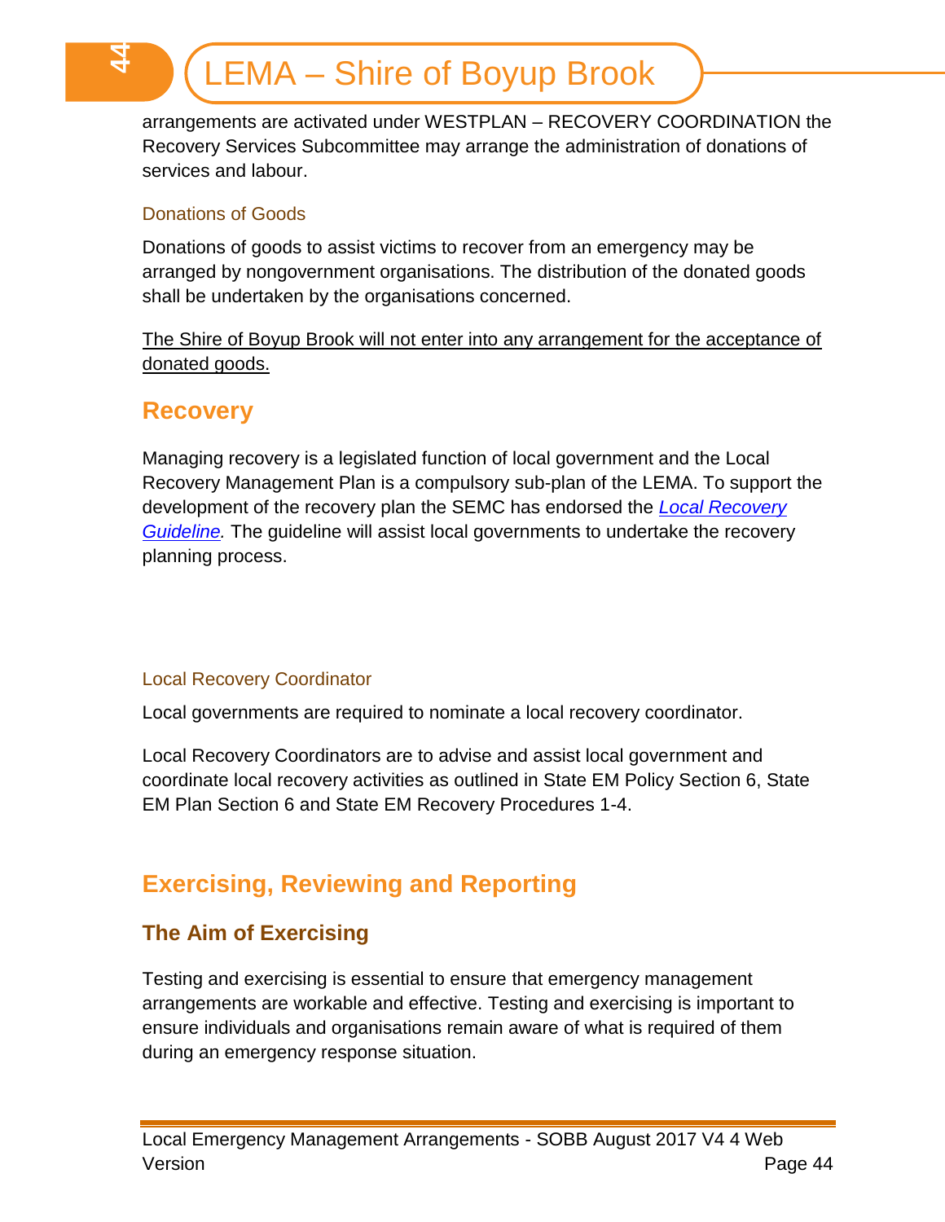arrangements are activated under WESTPLAN – RECOVERY COORDINATION the Recovery Services Subcommittee may arrange the administration of donations of services and labour.

#### Donations of Goods

Donations of goods to assist victims to recover from an emergency may be arranged by nongovernment organisations. The distribution of the donated goods shall be undertaken by the organisations concerned.

<u>The Shire of Boyup Brook will not enter into any arrangement for the acceptance of donated goods.</u>

## Recovery

Managing recovery is a legislated function of local government and the Local Recovery Management Plan is a compulsory sub-plan of the LEMA. To support the development of the recovery plan the SEMC has endorsed the *Local Recovery Guideline.* The guideline will assist local governments to undertake the recovery planning process.

#### Local Recovery Coordinator

Local governments are required to nominate a local recovery coordinator.

Local Recovery Coordinators are to advise and assist local government and coordinate local recovery activities as outlined in State EM Policy Section 6, State EM Plan Section 6 and State EM Recovery Procedures 1-4.

## Exercising, Reviewing and Reporting

### The Aim of Exercising

Testing and exercising is essential to ensure that emergency management arrangements are workable and effective. Testing and exercising is important to ensure individuals and organisations remain aware of what is required of them during an emergency response situation.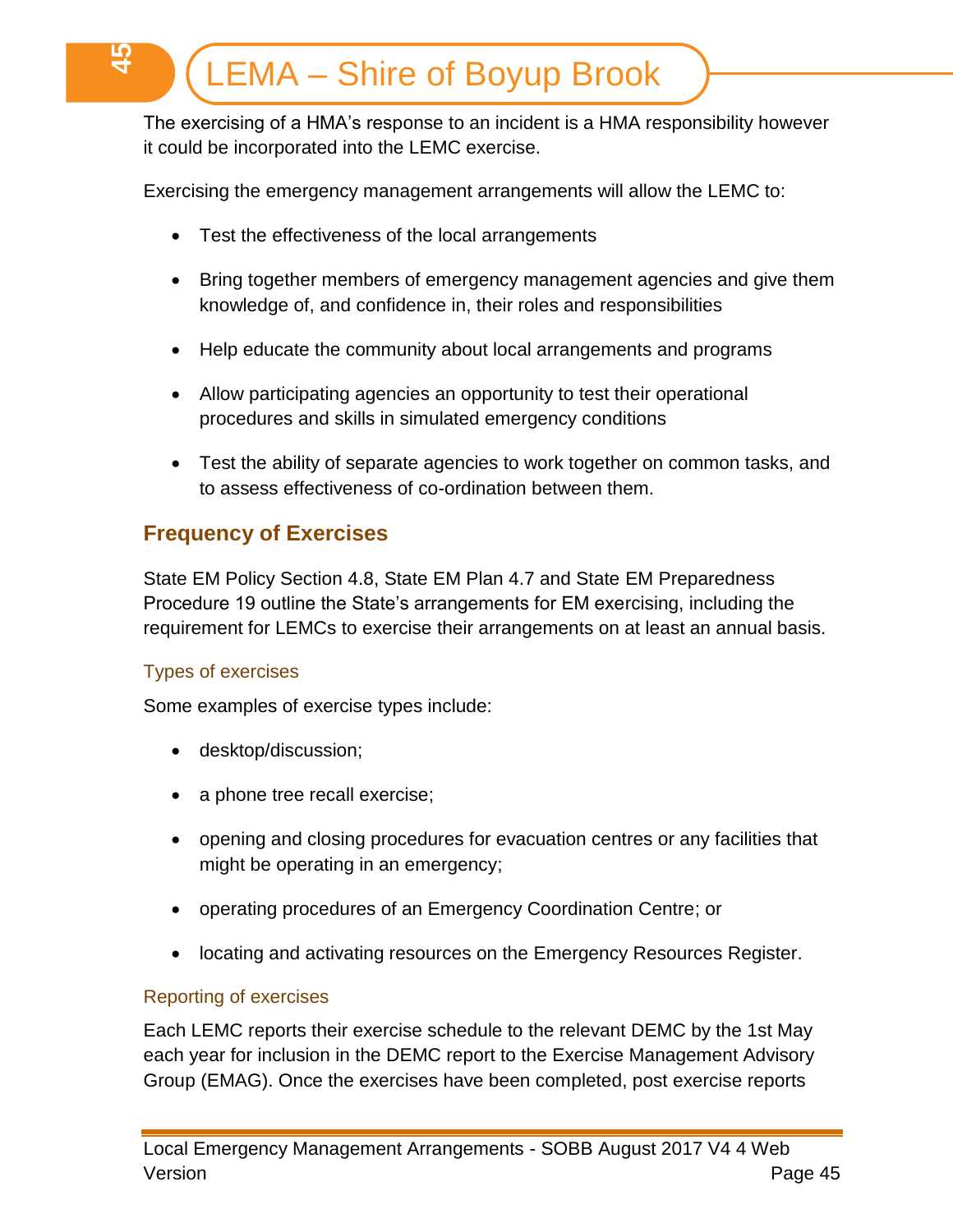The exercising of a HMA's response to an incident is a HMA responsibility however it could be incorporated into the LEMC exercise.

Exercising the emergency management arrangements will allow the LEMC to:

- Test the effectiveness of the local arrangements
- Bring together members of emergency management agencies and give them knowledge of, and confidence in, their roles and responsibilities
- Help educate the community about local arrangements and programs
- Allow participating agencies an opportunity to test their operational procedures and skills in simulated emergency conditions
- Test the ability of separate agencies to work together on common tasks, and to assess effectiveness of co-ordination between them.

## Frequency of Exercises

State EM Policy Section 4.8, State EM Plan 4.7 and State EM Preparedness Procedure 19 outline the State's arrangements for EM exercising, including the requirement for LEMCs to exercise their arrangements on at least an annual basis.

### Types of exercises

Some examples of exercise types include:

- desktop/discussion;
- a phone tree recall exercise;
- opening and closing procedures for evacuation centres or any facilities that might be operating in an emergency;
- operating procedures of an Emergency Coordination Centre; or
- locating and activating resources on the Emergency Resources Register.

### Reporting of exercises

Each LEMC reports their exercise schedule to the relevant DEMC by the 1st May each year for inclusion in the DEMC report to the Exercise Management Advisory Group (EMAG). Once the exercises have been completed, post exercise reports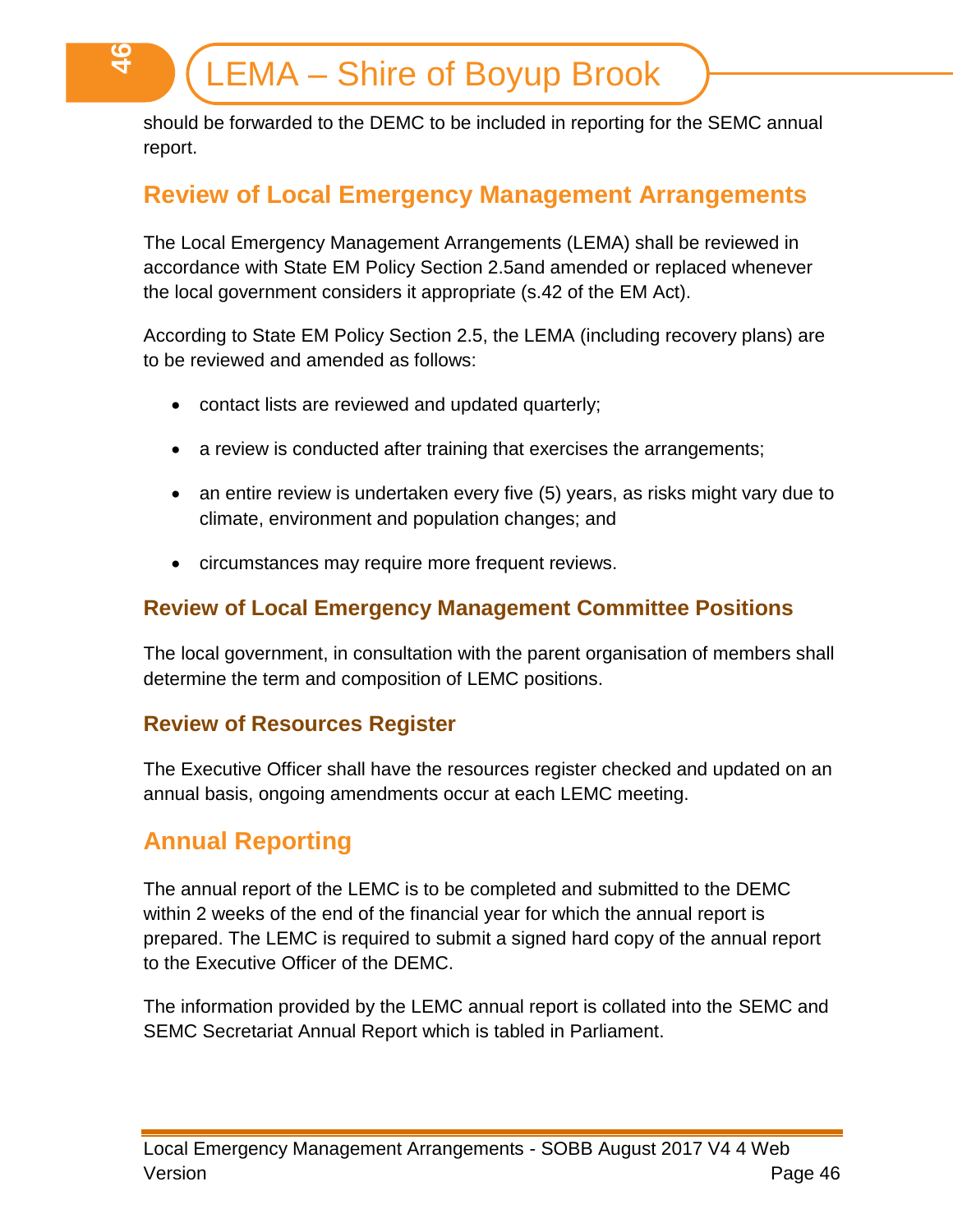should be forwarded to the DEMC to be included in reporting for the SEMC annual report.

## Review of Local Emergency Management Arrangements

The Local Emergency Management Arrangements (LEMA) shall be reviewed in accordance with State EM Policy Section 2.5and amended or replaced whenever the local government considers it appropriate (s.42 of the EM Act).

According to State EM Policy Section 2.5, the LEMA (including recovery plans) are to be reviewed and amended as follows:

- contact lists are reviewed and updated quarterly;
- a review is conducted after training that exercises the arrangements;
- an entire review is undertaken every five (5) years, as risks might vary due to climate, environment and population changes; and
- circumstances may require more frequent reviews.

### Review of Local Emergency Management Committee Positions

The local government, in consultation with the parent organisation of members shall determine the term and composition of LEMC positions.

### Review of Resources Register

The Executive Officer shall have the resources register checked and updated on an annual basis, ongoing amendments occur at each LEMC meeting.

## Annual Reporting

The annual report of the LEMC is to be completed and submitted to the DEMC within 2 weeks of the end of the financial year for which the annual report is prepared. The LEMC is required to submit a signed hard copy of the annual report to the Executive Officer of the DEMC.

The information provided by the LEMC annual report is collated into the SEMC and SEMC Secretariat Annual Report which is tabled in Parliament.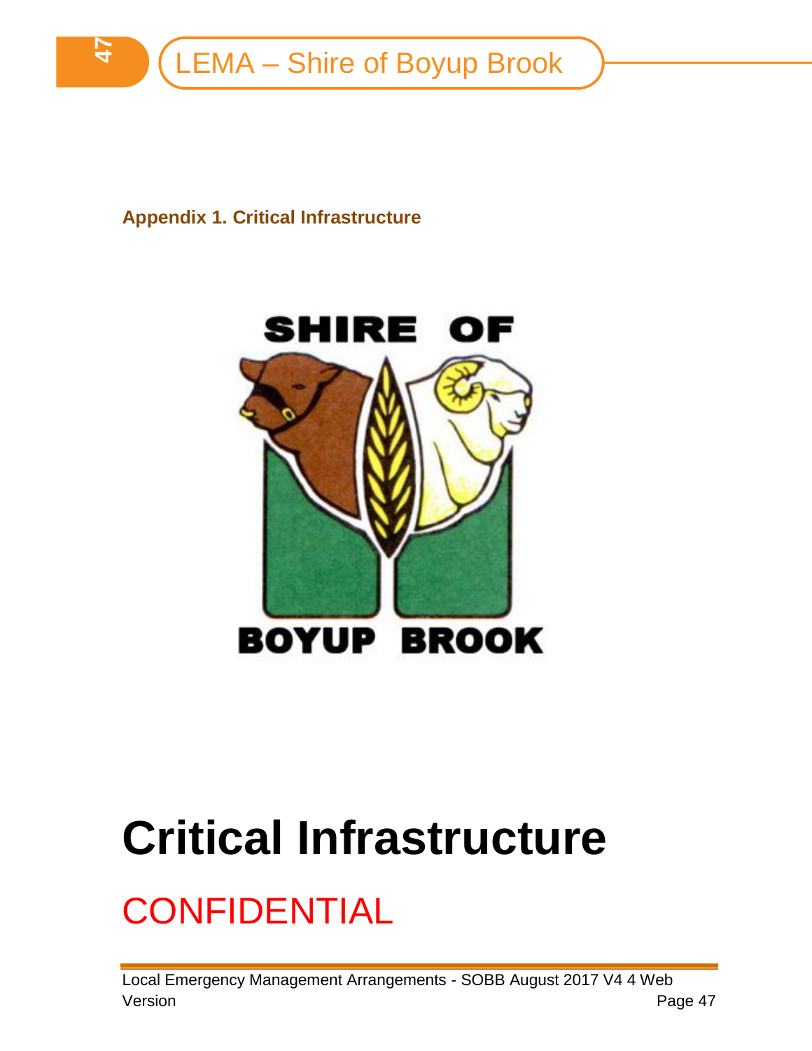**Appendix 1. Critical Infrastructure**

SHIRE OF BOYUP BROOK

# Critical Infrastructure

## CONFIDENTIAL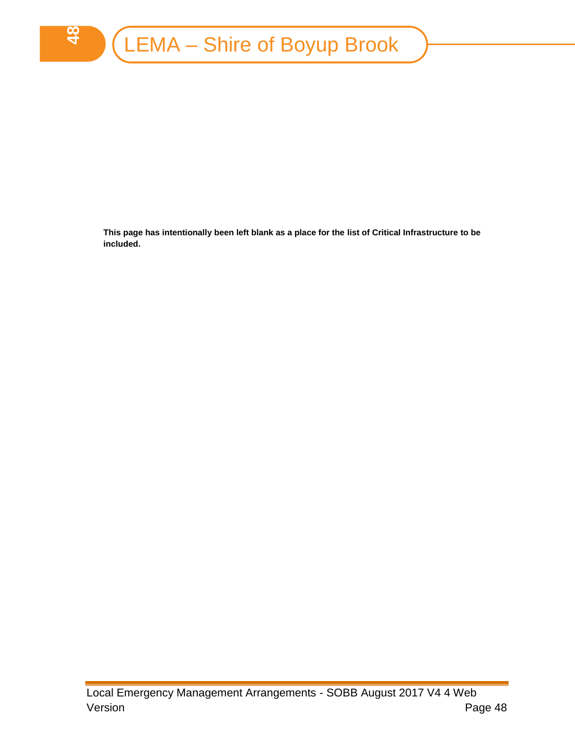**This page has intentionally been left blank as a place for the list of Critical Infrastructure to be included.**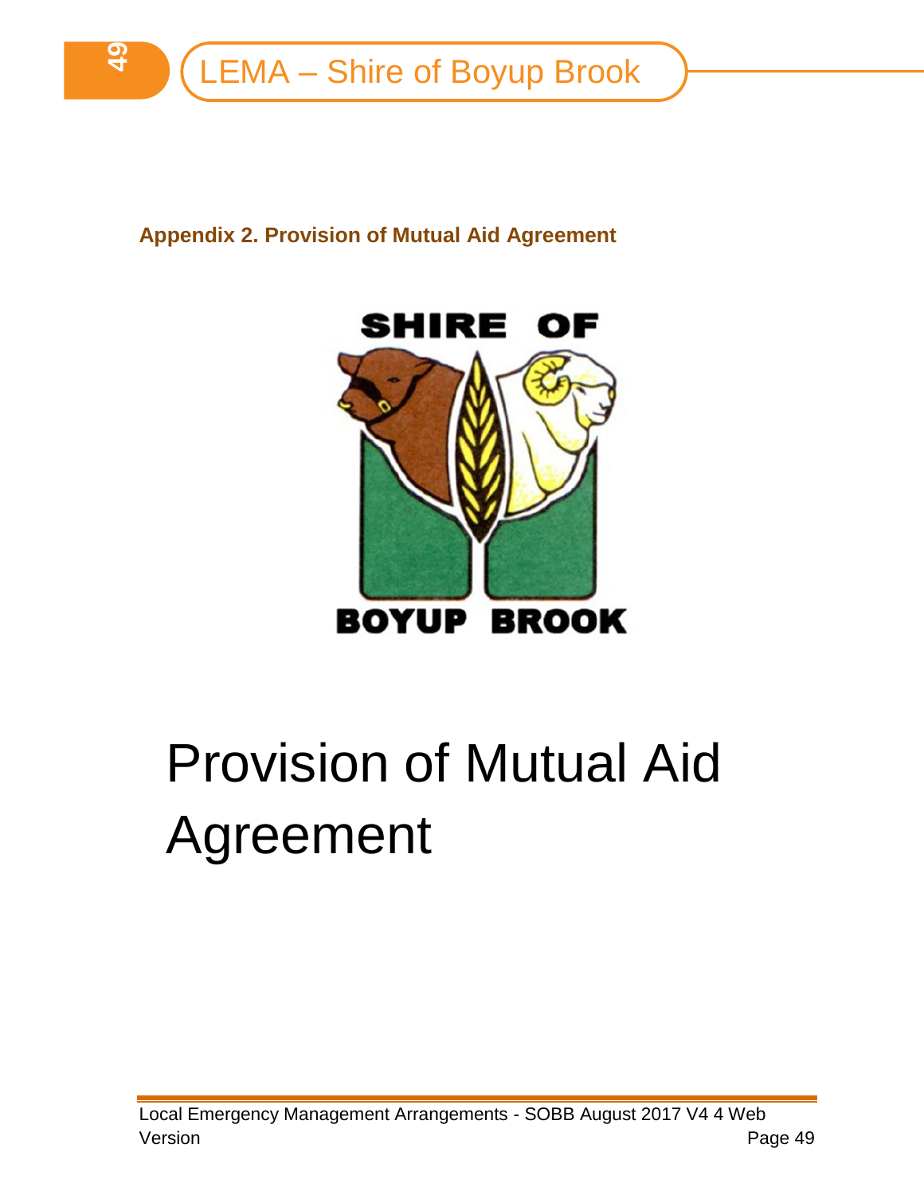## Appendix 2. Provision of Mutual Aid Agreement

SHIRE OF BOYUP BROOK

# Provision of Mutual Aid Agreement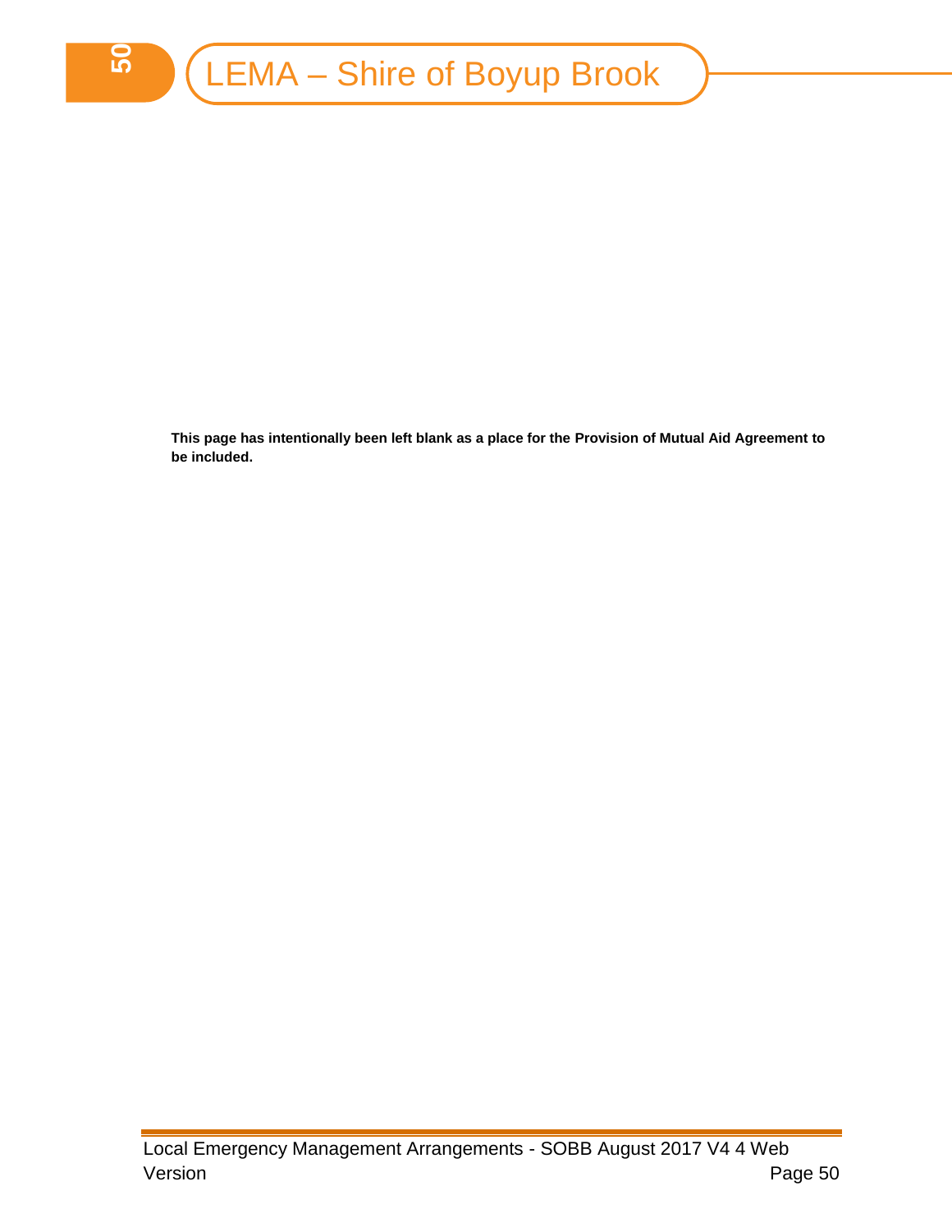**This page has intentionally been left blank as a place for the Provision of Mutual Aid Agreement to be included.**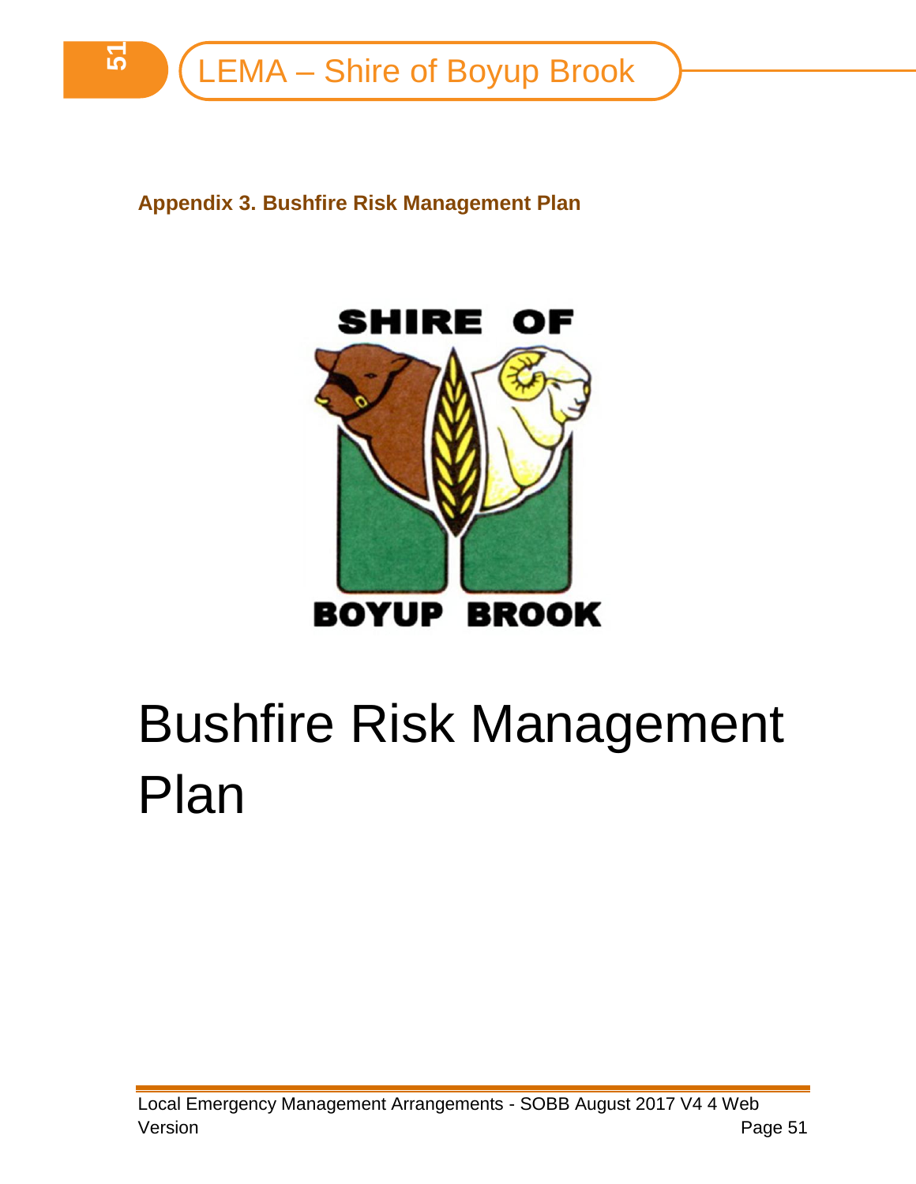**Appendix 3. Bushfire Risk Management Plan**

SHIRE OF

BOYUP BROOK

# Bushfire Risk Management Plan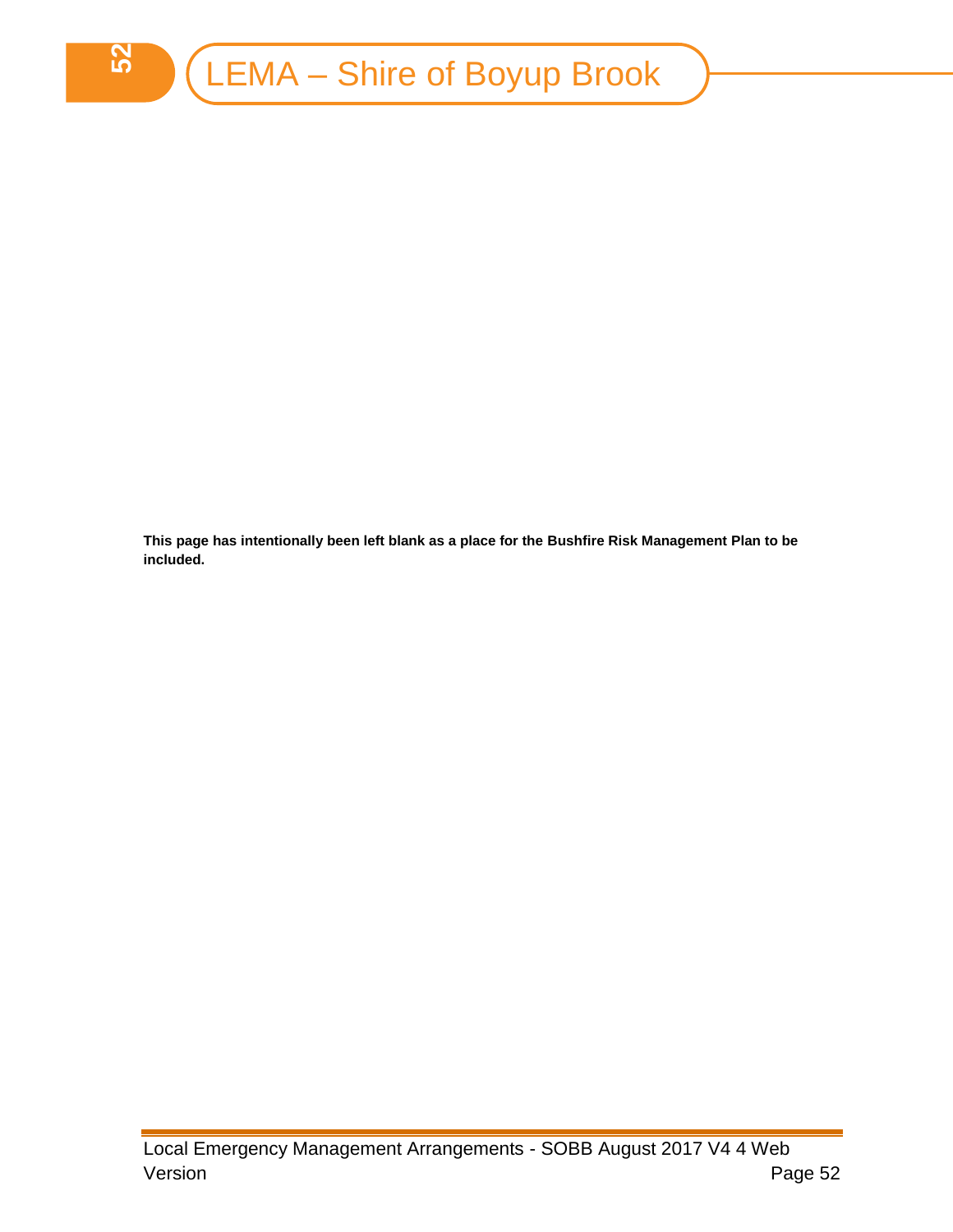**This page has intentionally been left blank as a place for the Bushfire Risk Management Plan to be included.**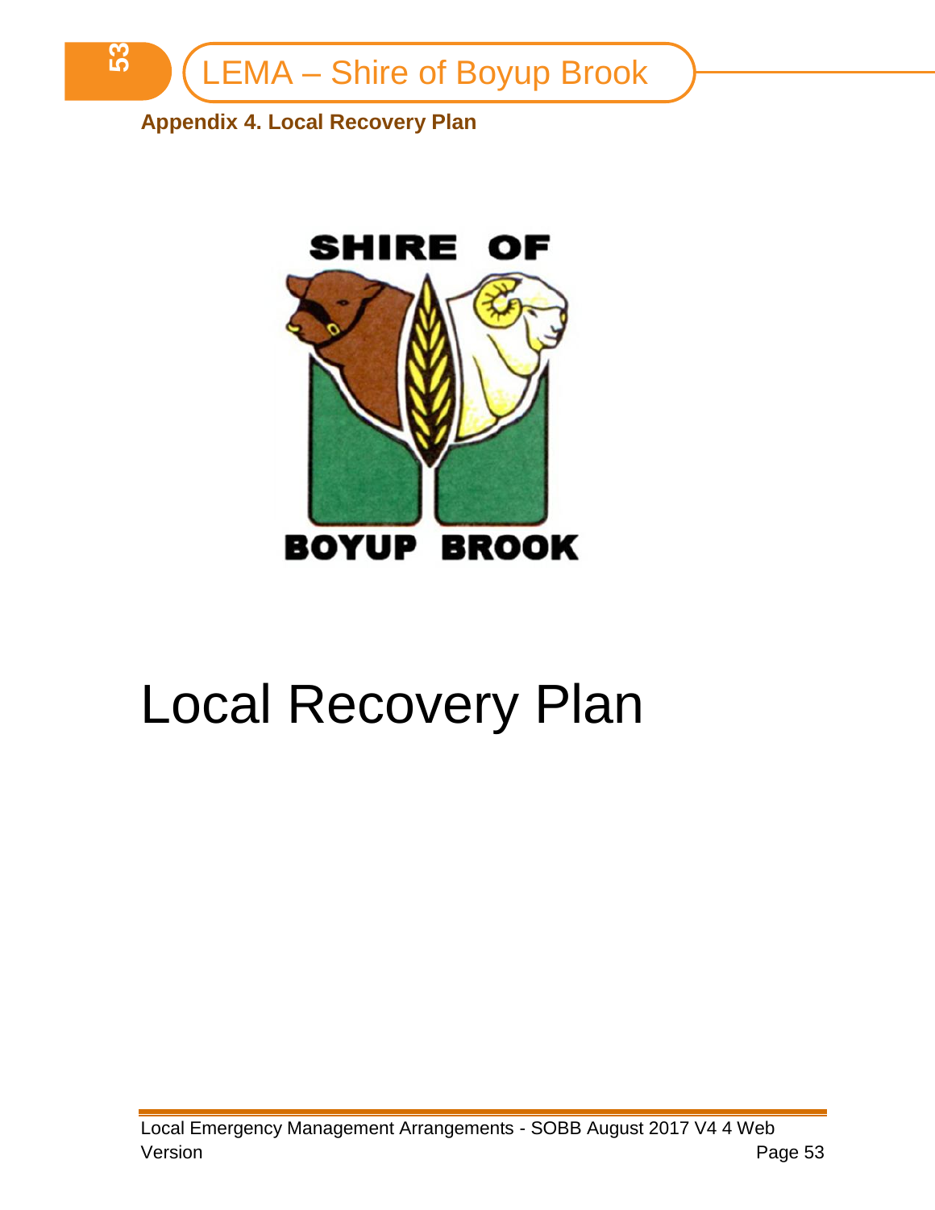**Appendix 4. Local Recovery Plan**

SHIRE OF

BOYUP BROOK

# Local Recovery Plan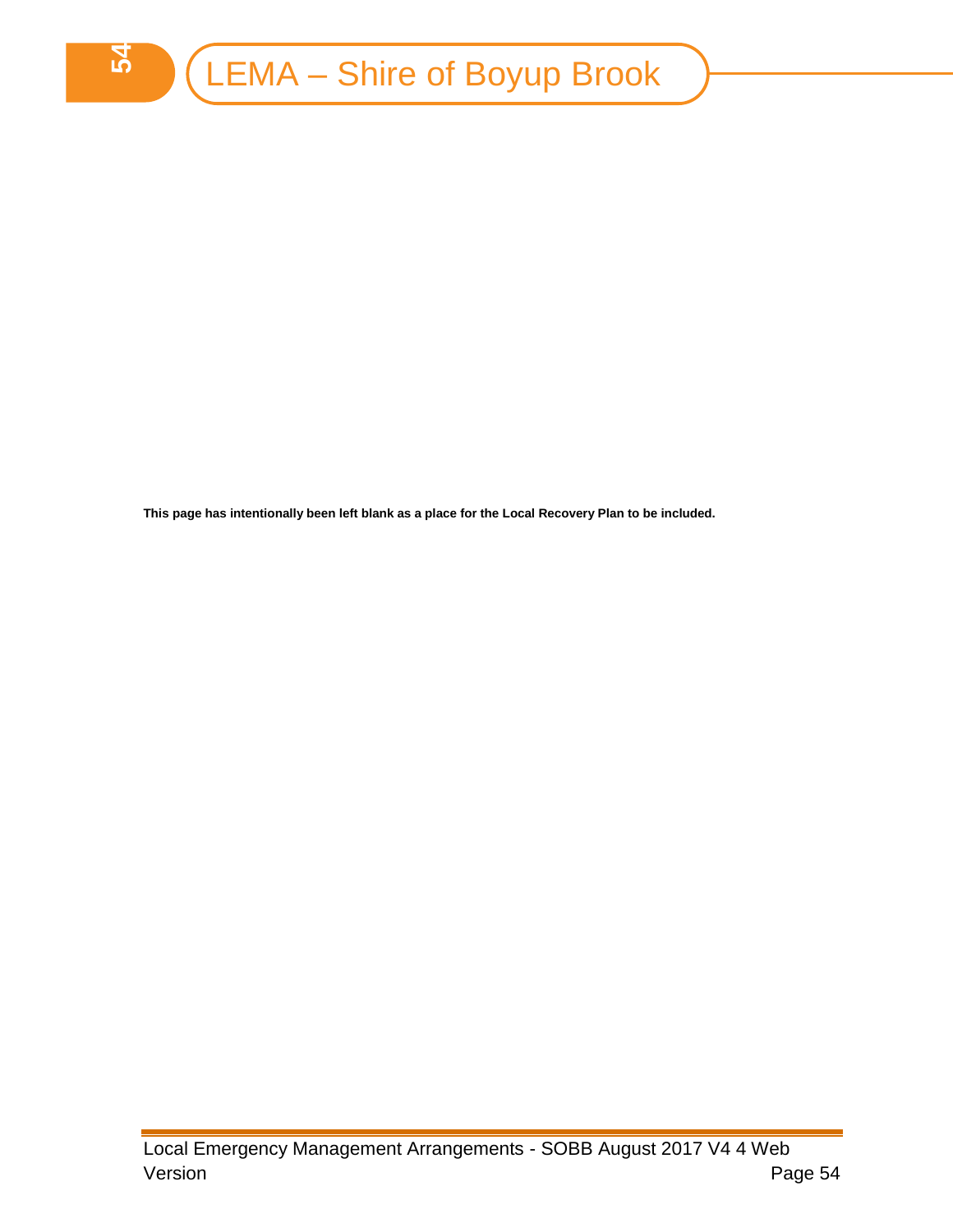**This page has intentionally been left blank as a place for the Local Recovery Plan to be included.**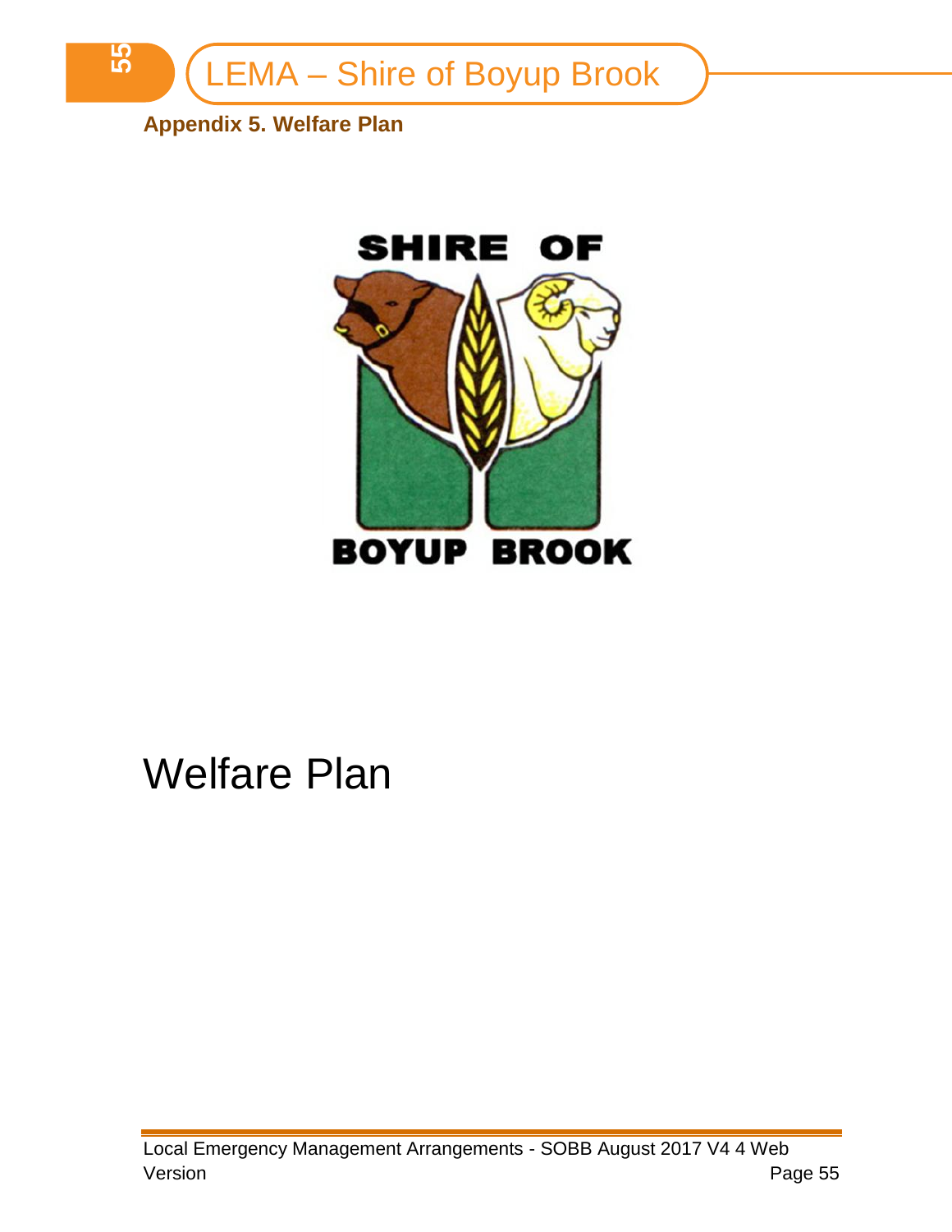**Appendix 5. Welfare Plan**

SHIRE OF

BOYUP BROOK

# Welfare Plan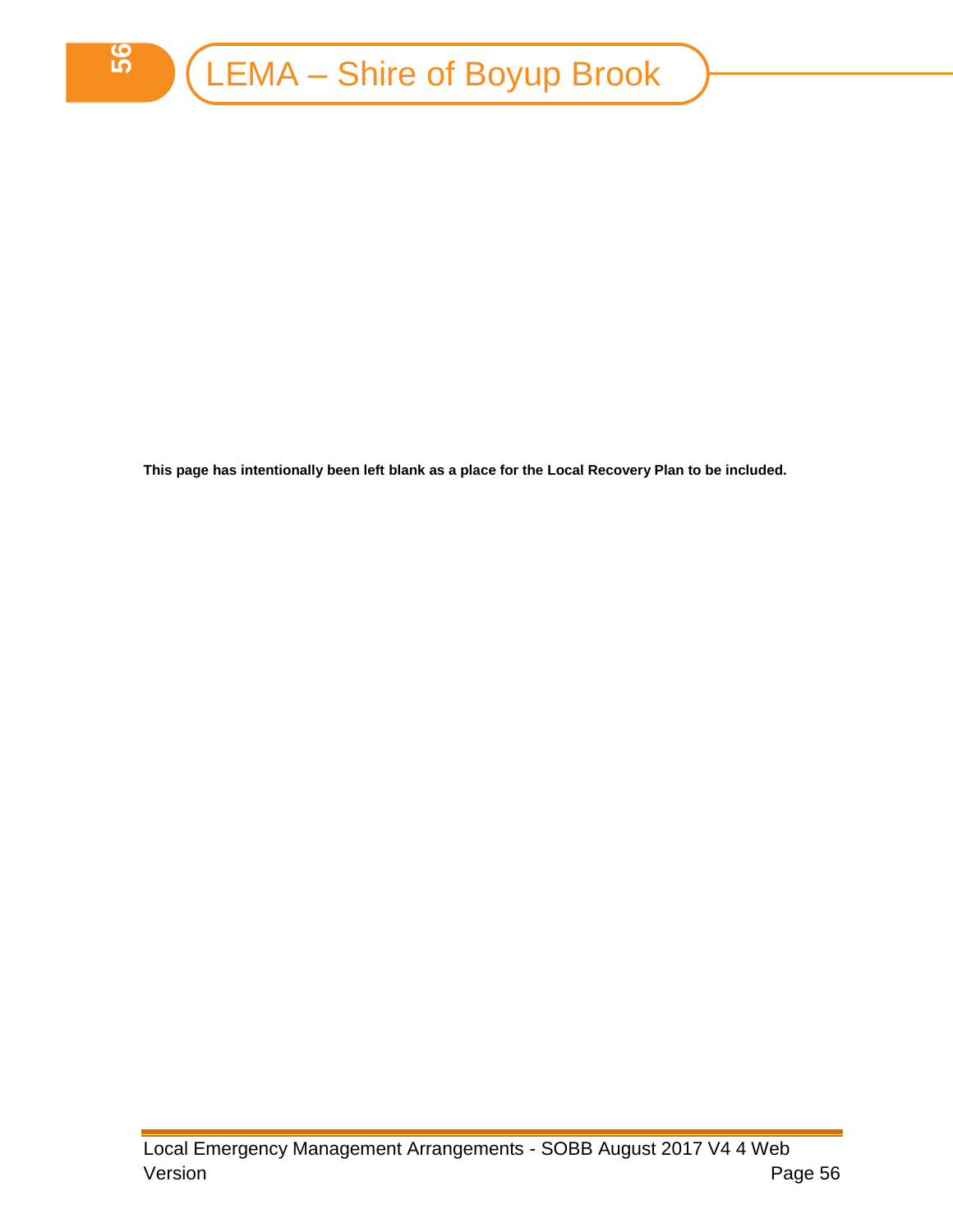**This page has intentionally been left blank as a place for the Local Recovery Plan to be included.**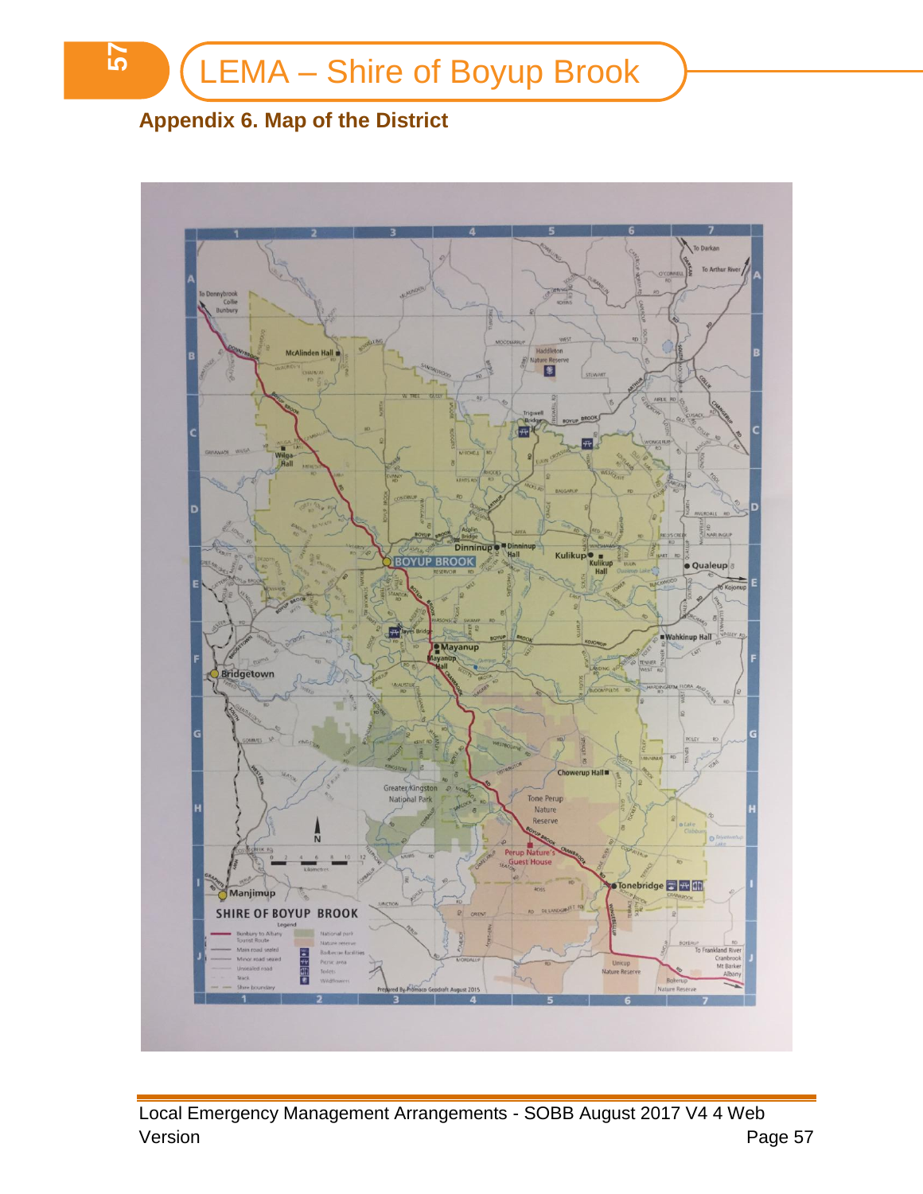## Appendix 6. Map of the District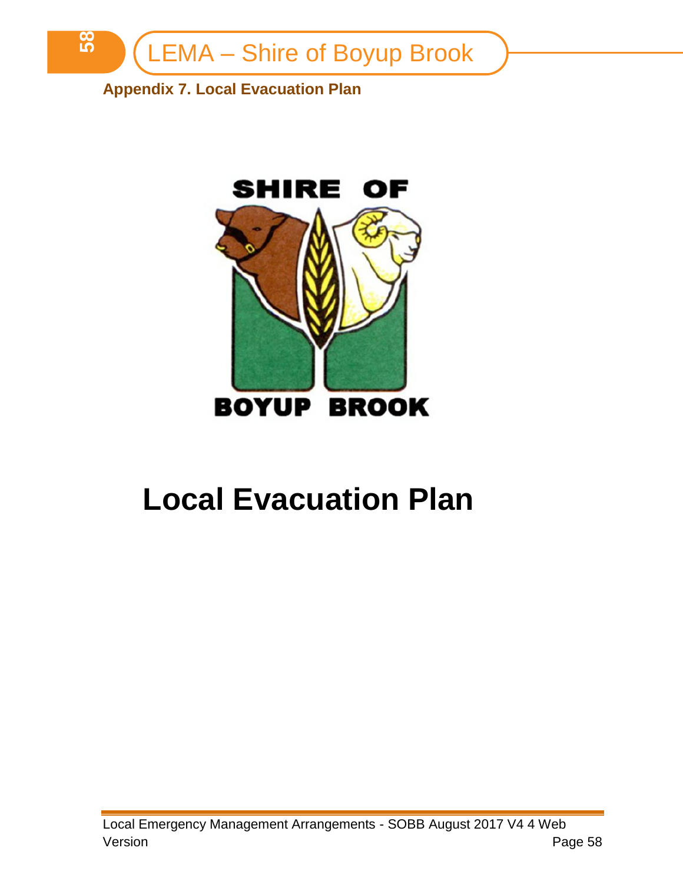**Appendix 7. Local Evacuation Plan**

SHIRE OF

BOYUP BROOK

# Local Evacuation Plan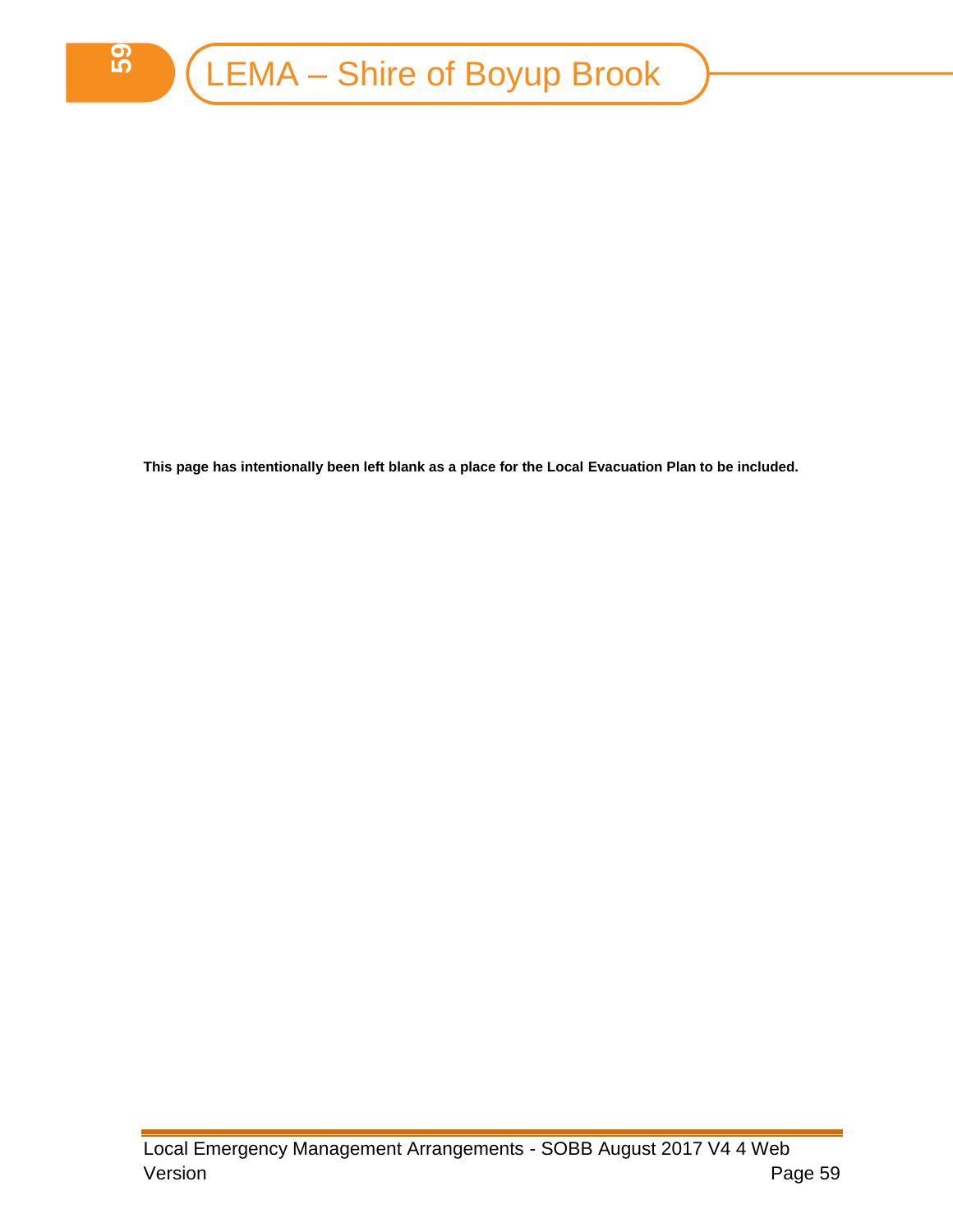**This page has intentionally been left blank as a place for the Local Evacuation Plan to be included.**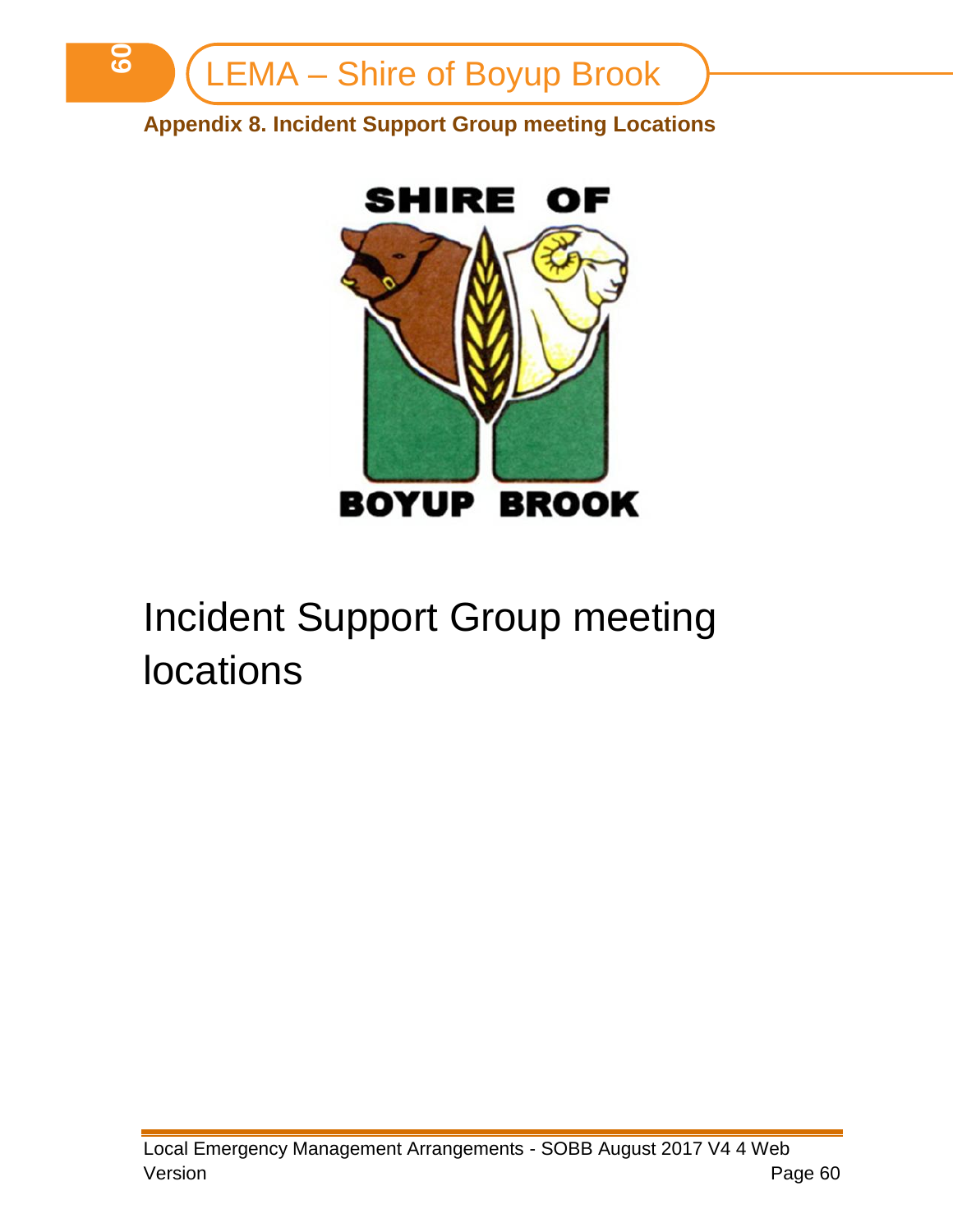## Appendix 8. Incident Support Group meeting Locations

SHIRE OF BOYUP BROOK

# Incident Support Group meeting locations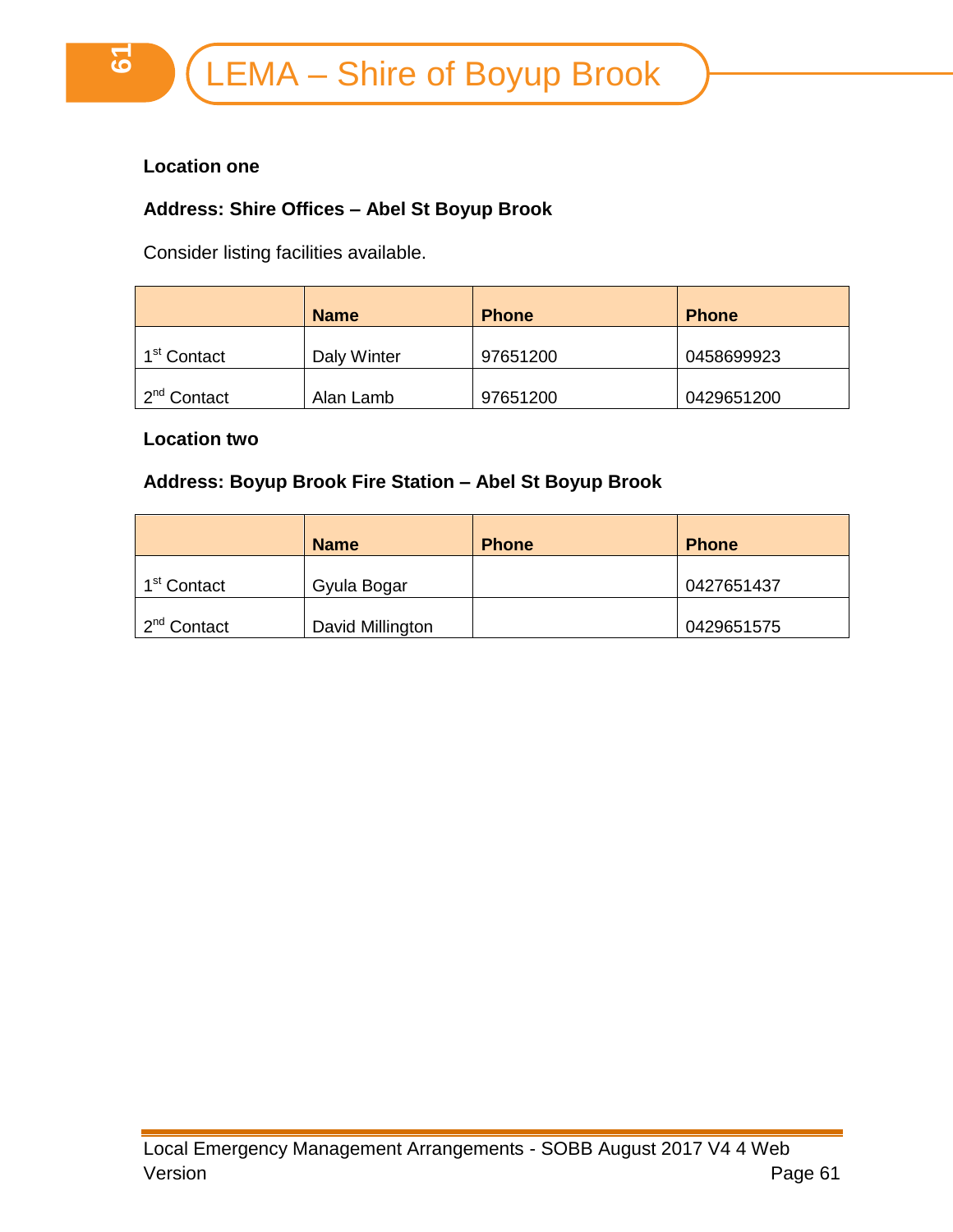**Location one**

**Address: Shire Offices – Abel St Boyup Brook**

Consider listing facilities available.

| | **Name** | **Phone** | **Phone** |
|---|---|---|---|
| 1st Contact | Daly Winter | 97651200 | 0458699923 |
| 2nd Contact | Alan Lamb | 97651200 | 0429651200 |

**Location two**

**Address: Boyup Brook Fire Station – Abel St Boyup Brook**

| | **Name** | **Phone** | **Phone** |
|---|---|---|---|
| 1st Contact | Gyula Bogar | | 0427651437 |
| 2nd Contact | David Millington | | 0429651575 |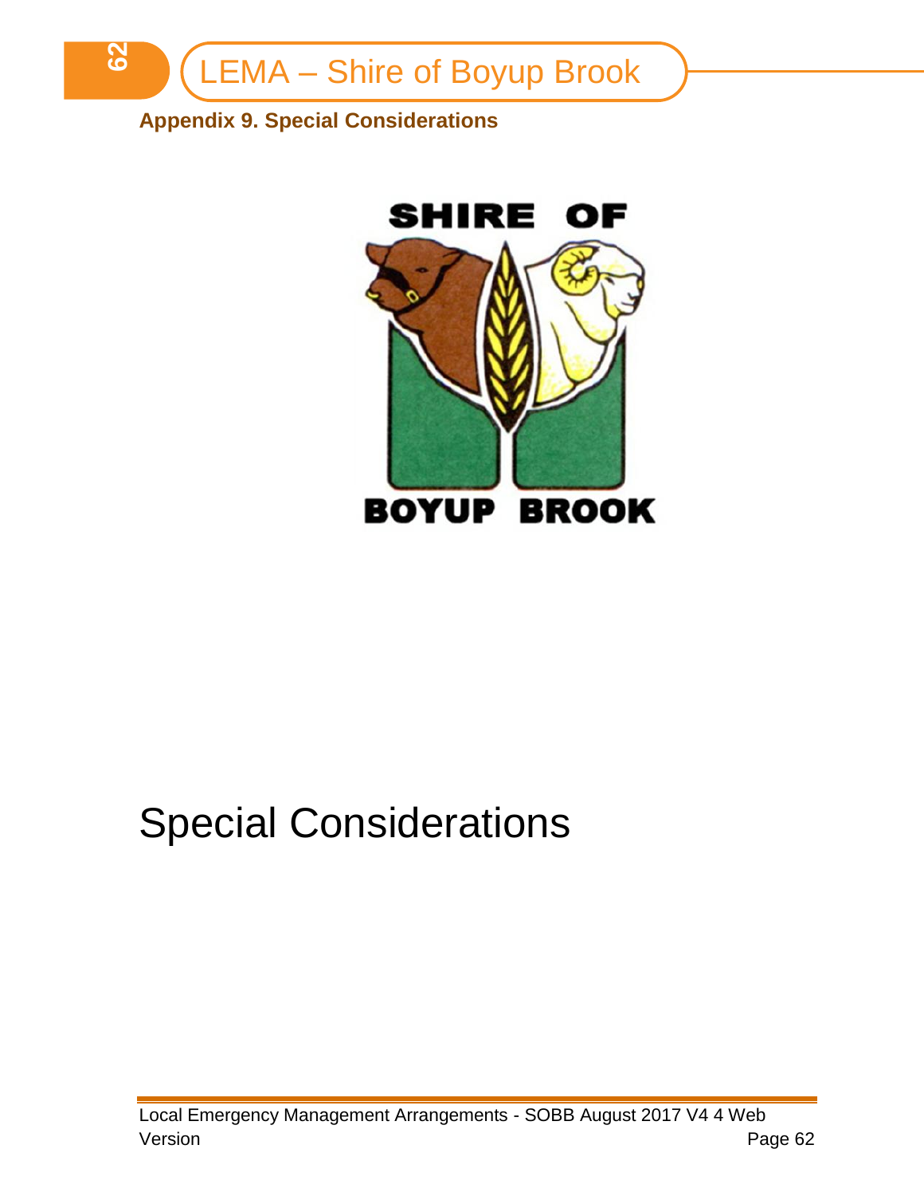## Appendix 9. Special Considerations

# Special Considerations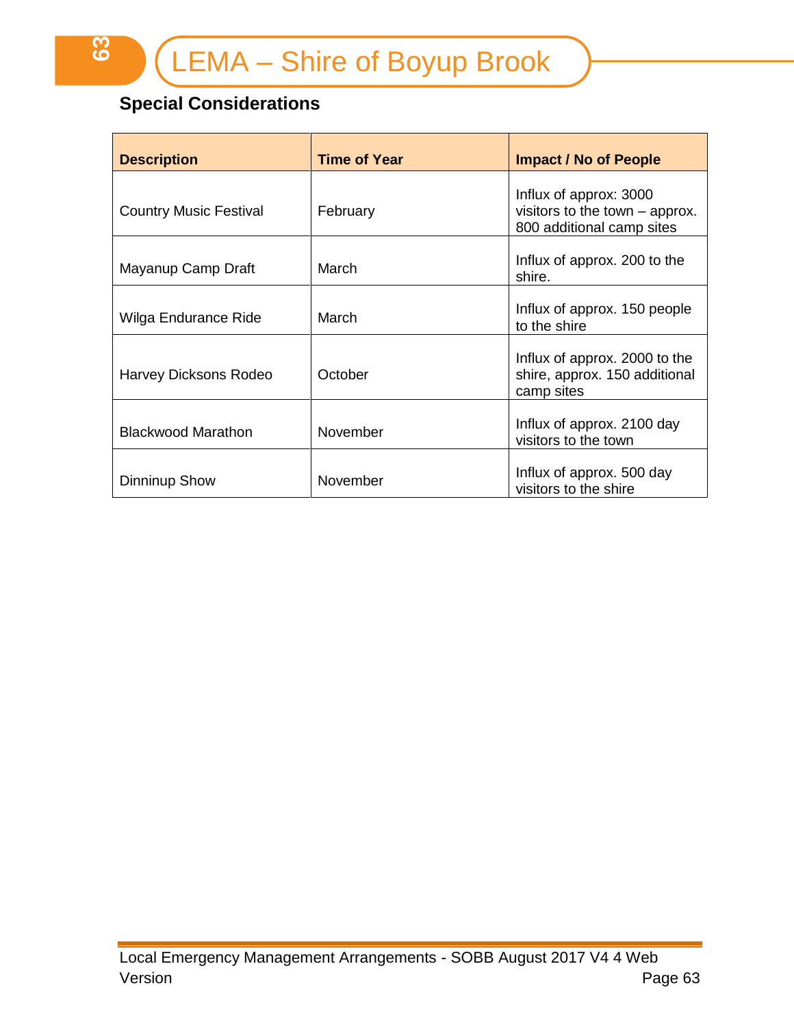## Special Considerations

| Description | Time of Year | Impact / No of People |
|---|---|---|
| Country Music Festival | February | Influx of approx: 3000 visitors to the town – approx. 800 additional camp sites |
| Mayanup Camp Draft | March | Influx of approx. 200 to the shire. |
| Wilga Endurance Ride | March | Influx of approx. 150 people to the shire |
| Harvey Dicksons Rodeo | October | Influx of approx. 2000 to the shire, approx. 150 additional camp sites |
| Blackwood Marathon | November | Influx of approx. 2100 day visitors to the town |
| Dinninup Show | November | Influx of approx. 500 day visitors to the shire |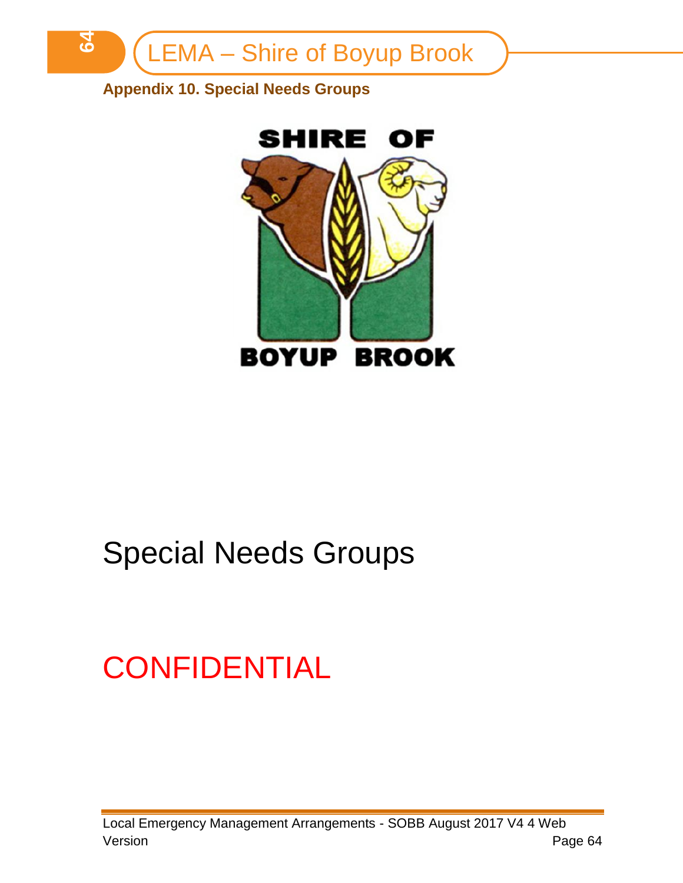**Appendix 10. Special Needs Groups**

SHIRE OF BOYUP BROOK

# Special Needs Groups

# CONFIDENTIAL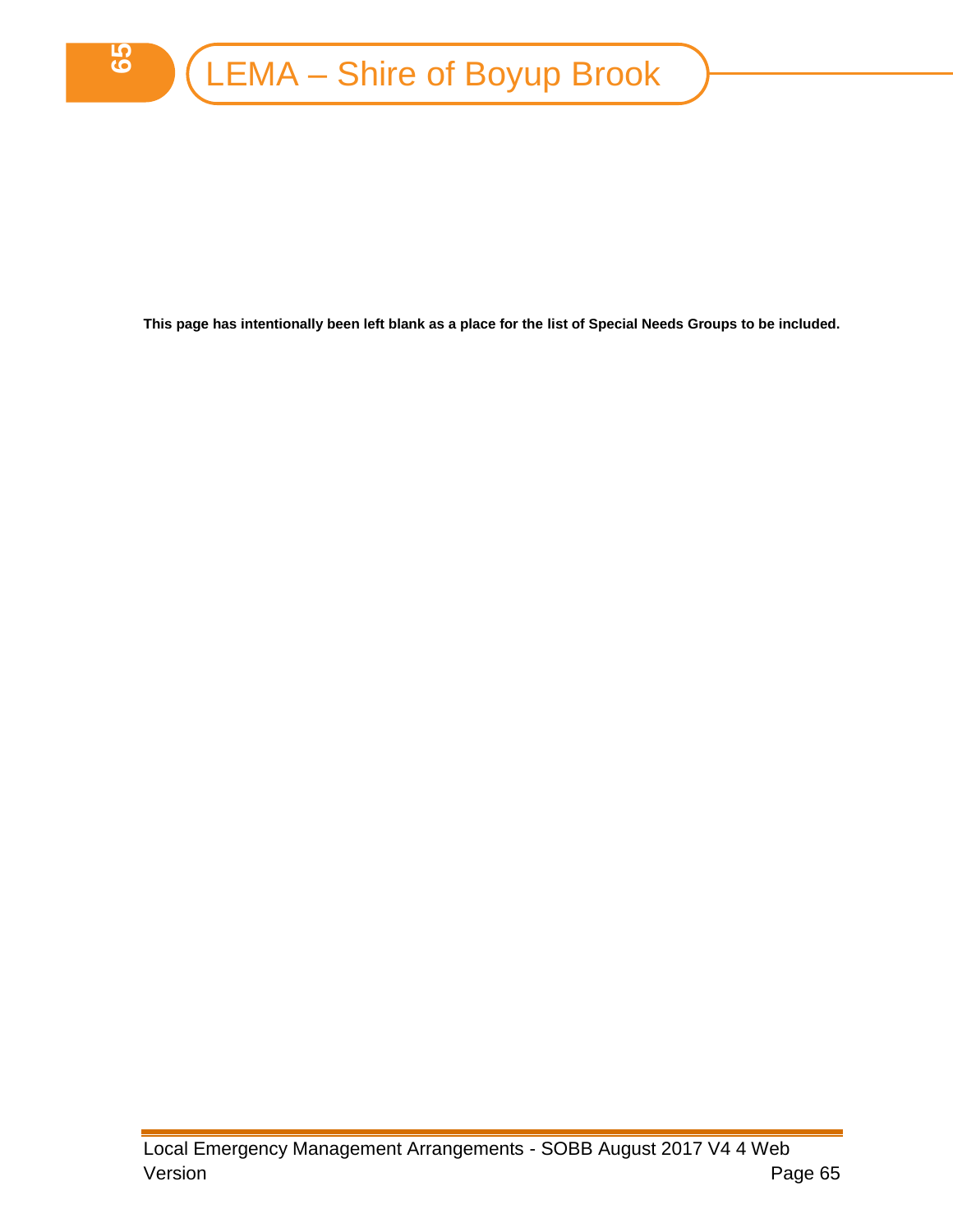**This page has intentionally been left blank as a place for the list of Special Needs Groups to be included.**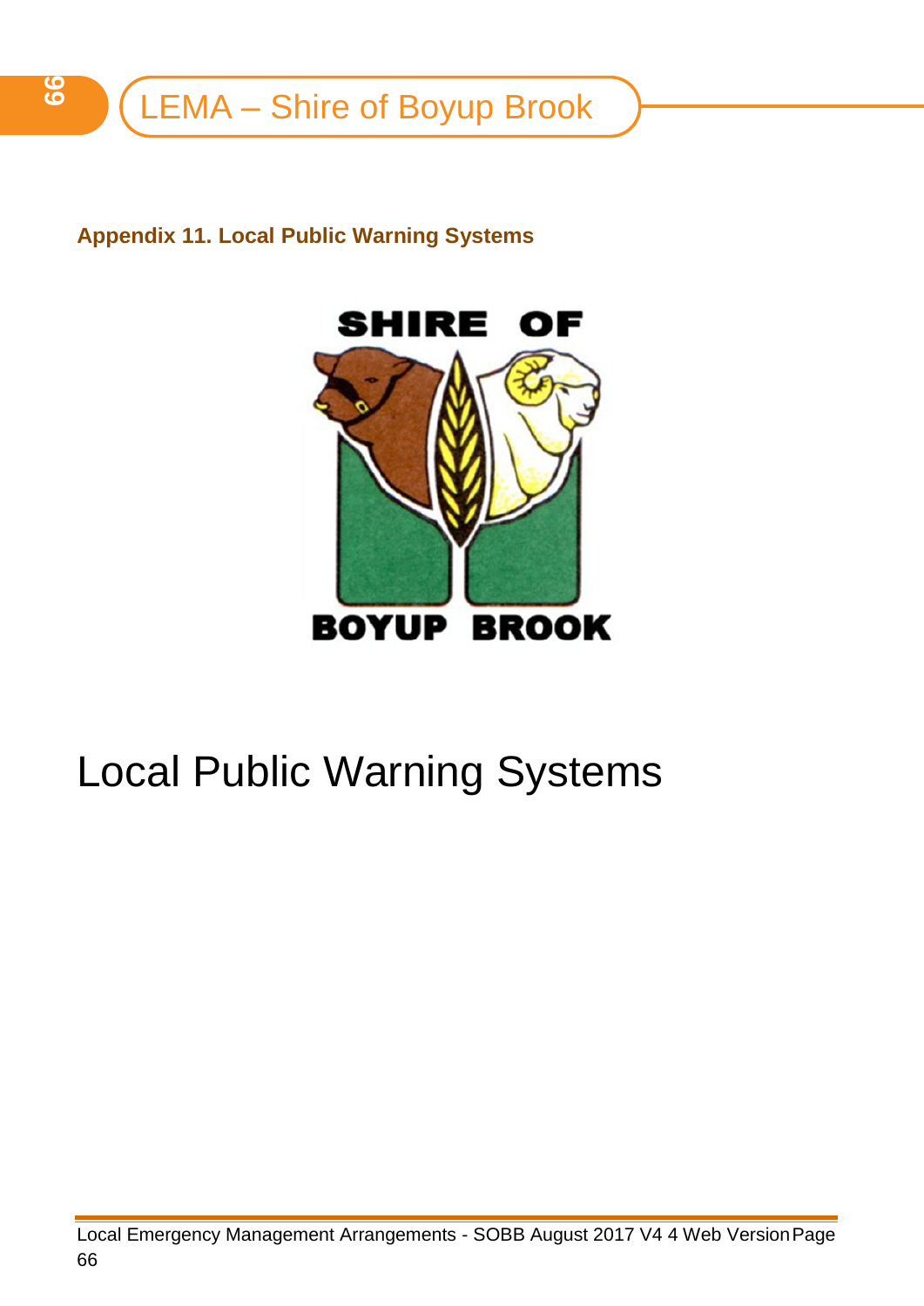**Appendix 11. Local Public Warning Systems**

SHIRE OF BOYUP BROOK

# Local Public Warning Systems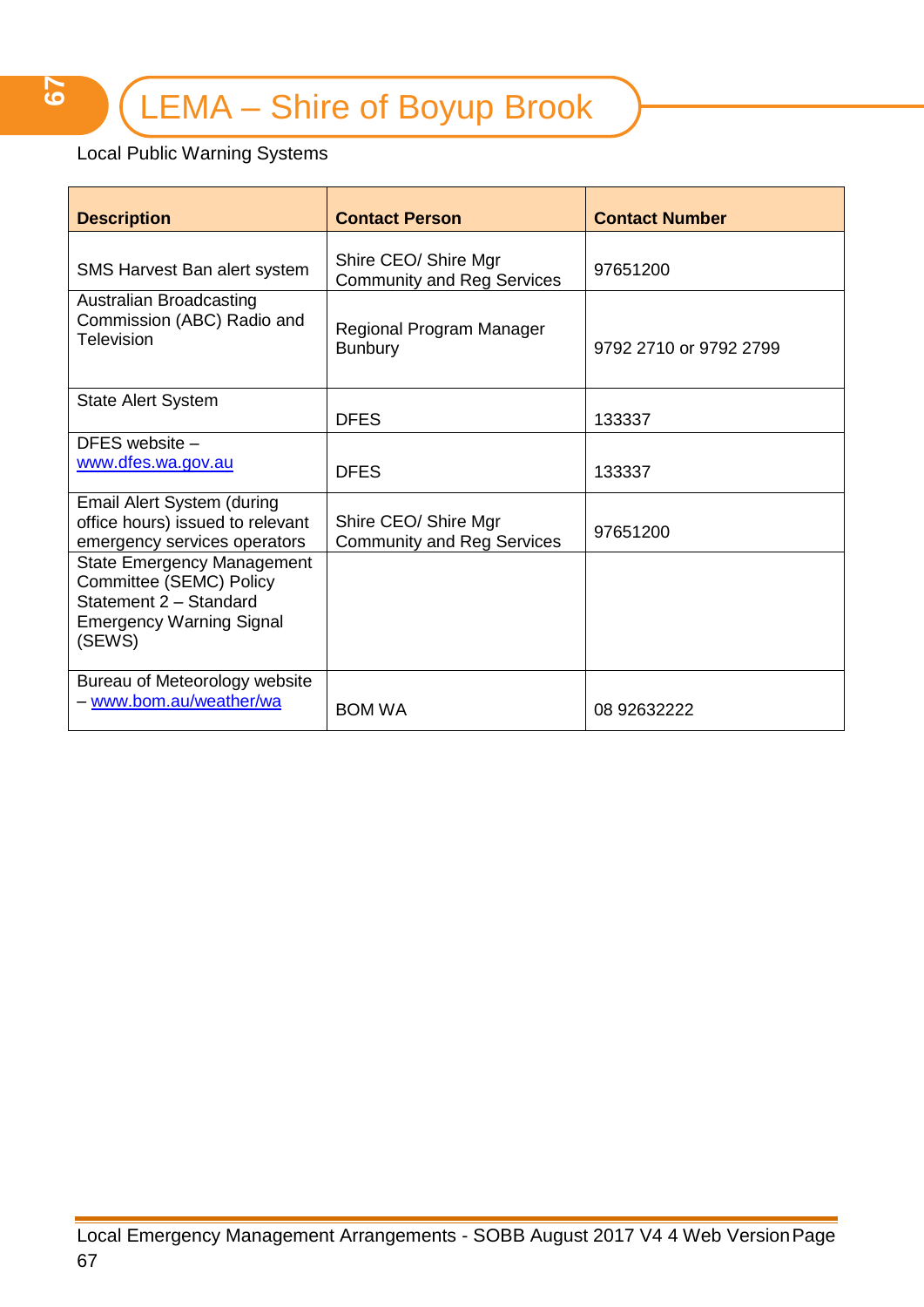Local Public Warning Systems

| Description | Contact Person | Contact Number |
|---|---|---|
| SMS Harvest Ban alert system | Shire CEO/ Shire Mgr Community and Reg Services | 97651200 |
| Australian Broadcasting Commission (ABC) Radio and Television | Regional Program Manager Bunbury | 9792 2710 or 9792 2799 |
| State Alert System | DFES | 133337 |
| DFES website – www.dfes.wa.gov.au | DFES | 133337 |
| Email Alert System (during office hours) issued to relevant emergency services operators | Shire CEO/ Shire Mgr Community and Reg Services | 97651200 |
| State Emergency Management Committee (SEMC) Policy Statement 2 – Standard Emergency Warning Signal (SEWS) | | |
| Bureau of Meteorology website – www.bom.au/weather/wa | BOM WA | 08 92632222 |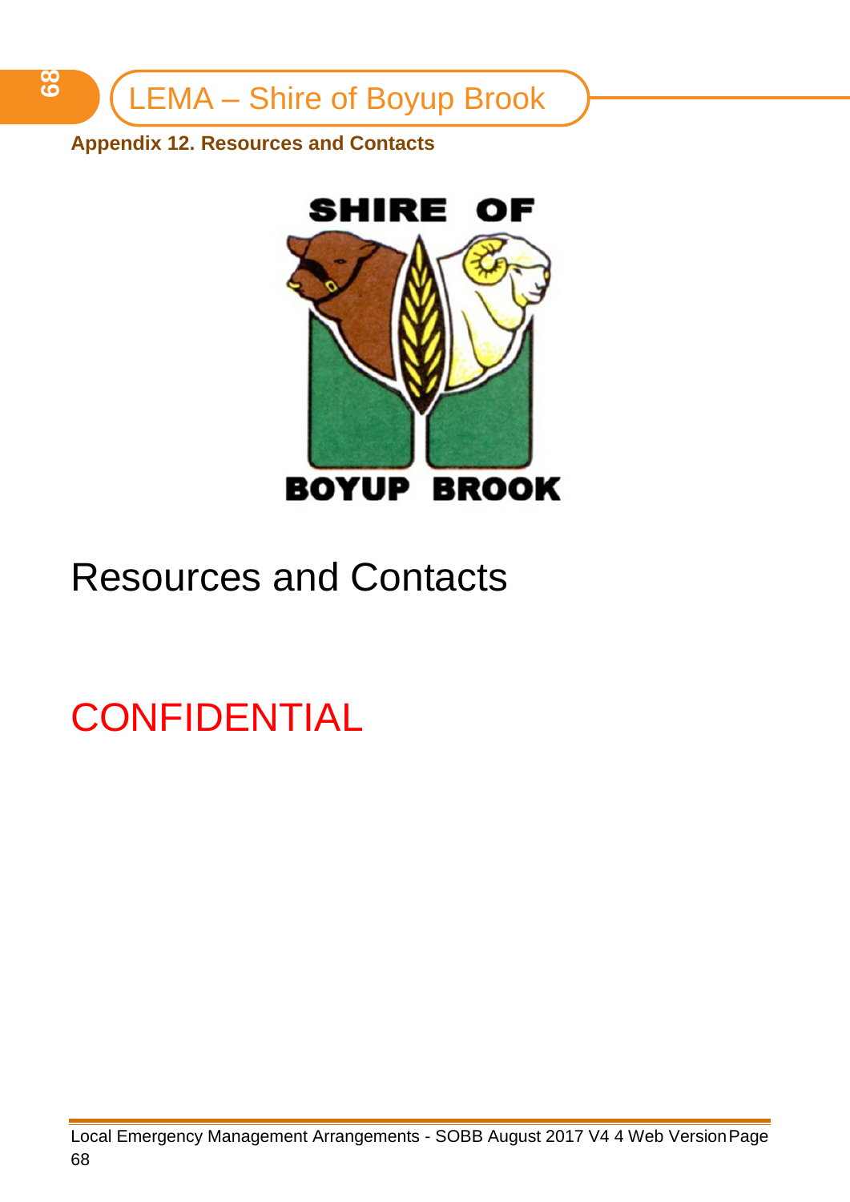**Appendix 12. Resources and Contacts**

SHIRE OF BOYUP BROOK

# Resources and Contacts

# CONFIDENTIAL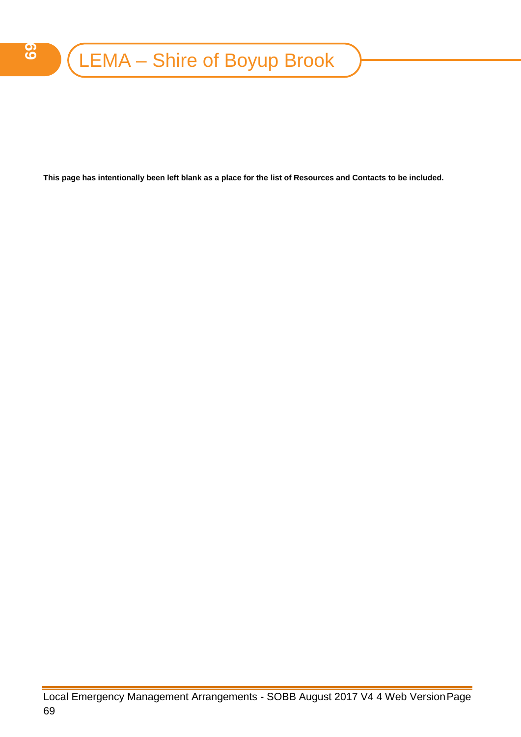**This page has intentionally been left blank as a place for the list of Resources and Contacts to be included.**